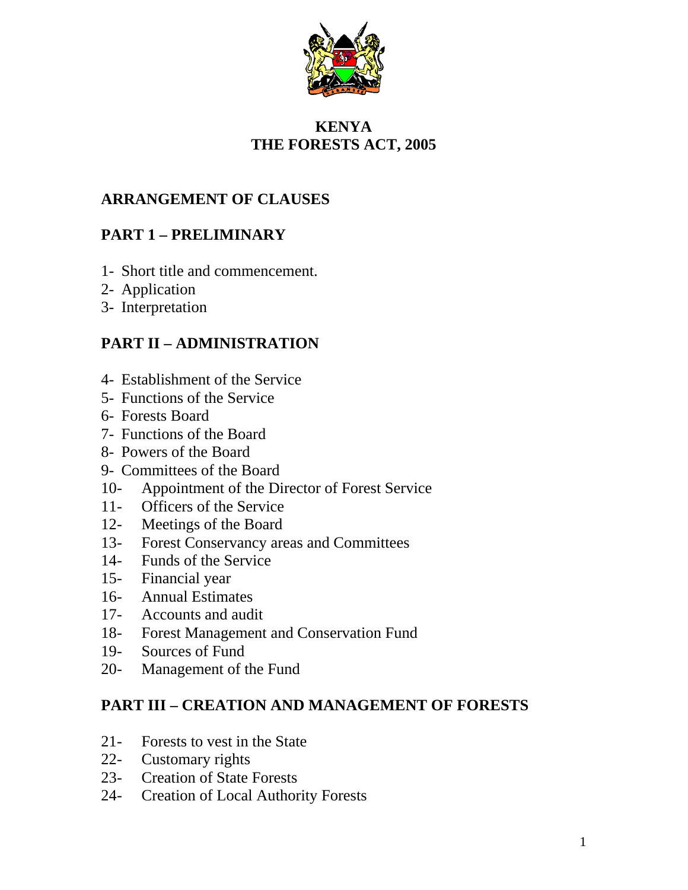# KENYA
# THE FORESTS ACT, 2005

## ARRANGEMENT OF CLAUSES

## PART 1 – PRELIMINARY

1- Short title and commencement.
2- Application
3- Interpretation

## PART II – ADMINISTRATION

4- Establishment of the Service
5- Functions of the Service
6- Forests Board
7- Functions of the Board
8- Powers of the Board
9- Committees of the Board
10- Appointment of the Director of Forest Service
11- Officers of the Service
12- Meetings of the Board
13- Forest Conservancy areas and Committees
14- Funds of the Service
15- Financial year
16- Annual Estimates
17- Accounts and audit
18- Forest Management and Conservation Fund
19- Sources of Fund
20- Management of the Fund

## PART III – CREATION AND MANAGEMENT OF FORESTS

21- Forests to vest in the State
22- Customary rights
23- Creation of State Forests
24- Creation of Local Authority Forests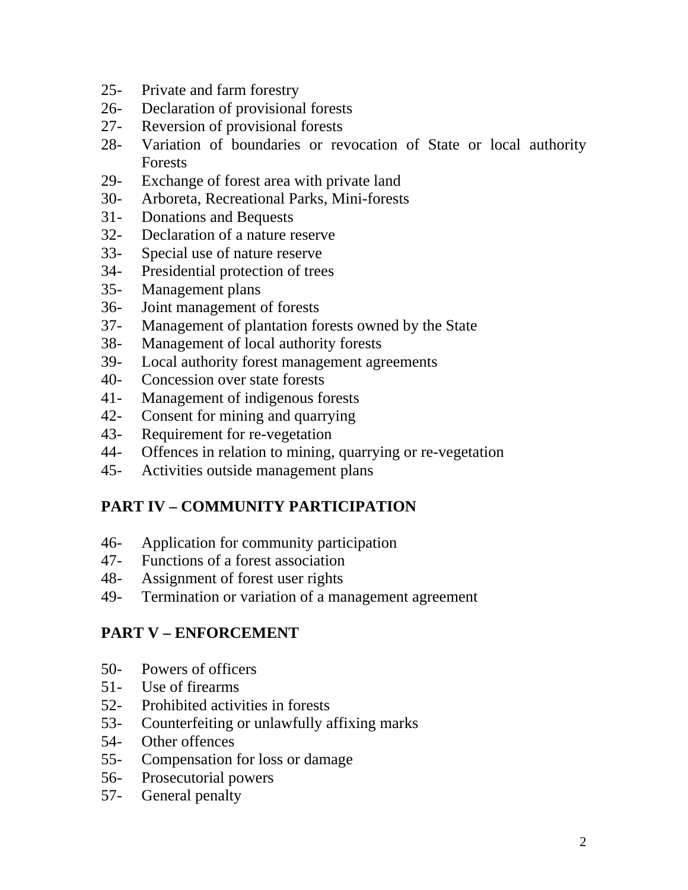25- Private and farm forestry
26- Declaration of provisional forests
27- Reversion of provisional forests
28- Variation of boundaries or revocation of State or local authority Forests
29- Exchange of forest area with private land
30- Arboreta, Recreational Parks, Mini-forests
31- Donations and Bequests
32- Declaration of a nature reserve
33- Special use of nature reserve
34- Presidential protection of trees
35- Management plans
36- Joint management of forests
37- Management of plantation forests owned by the State
38- Management of local authority forests
39- Local authority forest management agreements
40- Concession over state forests
41- Management of indigenous forests
42- Consent for mining and quarrying
43- Requirement for re-vegetation
44- Offences in relation to mining, quarrying or re-vegetation
45- Activities outside management plans

**PART IV – COMMUNITY PARTICIPATION**

46- Application for community participation
47- Functions of a forest association
48- Assignment of forest user rights
49- Termination or variation of a management agreement

**PART V – ENFORCEMENT**

50- Powers of officers
51- Use of firearms
52- Prohibited activities in forests
53- Counterfeiting or unlawfully affixing marks
54- Other offences
55- Compensation for loss or damage
56- Prosecutorial powers
57- General penalty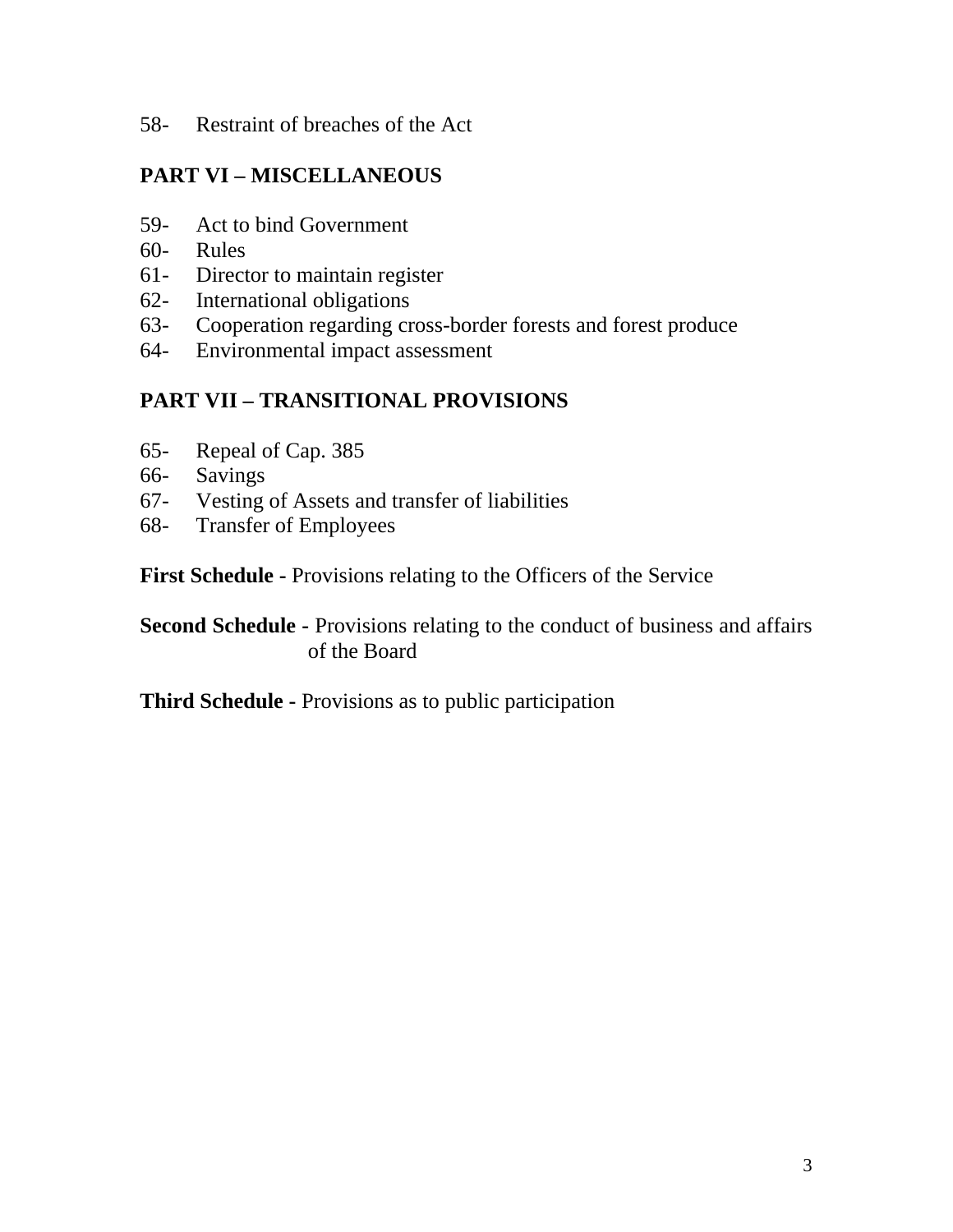58- Restraint of breaches of the Act

**PART VI – MISCELLANEOUS**

59- Act to bind Government
60- Rules
61- Director to maintain register
62- International obligations
63- Cooperation regarding cross-border forests and forest produce
64- Environmental impact assessment

**PART VII – TRANSITIONAL PROVISIONS**

65- Repeal of Cap. 385
66- Savings
67- Vesting of Assets and transfer of liabilities
68- Transfer of Employees

**First Schedule -** Provisions relating to the Officers of the Service

**Second Schedule -** Provisions relating to the conduct of business and affairs of the Board

**Third Schedule -** Provisions as to public participation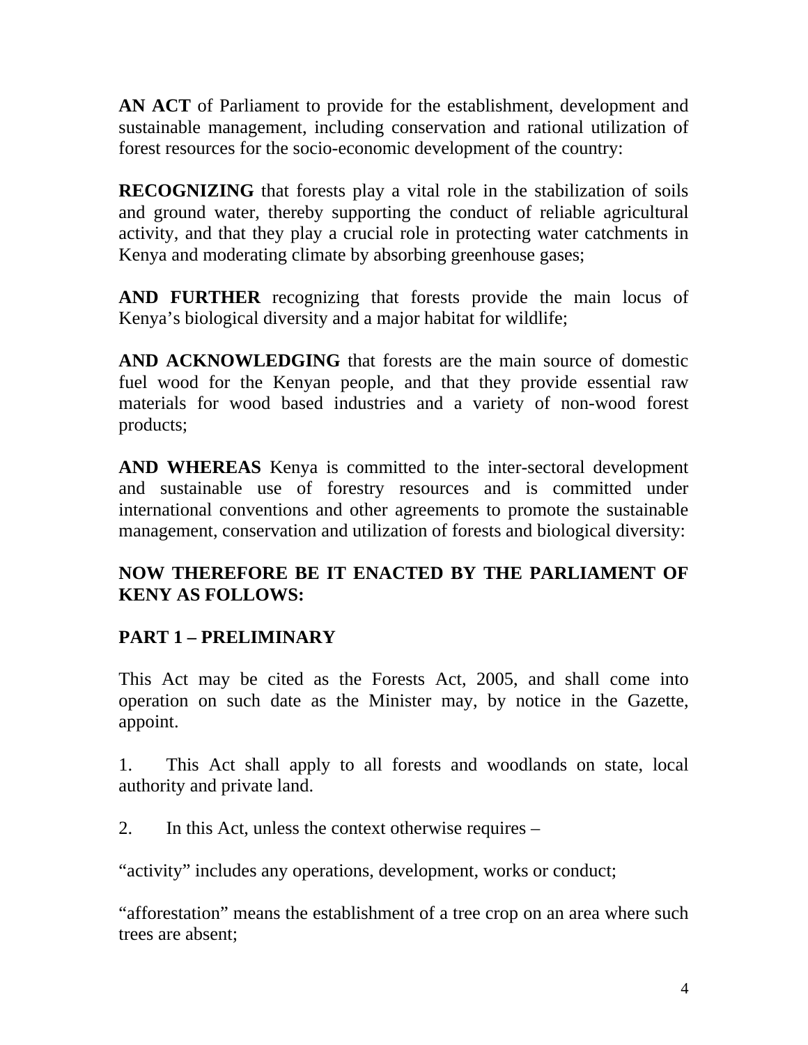**AN ACT** of Parliament to provide for the establishment, development and sustainable management, including conservation and rational utilization of forest resources for the socio-economic development of the country:

**RECOGNIZING** that forests play a vital role in the stabilization of soils and ground water, thereby supporting the conduct of reliable agricultural activity, and that they play a crucial role in protecting water catchments in Kenya and moderating climate by absorbing greenhouse gases;

**AND FURTHER** recognizing that forests provide the main locus of Kenya's biological diversity and a major habitat for wildlife;

**AND ACKNOWLEDGING** that forests are the main source of domestic fuel wood for the Kenyan people, and that they provide essential raw materials for wood based industries and a variety of non-wood forest products;

**AND WHEREAS** Kenya is committed to the inter-sectoral development and sustainable use of forestry resources and is committed under international conventions and other agreements to promote the sustainable management, conservation and utilization of forests and biological diversity:

**NOW THEREFORE BE IT ENACTED BY THE PARLIAMENT OF KENY AS FOLLOWS:**

## PART 1 – PRELIMINARY

This Act may be cited as the Forests Act, 2005, and shall come into operation on such date as the Minister may, by notice in the Gazette, appoint.

1. This Act shall apply to all forests and woodlands on state, local authority and private land.

2. In this Act, unless the context otherwise requires –

"activity" includes any operations, development, works or conduct;

"afforestation" means the establishment of a tree crop on an area where such trees are absent;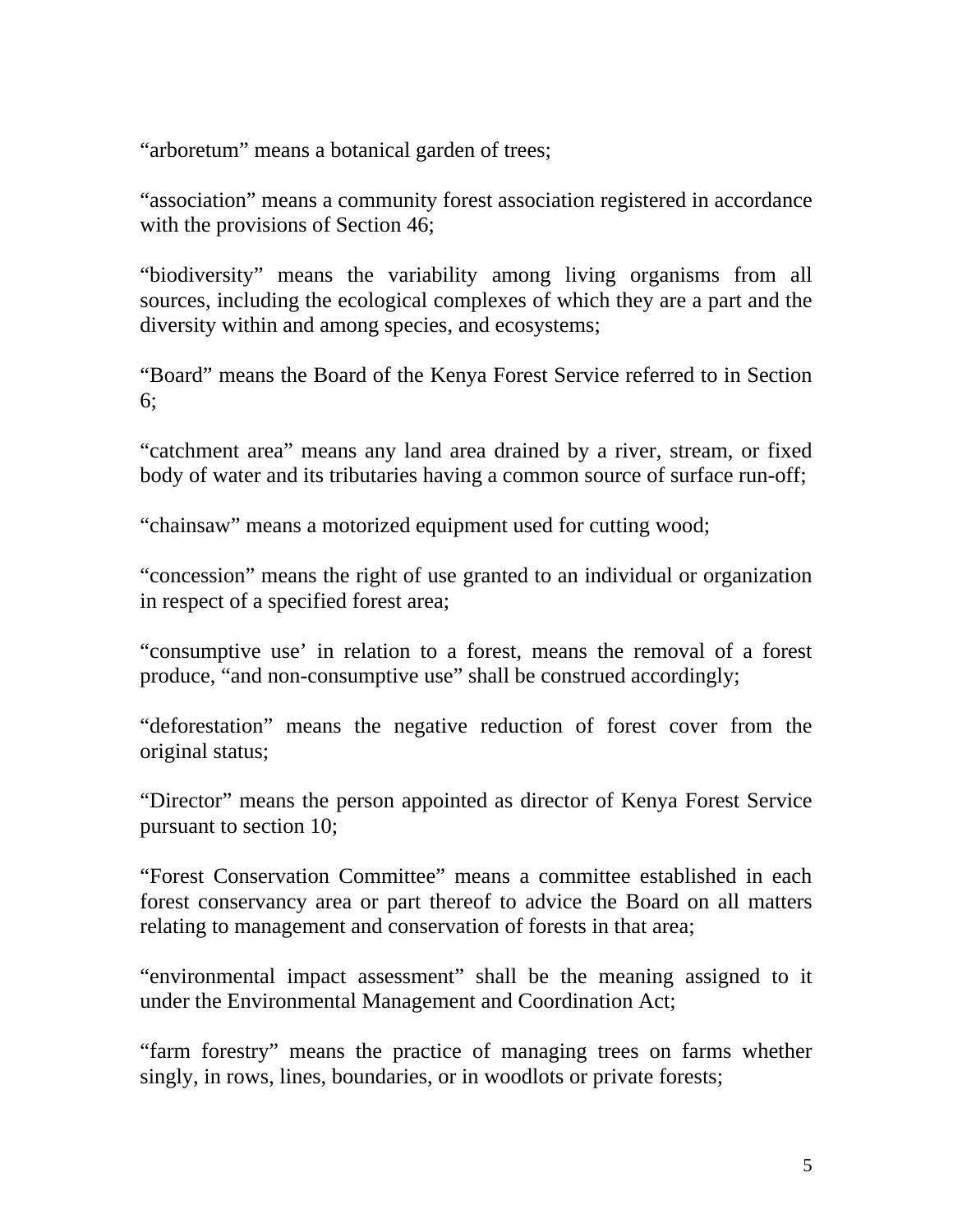“arboretum” means a botanical garden of trees;

“association” means a community forest association registered in accordance with the provisions of Section 46;

“biodiversity” means the variability among living organisms from all sources, including the ecological complexes of which they are a part and the diversity within and among species, and ecosystems;

“Board” means the Board of the Kenya Forest Service referred to in Section 6;

“catchment area” means any land area drained by a river, stream, or fixed body of water and its tributaries having a common source of surface run-off;

“chainsaw” means a motorized equipment used for cutting wood;

“concession” means the right of use granted to an individual or organization in respect of a specified forest area;

“consumptive use’ in relation to a forest, means the removal of a forest produce, “and non-consumptive use” shall be construed accordingly;

“deforestation” means the negative reduction of forest cover from the original status;

“Director” means the person appointed as director of Kenya Forest Service pursuant to section 10;

“Forest Conservation Committee” means a committee established in each forest conservancy area or part thereof to advice the Board on all matters relating to management and conservation of forests in that area;

“environmental impact assessment” shall be the meaning assigned to it under the Environmental Management and Coordination Act;

“farm forestry” means the practice of managing trees on farms whether singly, in rows, lines, boundaries, or in woodlots or private forests;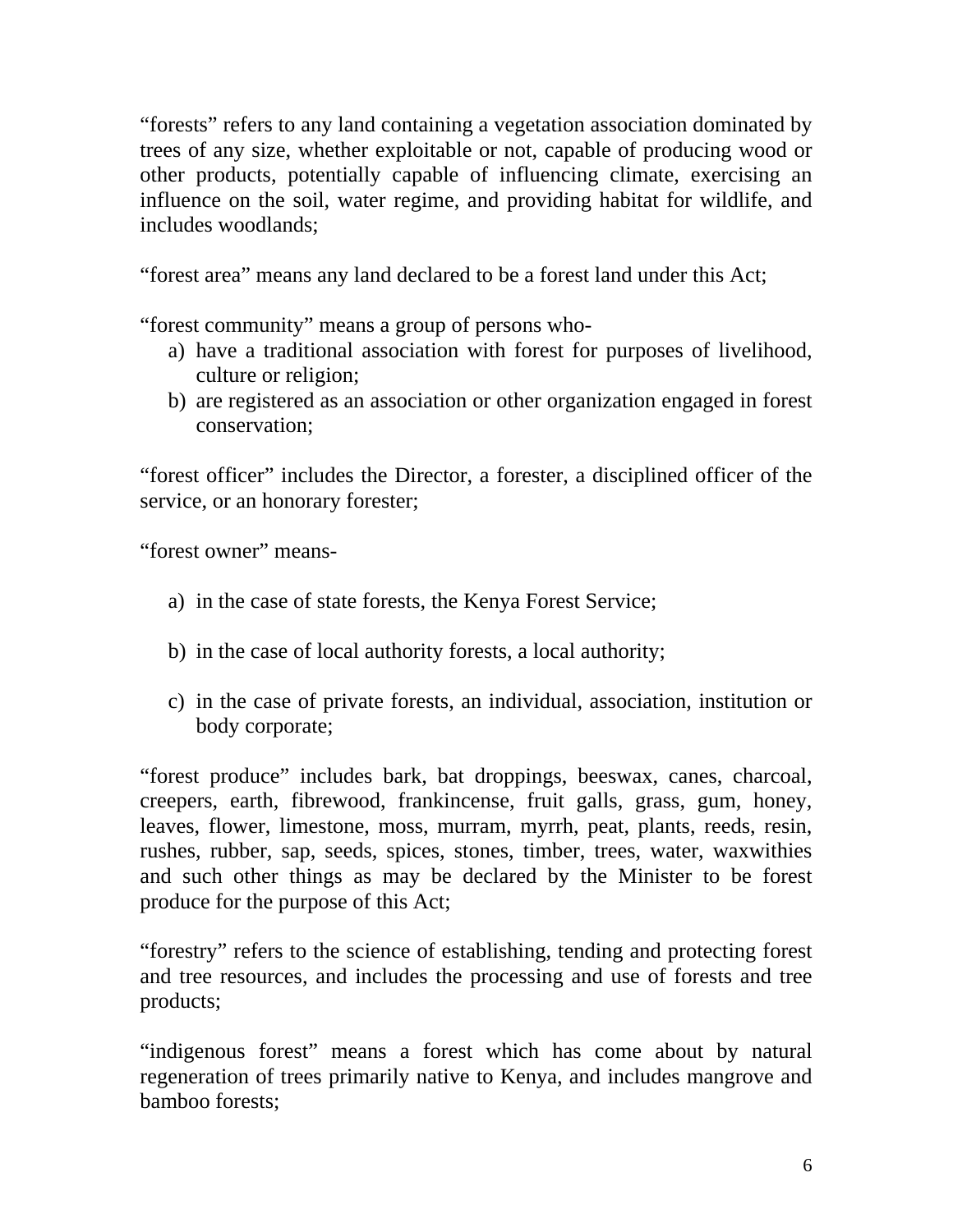"forests" refers to any land containing a vegetation association dominated by trees of any size, whether exploitable or not, capable of producing wood or other products, potentially capable of influencing climate, exercising an influence on the soil, water regime, and providing habitat for wildlife, and includes woodlands;

"forest area" means any land declared to be a forest land under this Act;

"forest community" means a group of persons who-

a) have a traditional association with forest for purposes of livelihood, culture or religion;
b) are registered as an association or other organization engaged in forest conservation;

"forest officer" includes the Director, a forester, a disciplined officer of the service, or an honorary forester;

"forest owner" means-

a) in the case of state forests, the Kenya Forest Service;

b) in the case of local authority forests, a local authority;

c) in the case of private forests, an individual, association, institution or body corporate;

"forest produce" includes bark, bat droppings, beeswax, canes, charcoal, creepers, earth, fibrewood, frankincense, fruit galls, grass, gum, honey, leaves, flower, limestone, moss, murram, myrrh, peat, plants, reeds, resin, rushes, rubber, sap, seeds, spices, stones, timber, trees, water, waxwithies and such other things as may be declared by the Minister to be forest produce for the purpose of this Act;

"forestry" refers to the science of establishing, tending and protecting forest and tree resources, and includes the processing and use of forests and tree products;

"indigenous forest" means a forest which has come about by natural regeneration of trees primarily native to Kenya, and includes mangrove and bamboo forests;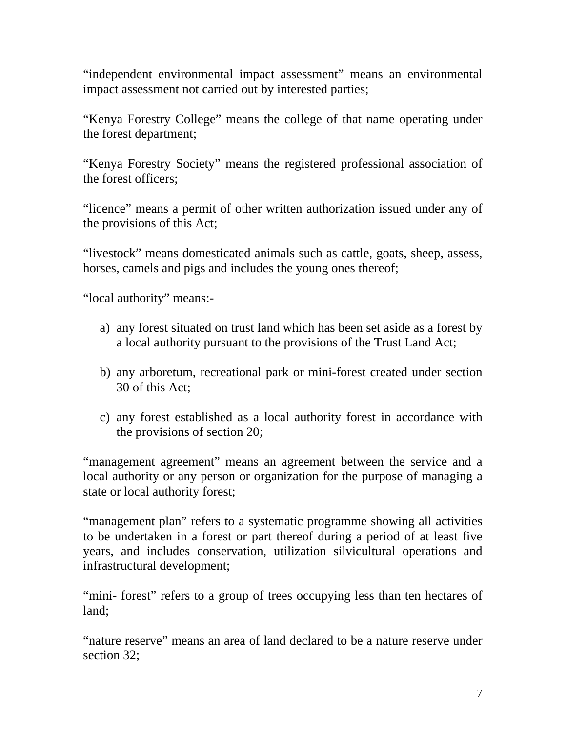“independent environmental impact assessment” means an environmental impact assessment not carried out by interested parties;

“Kenya Forestry College” means the college of that name operating under the forest department;

“Kenya Forestry Society” means the registered professional association of the forest officers;

“licence” means a permit of other written authorization issued under any of the provisions of this Act;

“livestock” means domesticated animals such as cattle, goats, sheep, assess, horses, camels and pigs and includes the young ones thereof;

“local authority” means:-

a) any forest situated on trust land which has been set aside as a forest by a local authority pursuant to the provisions of the Trust Land Act;

b) any arboretum, recreational park or mini-forest created under section 30 of this Act;

c) any forest established as a local authority forest in accordance with the provisions of section 20;

“management agreement” means an agreement between the service and a local authority or any person or organization for the purpose of managing a state or local authority forest;

“management plan” refers to a systematic programme showing all activities to be undertaken in a forest or part thereof during a period of at least five years, and includes conservation, utilization silvicultural operations and infrastructural development;

“mini- forest” refers to a group of trees occupying less than ten hectares of land;

“nature reserve” means an area of land declared to be a nature reserve under section 32;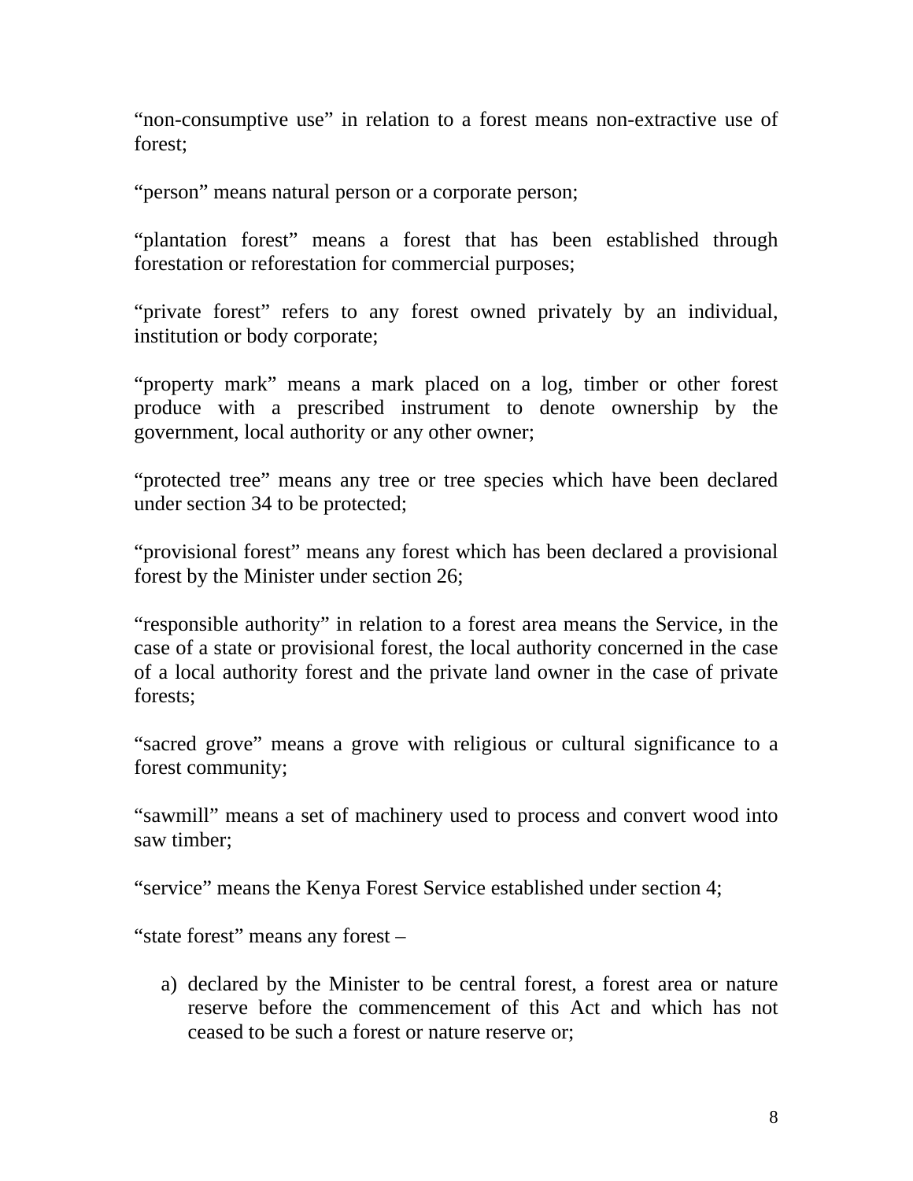“non-consumptive use” in relation to a forest means non-extractive use of forest;

“person” means natural person or a corporate person;

“plantation forest” means a forest that has been established through forestation or reforestation for commercial purposes;

“private forest” refers to any forest owned privately by an individual, institution or body corporate;

“property mark” means a mark placed on a log, timber or other forest produce with a prescribed instrument to denote ownership by the government, local authority or any other owner;

“protected tree” means any tree or tree species which have been declared under section 34 to be protected;

“provisional forest” means any forest which has been declared a provisional forest by the Minister under section 26;

“responsible authority” in relation to a forest area means the Service, in the case of a state or provisional forest, the local authority concerned in the case of a local authority forest and the private land owner in the case of private forests;

“sacred grove” means a grove with religious or cultural significance to a forest community;

“sawmill” means a set of machinery used to process and convert wood into saw timber;

“service” means the Kenya Forest Service established under section 4;

“state forest” means any forest –

a) declared by the Minister to be central forest, a forest area or nature reserve before the commencement of this Act and which has not ceased to be such a forest or nature reserve or;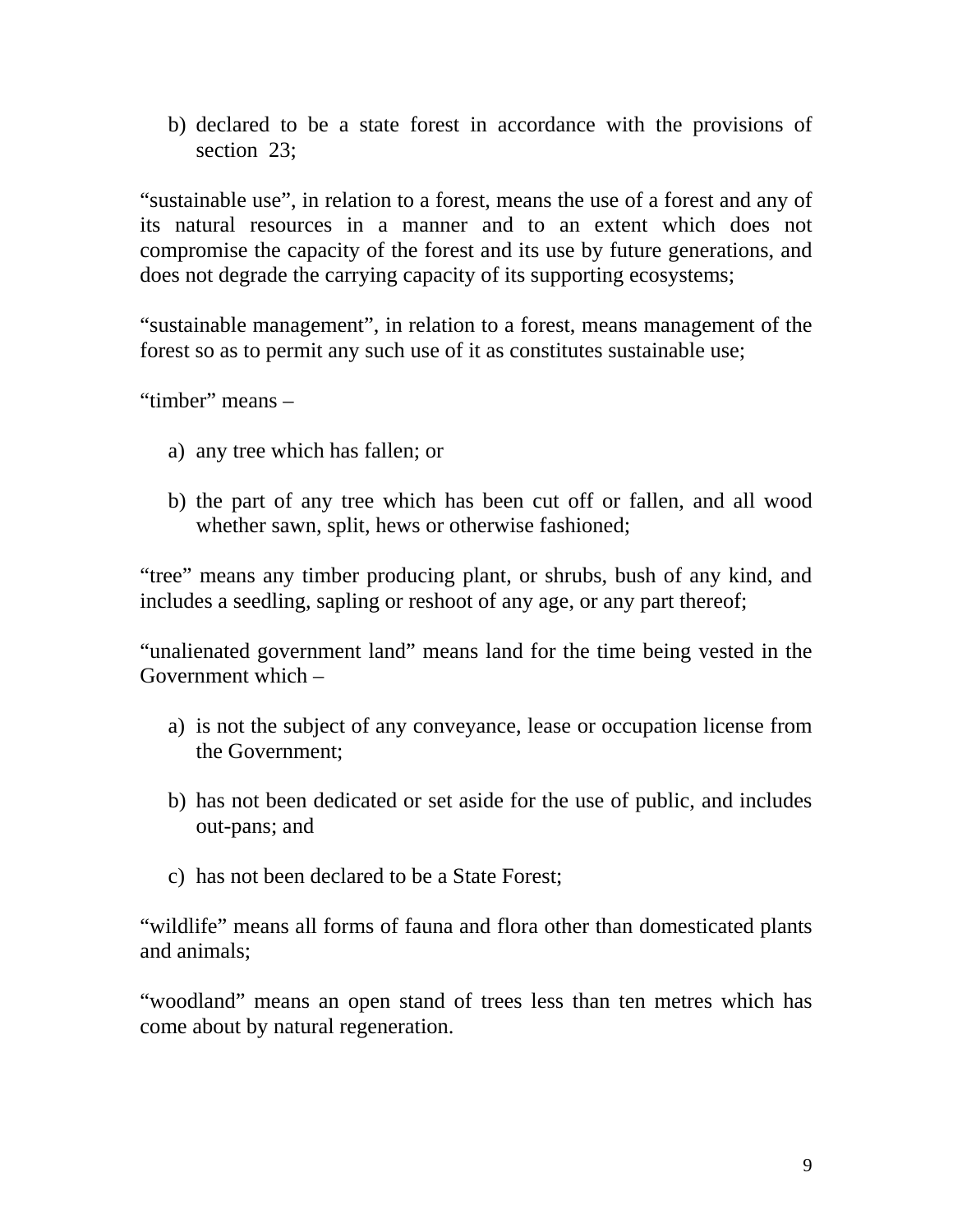b) declared to be a state forest in accordance with the provisions of section 23;

"sustainable use", in relation to a forest, means the use of a forest and any of its natural resources in a manner and to an extent which does not compromise the capacity of the forest and its use by future generations, and does not degrade the carrying capacity of its supporting ecosystems;

"sustainable management", in relation to a forest, means management of the forest so as to permit any such use of it as constitutes sustainable use;

"timber" means –

a) any tree which has fallen; or

b) the part of any tree which has been cut off or fallen, and all wood whether sawn, split, hews or otherwise fashioned;

"tree" means any timber producing plant, or shrubs, bush of any kind, and includes a seedling, sapling or reshoot of any age, or any part thereof;

"unalienated government land" means land for the time being vested in the Government which –

a) is not the subject of any conveyance, lease or occupation license from the Government;

b) has not been dedicated or set aside for the use of public, and includes out-pans; and

c) has not been declared to be a State Forest;

"wildlife" means all forms of fauna and flora other than domesticated plants and animals;

"woodland" means an open stand of trees less than ten metres which has come about by natural regeneration.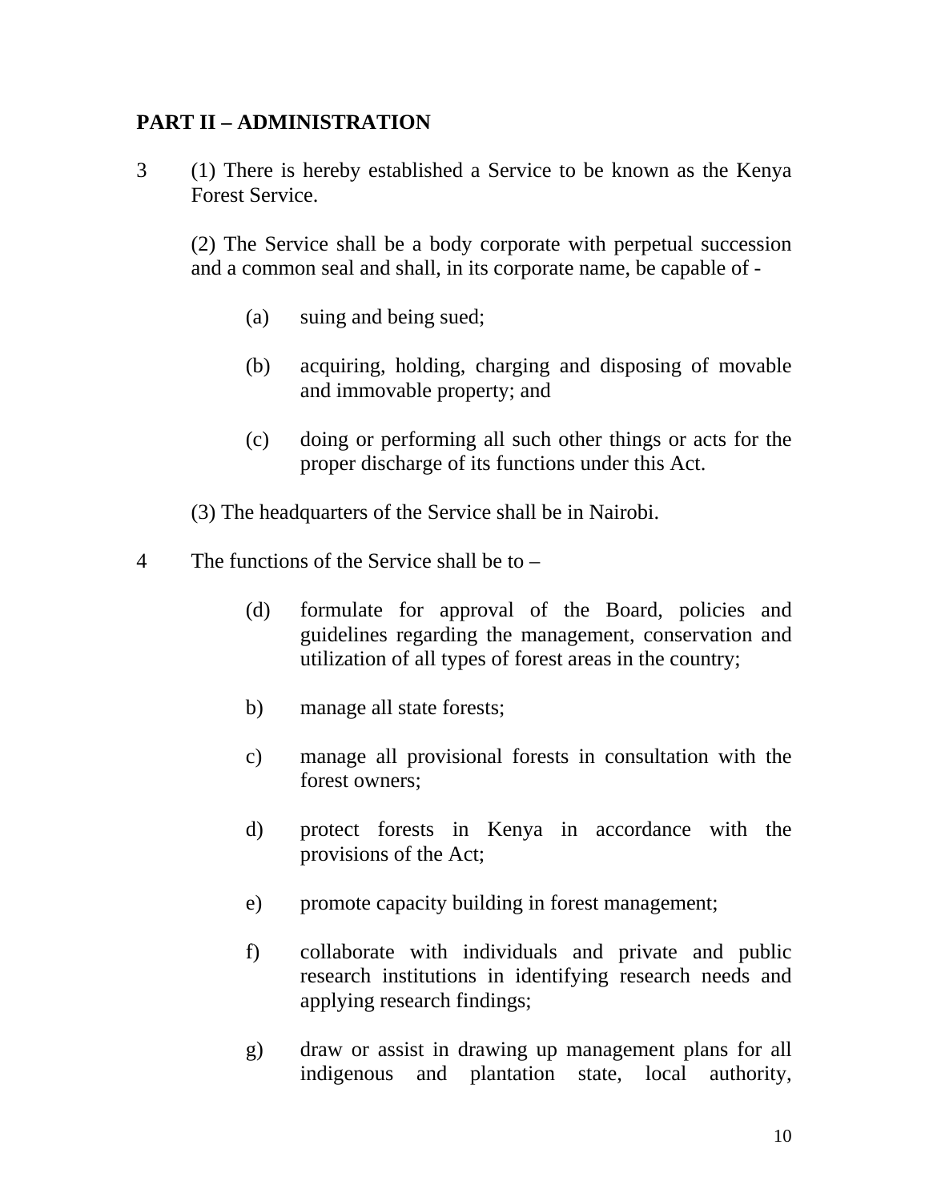## PART II – ADMINISTRATION

3 (1) There is hereby established a Service to be known as the Kenya Forest Service.

(2) The Service shall be a body corporate with perpetual succession and a common seal and shall, in its corporate name, be capable of -

(a) suing and being sued;

(b) acquiring, holding, charging and disposing of movable and immovable property; and

(c) doing or performing all such other things or acts for the proper discharge of its functions under this Act.

(3) The headquarters of the Service shall be in Nairobi.

4 The functions of the Service shall be to –

(d) formulate for approval of the Board, policies and guidelines regarding the management, conservation and utilization of all types of forest areas in the country;

b) manage all state forests;

c) manage all provisional forests in consultation with the forest owners;

d) protect forests in Kenya in accordance with the provisions of the Act;

e) promote capacity building in forest management;

f) collaborate with individuals and private and public research institutions in identifying research needs and applying research findings;

g) draw or assist in drawing up management plans for all indigenous and plantation state, local authority,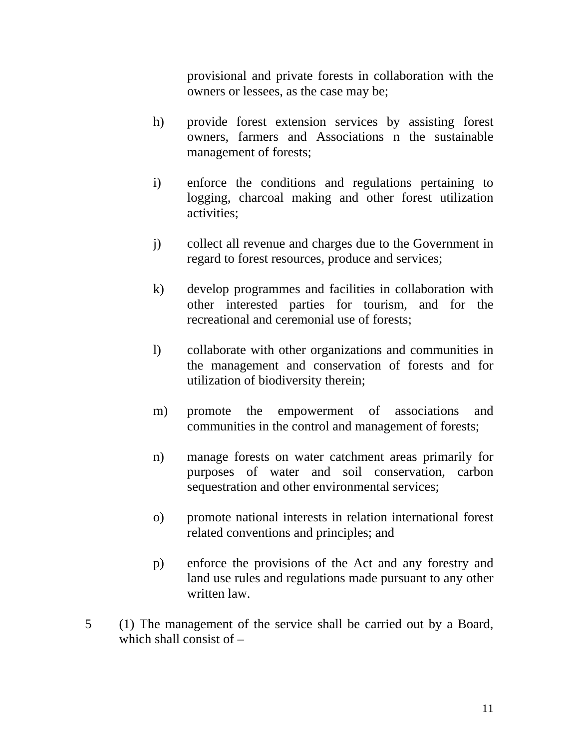provisional and private forests in collaboration with the owners or lessees, as the case may be;

h) provide forest extension services by assisting forest owners, farmers and Associations n the sustainable management of forests;

i) enforce the conditions and regulations pertaining to logging, charcoal making and other forest utilization activities;

j) collect all revenue and charges due to the Government in regard to forest resources, produce and services;

k) develop programmes and facilities in collaboration with other interested parties for tourism, and for the recreational and ceremonial use of forests;

l) collaborate with other organizations and communities in the management and conservation of forests and for utilization of biodiversity therein;

m) promote the empowerment of associations and communities in the control and management of forests;

n) manage forests on water catchment areas primarily for purposes of water and soil conservation, carbon sequestration and other environmental services;

o) promote national interests in relation international forest related conventions and principles; and

p) enforce the provisions of the Act and any forestry and land use rules and regulations made pursuant to any other written law.

5 (1) The management of the service shall be carried out by a Board, which shall consist of –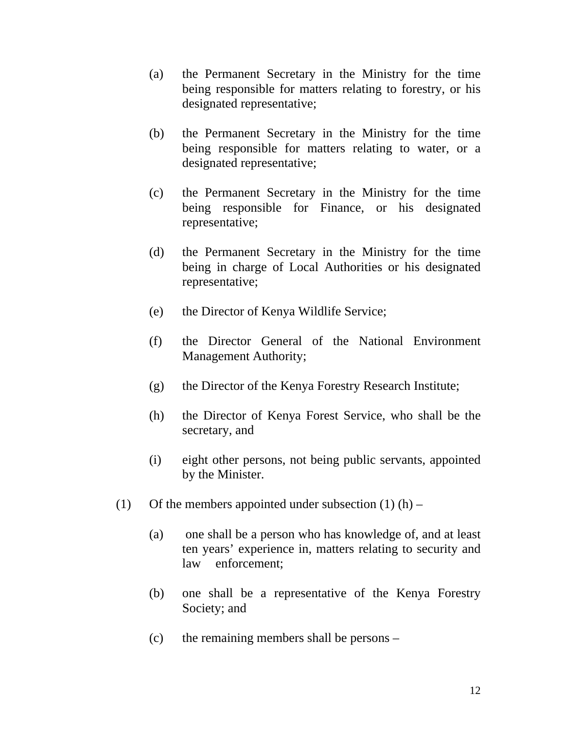(a) the Permanent Secretary in the Ministry for the time being responsible for matters relating to forestry, or his designated representative;

(b) the Permanent Secretary in the Ministry for the time being responsible for matters relating to water, or a designated representative;

(c) the Permanent Secretary in the Ministry for the time being responsible for Finance, or his designated representative;

(d) the Permanent Secretary in the Ministry for the time being in charge of Local Authorities or his designated representative;

(e) the Director of Kenya Wildlife Service;

(f) the Director General of the National Environment Management Authority;

(g) the Director of the Kenya Forestry Research Institute;

(h) the Director of Kenya Forest Service, who shall be the secretary, and

(i) eight other persons, not being public servants, appointed by the Minister.

(1) Of the members appointed under subsection (1) (h) –

(a) one shall be a person who has knowledge of, and at least ten years' experience in, matters relating to security and law enforcement;

(b) one shall be a representative of the Kenya Forestry Society; and

(c) the remaining members shall be persons –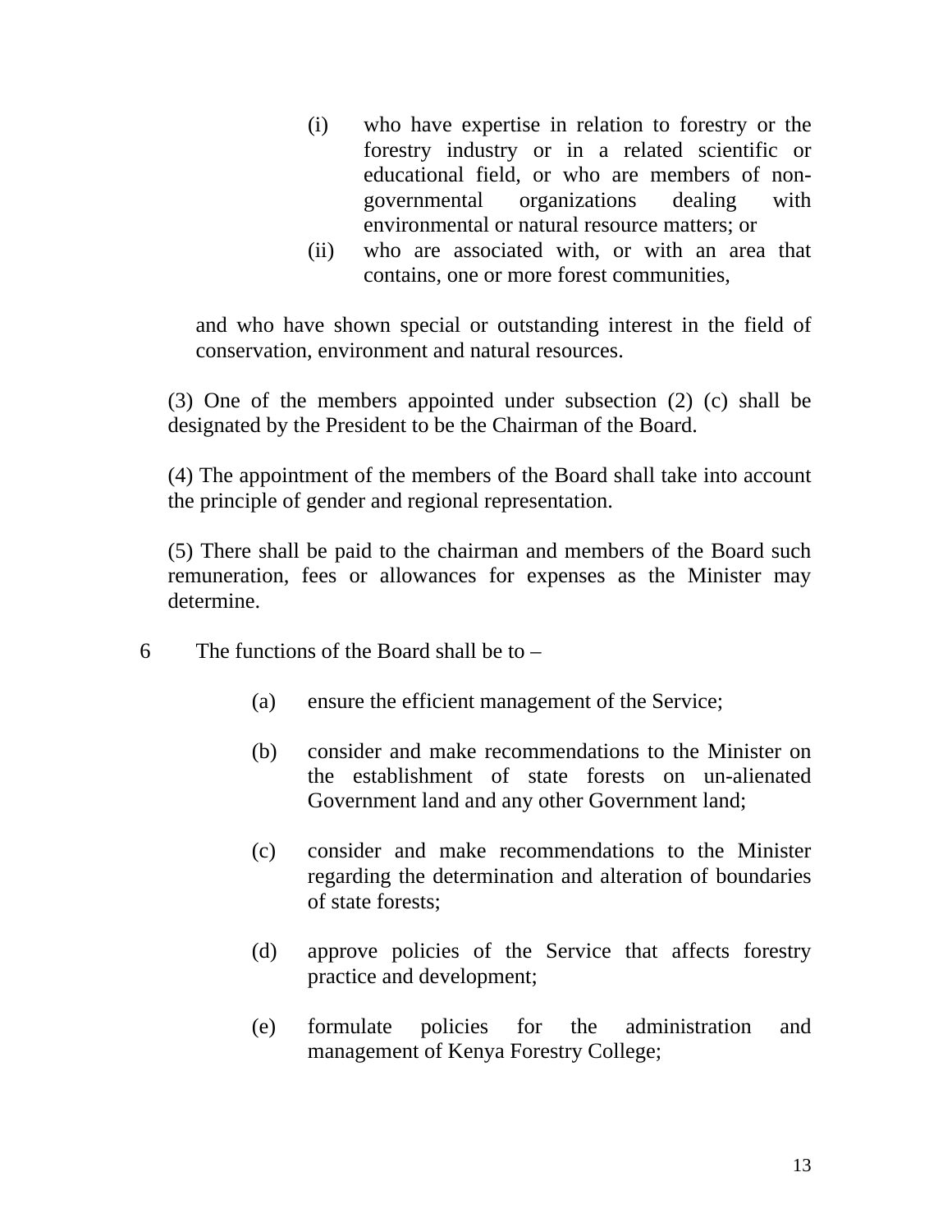(i) who have expertise in relation to forestry or the forestry industry or in a related scientific or educational field, or who are members of non-governmental organizations dealing with environmental or natural resource matters; or

(ii) who are associated with, or with an area that contains, one or more forest communities,

and who have shown special or outstanding interest in the field of conservation, environment and natural resources.

(3) One of the members appointed under subsection (2) (c) shall be designated by the President to be the Chairman of the Board.

(4) The appointment of the members of the Board shall take into account the principle of gender and regional representation.

(5) There shall be paid to the chairman and members of the Board such remuneration, fees or allowances for expenses as the Minister may determine.

6 The functions of the Board shall be to –

(a) ensure the efficient management of the Service;

(b) consider and make recommendations to the Minister on the establishment of state forests on un-alienated Government land and any other Government land;

(c) consider and make recommendations to the Minister regarding the determination and alteration of boundaries of state forests;

(d) approve policies of the Service that affects forestry practice and development;

(e) formulate policies for the administration and management of Kenya Forestry College;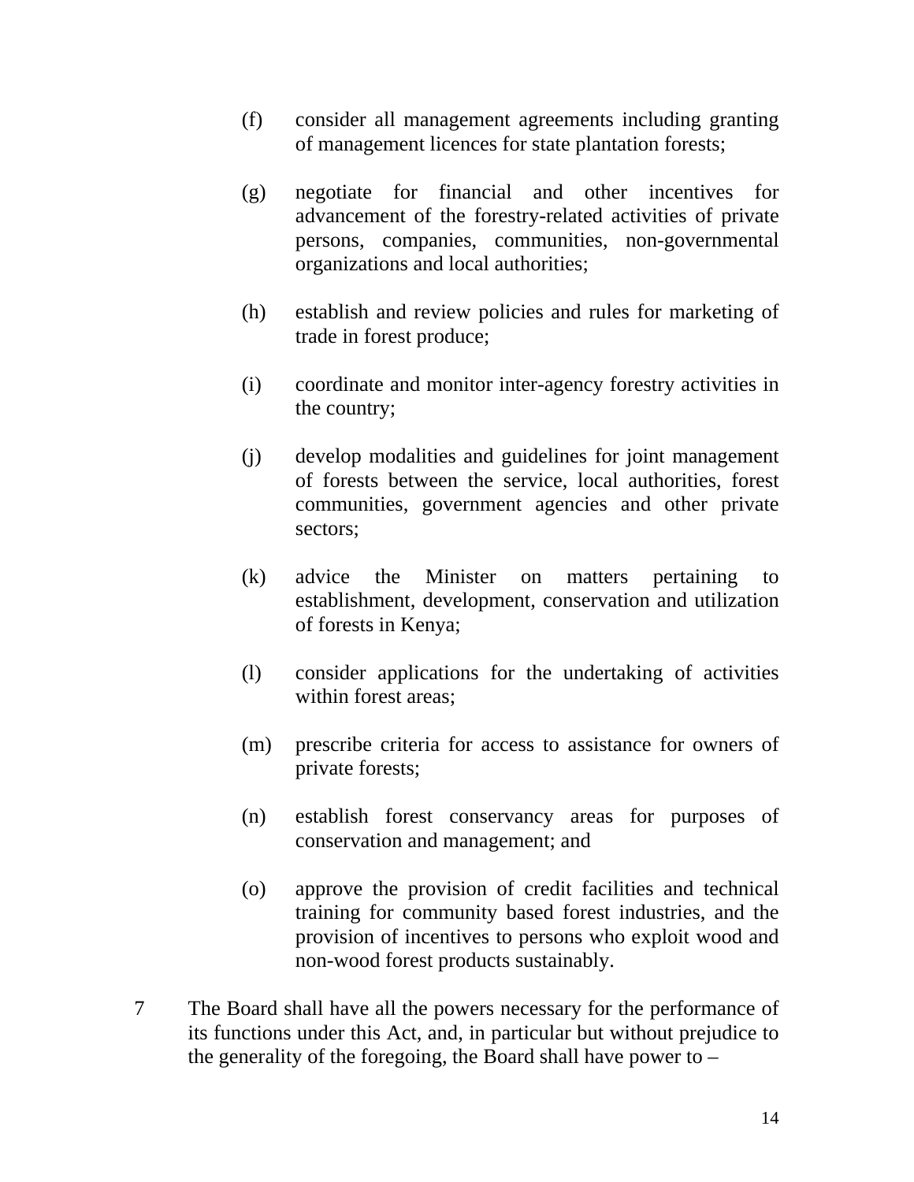(f) consider all management agreements including granting of management licences for state plantation forests;

(g) negotiate for financial and other incentives for advancement of the forestry-related activities of private persons, companies, communities, non-governmental organizations and local authorities;

(h) establish and review policies and rules for marketing of trade in forest produce;

(i) coordinate and monitor inter-agency forestry activities in the country;

(j) develop modalities and guidelines for joint management of forests between the service, local authorities, forest communities, government agencies and other private sectors;

(k) advice the Minister on matters pertaining to establishment, development, conservation and utilization of forests in Kenya;

(l) consider applications for the undertaking of activities within forest areas;

(m) prescribe criteria for access to assistance for owners of private forests;

(n) establish forest conservancy areas for purposes of conservation and management; and

(o) approve the provision of credit facilities and technical training for community based forest industries, and the provision of incentives to persons who exploit wood and non-wood forest products sustainably.

7 The Board shall have all the powers necessary for the performance of its functions under this Act, and, in particular but without prejudice to the generality of the foregoing, the Board shall have power to –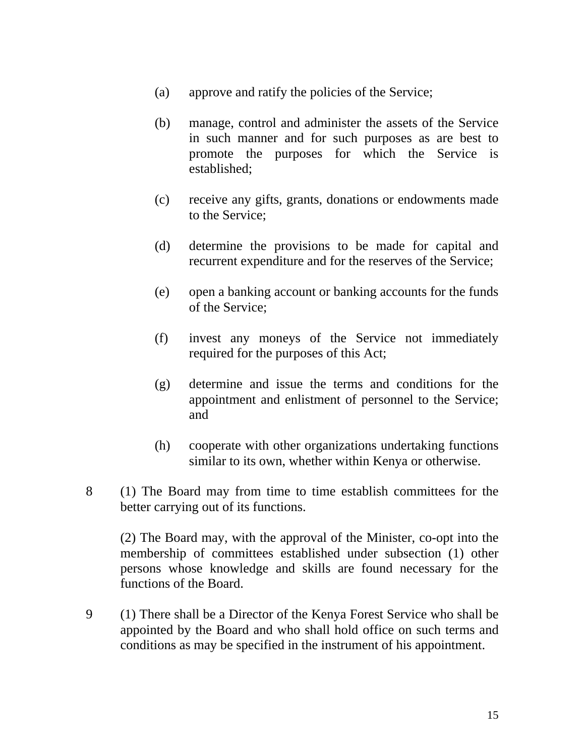(a) approve and ratify the policies of the Service;

(b) manage, control and administer the assets of the Service in such manner and for such purposes as are best to promote the purposes for which the Service is established;

(c) receive any gifts, grants, donations or endowments made to the Service;

(d) determine the provisions to be made for capital and recurrent expenditure and for the reserves of the Service;

(e) open a banking account or banking accounts for the funds of the Service;

(f) invest any moneys of the Service not immediately required for the purposes of this Act;

(g) determine and issue the terms and conditions for the appointment and enlistment of personnel to the Service; and

(h) cooperate with other organizations undertaking functions similar to its own, whether within Kenya or otherwise.

8 (1) The Board may from time to time establish committees for the better carrying out of its functions.

(2) The Board may, with the approval of the Minister, co-opt into the membership of committees established under subsection (1) other persons whose knowledge and skills are found necessary for the functions of the Board.

9 (1) There shall be a Director of the Kenya Forest Service who shall be appointed by the Board and who shall hold office on such terms and conditions as may be specified in the instrument of his appointment.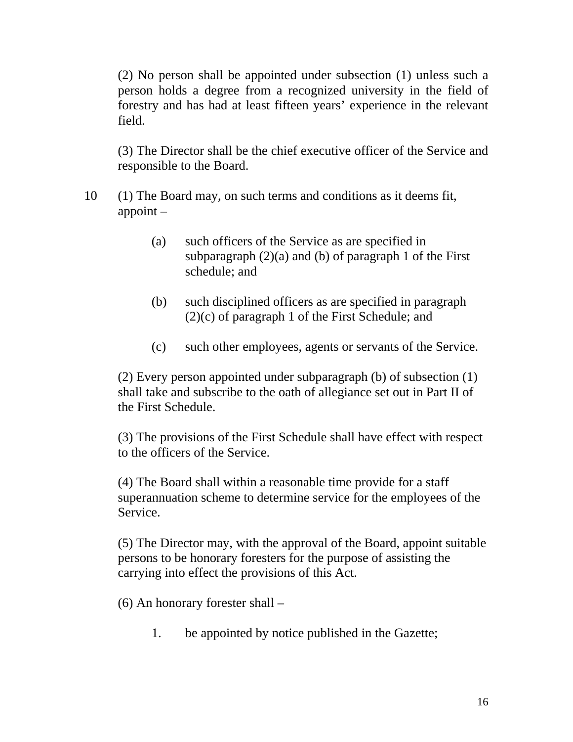(2) No person shall be appointed under subsection (1) unless such a person holds a degree from a recognized university in the field of forestry and has had at least fifteen years' experience in the relevant field.

(3) The Director shall be the chief executive officer of the Service and responsible to the Board.

10 (1) The Board may, on such terms and conditions as it deems fit, appoint –

(a) such officers of the Service as are specified in subparagraph (2)(a) and (b) of paragraph 1 of the First schedule; and

(b) such disciplined officers as are specified in paragraph (2)(c) of paragraph 1 of the First Schedule; and

(c) such other employees, agents or servants of the Service.

(2) Every person appointed under subparagraph (b) of subsection (1) shall take and subscribe to the oath of allegiance set out in Part II of the First Schedule.

(3) The provisions of the First Schedule shall have effect with respect to the officers of the Service.

(4) The Board shall within a reasonable time provide for a staff superannuation scheme to determine service for the employees of the Service.

(5) The Director may, with the approval of the Board, appoint suitable persons to be honorary foresters for the purpose of assisting the carrying into effect the provisions of this Act.

(6) An honorary forester shall –

1. be appointed by notice published in the Gazette;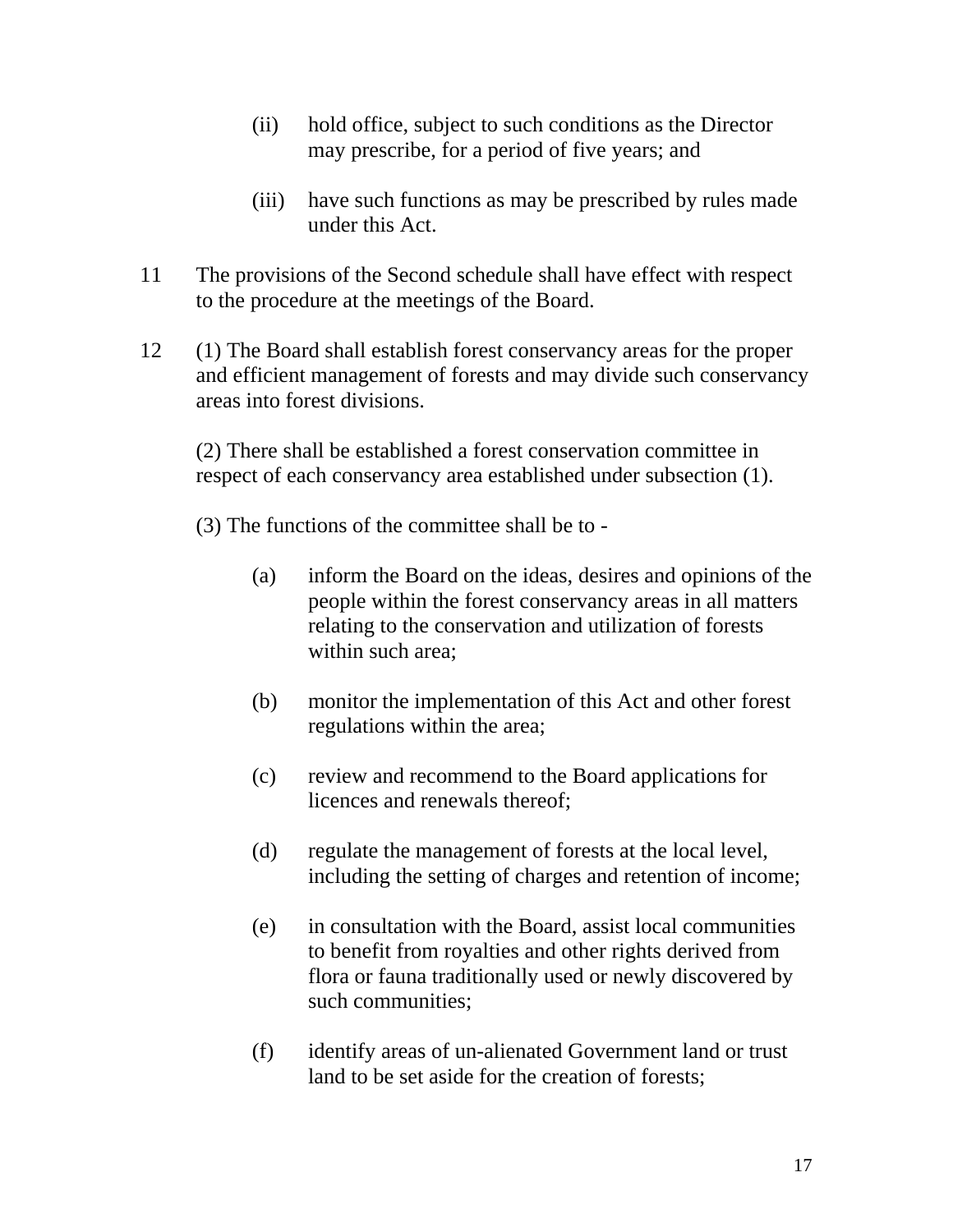(ii) hold office, subject to such conditions as the Director may prescribe, for a period of five years; and

(iii) have such functions as may be prescribed by rules made under this Act.

11 The provisions of the Second schedule shall have effect with respect to the procedure at the meetings of the Board.

12 (1) The Board shall establish forest conservancy areas for the proper and efficient management of forests and may divide such conservancy areas into forest divisions.

(2) There shall be established a forest conservation committee in respect of each conservancy area established under subsection (1).

(3) The functions of the committee shall be to -

(a) inform the Board on the ideas, desires and opinions of the people within the forest conservancy areas in all matters relating to the conservation and utilization of forests within such area;

(b) monitor the implementation of this Act and other forest regulations within the area;

(c) review and recommend to the Board applications for licences and renewals thereof;

(d) regulate the management of forests at the local level, including the setting of charges and retention of income;

(e) in consultation with the Board, assist local communities to benefit from royalties and other rights derived from flora or fauna traditionally used or newly discovered by such communities;

(f) identify areas of un-alienated Government land or trust land to be set aside for the creation of forests;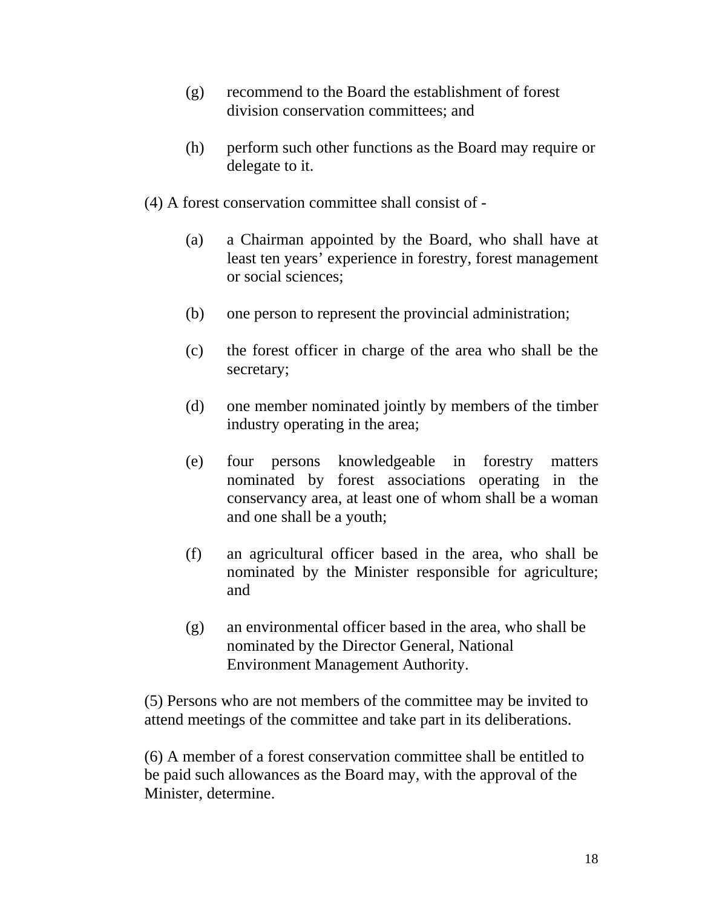(g) recommend to the Board the establishment of forest division conservation committees; and

(h) perform such other functions as the Board may require or delegate to it.

(4) A forest conservation committee shall consist of -

(a) a Chairman appointed by the Board, who shall have at least ten years' experience in forestry, forest management or social sciences;

(b) one person to represent the provincial administration;

(c) the forest officer in charge of the area who shall be the secretary;

(d) one member nominated jointly by members of the timber industry operating in the area;

(e) four persons knowledgeable in forestry matters nominated by forest associations operating in the conservancy area, at least one of whom shall be a woman and one shall be a youth;

(f) an agricultural officer based in the area, who shall be nominated by the Minister responsible for agriculture; and

(g) an environmental officer based in the area, who shall be nominated by the Director General, National Environment Management Authority.

(5) Persons who are not members of the committee may be invited to attend meetings of the committee and take part in its deliberations.

(6) A member of a forest conservation committee shall be entitled to be paid such allowances as the Board may, with the approval of the Minister, determine.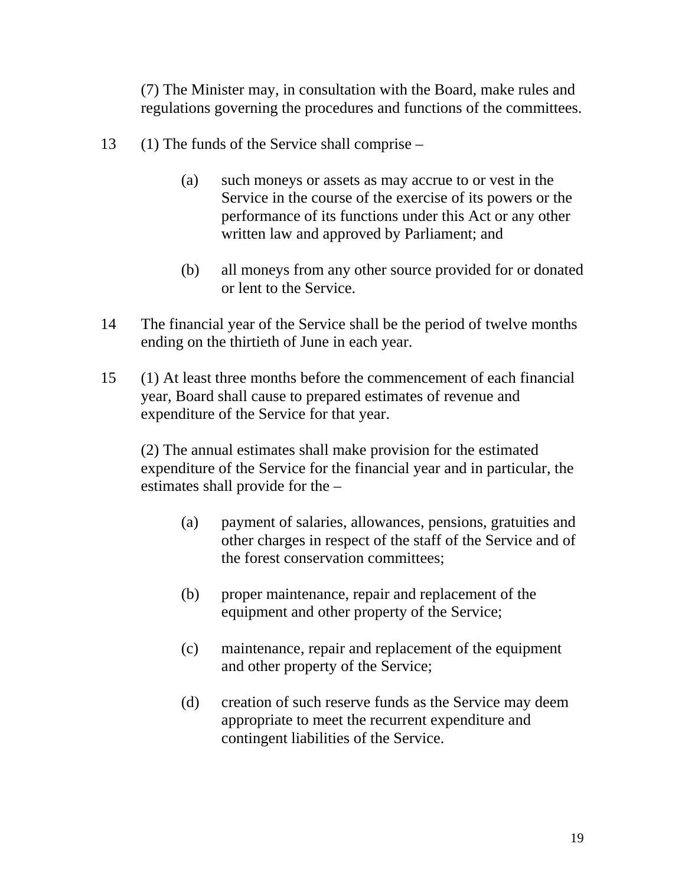(7) The Minister may, in consultation with the Board, make rules and regulations governing the procedures and functions of the committees.

13 (1) The funds of the Service shall comprise –

(a) such moneys or assets as may accrue to or vest in the Service in the course of the exercise of its powers or the performance of its functions under this Act or any other written law and approved by Parliament; and

(b) all moneys from any other source provided for or donated or lent to the Service.

14 The financial year of the Service shall be the period of twelve months ending on the thirtieth of June in each year.

15 (1) At least three months before the commencement of each financial year, Board shall cause to prepared estimates of revenue and expenditure of the Service for that year.

(2) The annual estimates shall make provision for the estimated expenditure of the Service for the financial year and in particular, the estimates shall provide for the –

(a) payment of salaries, allowances, pensions, gratuities and other charges in respect of the staff of the Service and of the forest conservation committees;

(b) proper maintenance, repair and replacement of the equipment and other property of the Service;

(c) maintenance, repair and replacement of the equipment and other property of the Service;

(d) creation of such reserve funds as the Service may deem appropriate to meet the recurrent expenditure and contingent liabilities of the Service.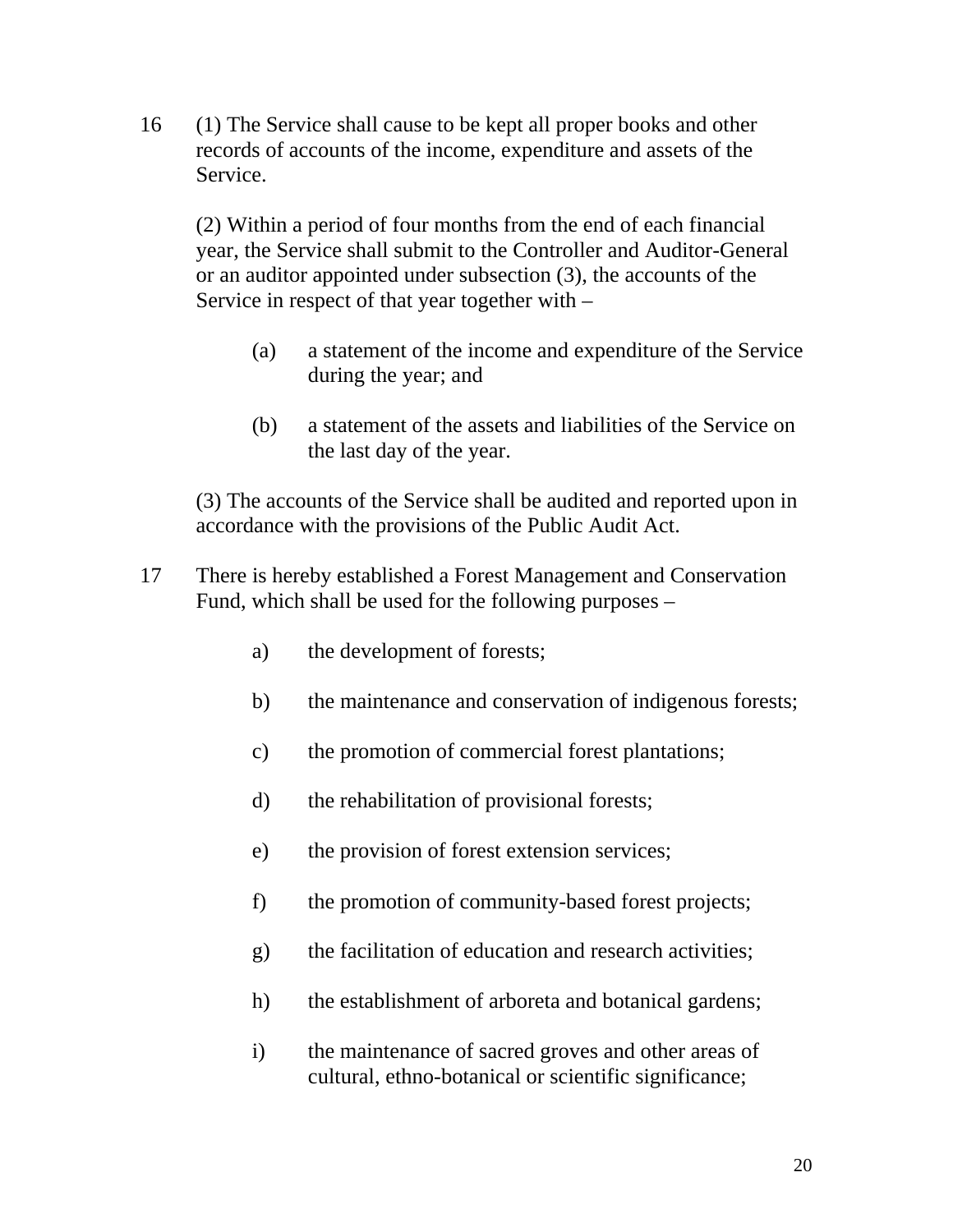16 (1) The Service shall cause to be kept all proper books and other records of accounts of the income, expenditure and assets of the Service.

(2) Within a period of four months from the end of each financial year, the Service shall submit to the Controller and Auditor-General or an auditor appointed under subsection (3), the accounts of the Service in respect of that year together with –

- (a) a statement of the income and expenditure of the Service during the year; and
- (b) a statement of the assets and liabilities of the Service on the last day of the year.

(3) The accounts of the Service shall be audited and reported upon in accordance with the provisions of the Public Audit Act.

17 There is hereby established a Forest Management and Conservation Fund, which shall be used for the following purposes –

- a) the development of forests;
- b) the maintenance and conservation of indigenous forests;
- c) the promotion of commercial forest plantations;
- d) the rehabilitation of provisional forests;
- e) the provision of forest extension services;
- f) the promotion of community-based forest projects;
- g) the facilitation of education and research activities;
- h) the establishment of arboreta and botanical gardens;
- i) the maintenance of sacred groves and other areas of cultural, ethno-botanical or scientific significance;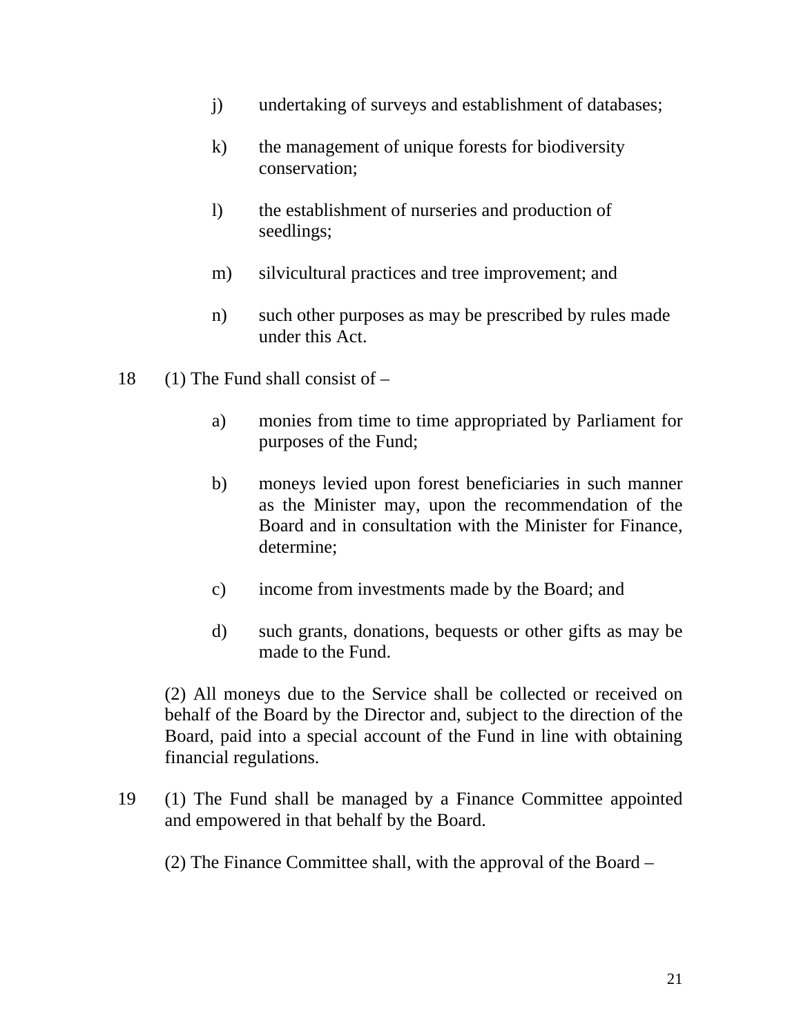j) undertaking of surveys and establishment of databases;

k) the management of unique forests for biodiversity conservation;

l) the establishment of nurseries and production of seedlings;

m) silvicultural practices and tree improvement; and

n) such other purposes as may be prescribed by rules made under this Act.

18 (1) The Fund shall consist of –

a) monies from time to time appropriated by Parliament for purposes of the Fund;

b) moneys levied upon forest beneficiaries in such manner as the Minister may, upon the recommendation of the Board and in consultation with the Minister for Finance, determine;

c) income from investments made by the Board; and

d) such grants, donations, bequests or other gifts as may be made to the Fund.

(2) All moneys due to the Service shall be collected or received on behalf of the Board by the Director and, subject to the direction of the Board, paid into a special account of the Fund in line with obtaining financial regulations.

19 (1) The Fund shall be managed by a Finance Committee appointed and empowered in that behalf by the Board.

(2) The Finance Committee shall, with the approval of the Board –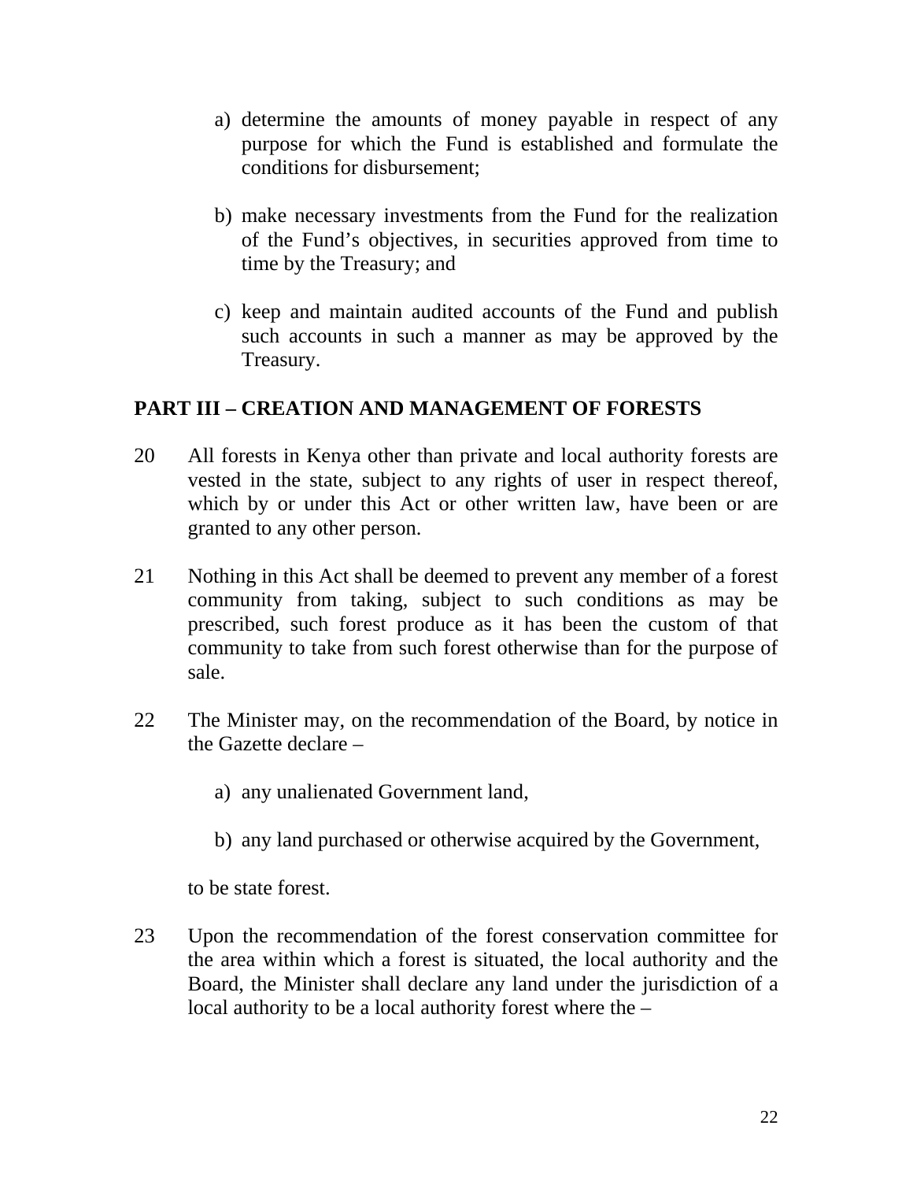a) determine the amounts of money payable in respect of any purpose for which the Fund is established and formulate the conditions for disbursement;

b) make necessary investments from the Fund for the realization of the Fund's objectives, in securities approved from time to time by the Treasury; and

c) keep and maintain audited accounts of the Fund and publish such accounts in such a manner as may be approved by the Treasury.

## PART III – CREATION AND MANAGEMENT OF FORESTS

20 All forests in Kenya other than private and local authority forests are vested in the state, subject to any rights of user in respect thereof, which by or under this Act or other written law, have been or are granted to any other person.

21 Nothing in this Act shall be deemed to prevent any member of a forest community from taking, subject to such conditions as may be prescribed, such forest produce as it has been the custom of that community to take from such forest otherwise than for the purpose of sale.

22 The Minister may, on the recommendation of the Board, by notice in the Gazette declare –

a) any unalienated Government land,

b) any land purchased or otherwise acquired by the Government,

to be state forest.

23 Upon the recommendation of the forest conservation committee for the area within which a forest is situated, the local authority and the Board, the Minister shall declare any land under the jurisdiction of a local authority to be a local authority forest where the –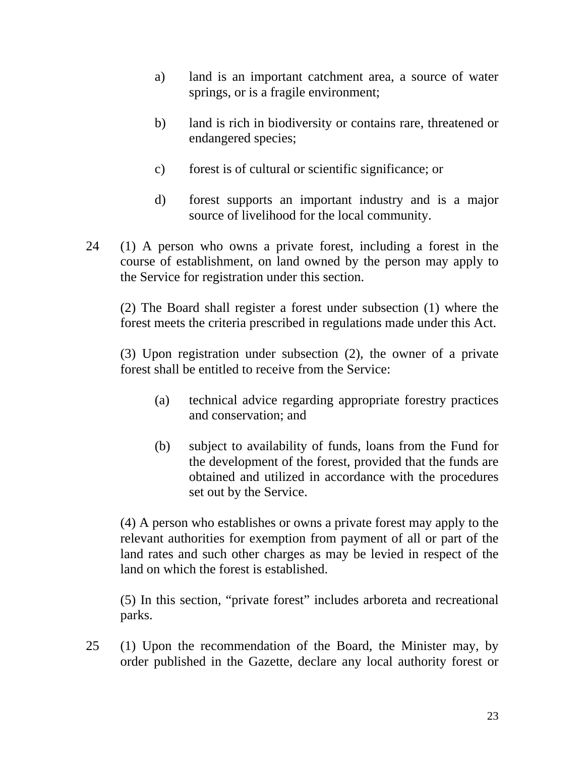a) land is an important catchment area, a source of water springs, or is a fragile environment;

b) land is rich in biodiversity or contains rare, threatened or endangered species;

c) forest is of cultural or scientific significance; or

d) forest supports an important industry and is a major source of livelihood for the local community.

24 (1) A person who owns a private forest, including a forest in the course of establishment, on land owned by the person may apply to the Service for registration under this section.

(2) The Board shall register a forest under subsection (1) where the forest meets the criteria prescribed in regulations made under this Act.

(3) Upon registration under subsection (2), the owner of a private forest shall be entitled to receive from the Service:

(a) technical advice regarding appropriate forestry practices and conservation; and

(b) subject to availability of funds, loans from the Fund for the development of the forest, provided that the funds are obtained and utilized in accordance with the procedures set out by the Service.

(4) A person who establishes or owns a private forest may apply to the relevant authorities for exemption from payment of all or part of the land rates and such other charges as may be levied in respect of the land on which the forest is established.

(5) In this section, “private forest” includes arboreta and recreational parks.

25 (1) Upon the recommendation of the Board, the Minister may, by order published in the Gazette, declare any local authority forest or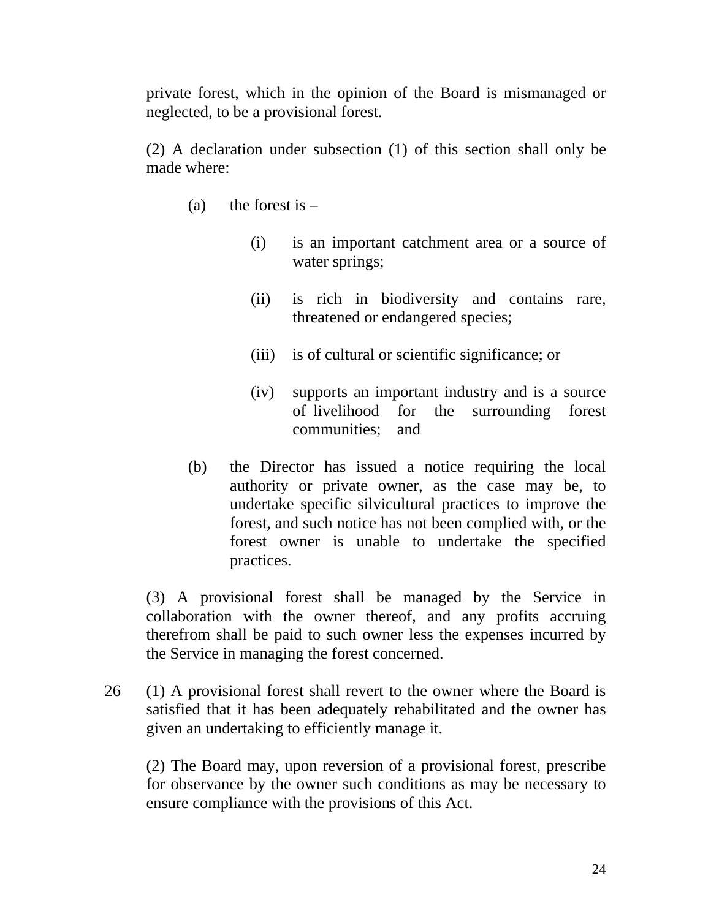private forest, which in the opinion of the Board is mismanaged or neglected, to be a provisional forest.

(2) A declaration under subsection (1) of this section shall only be made where:

(a) the forest is –

(i) is an important catchment area or a source of water springs;

(ii) is rich in biodiversity and contains rare, threatened or endangered species;

(iii) is of cultural or scientific significance; or

(iv) supports an important industry and is a source of livelihood for the surrounding forest communities; and

(b) the Director has issued a notice requiring the local authority or private owner, as the case may be, to undertake specific silvicultural practices to improve the forest, and such notice has not been complied with, or the forest owner is unable to undertake the specified practices.

(3) A provisional forest shall be managed by the Service in collaboration with the owner thereof, and any profits accruing therefrom shall be paid to such owner less the expenses incurred by the Service in managing the forest concerned.

26 (1) A provisional forest shall revert to the owner where the Board is satisfied that it has been adequately rehabilitated and the owner has given an undertaking to efficiently manage it.

(2) The Board may, upon reversion of a provisional forest, prescribe for observance by the owner such conditions as may be necessary to ensure compliance with the provisions of this Act.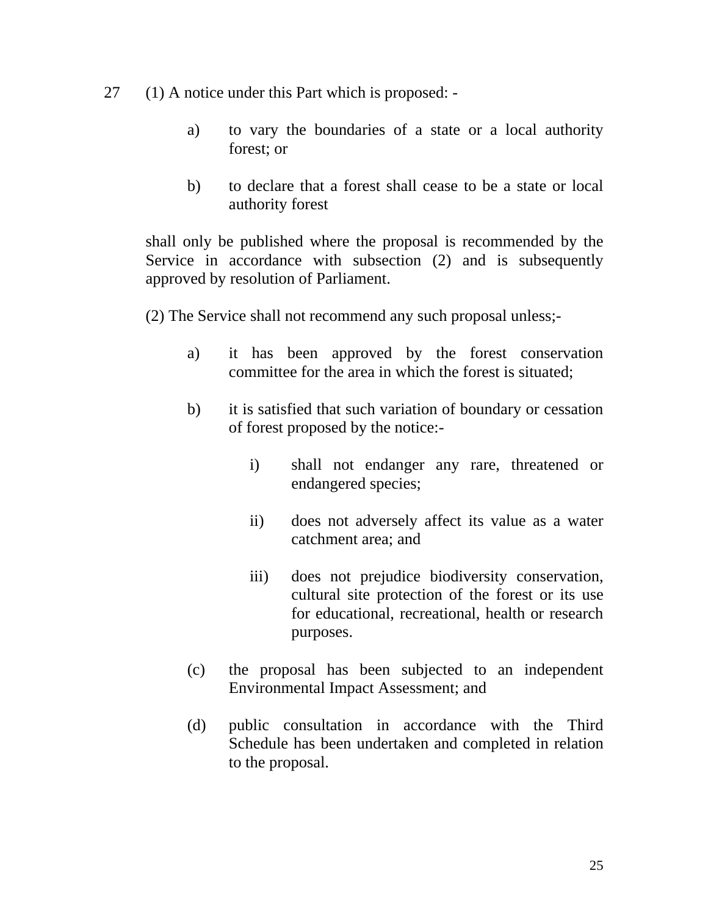27 (1) A notice under this Part which is proposed: -

- a) to vary the boundaries of a state or a local authority forest; or

- b) to declare that a forest shall cease to be a state or local authority forest

shall only be published where the proposal is recommended by the Service in accordance with subsection (2) and is subsequently approved by resolution of Parliament.

(2) The Service shall not recommend any such proposal unless;-

- a) it has been approved by the forest conservation committee for the area in which the forest is situated;

- b) it is satisfied that such variation of boundary or cessation of forest proposed by the notice:-

  - i) shall not endanger any rare, threatened or endangered species;

  - ii) does not adversely affect its value as a water catchment area; and

  - iii) does not prejudice biodiversity conservation, cultural site protection of the forest or its use for educational, recreational, health or research purposes.

- (c) the proposal has been subjected to an independent Environmental Impact Assessment; and

- (d) public consultation in accordance with the Third Schedule has been undertaken and completed in relation to the proposal.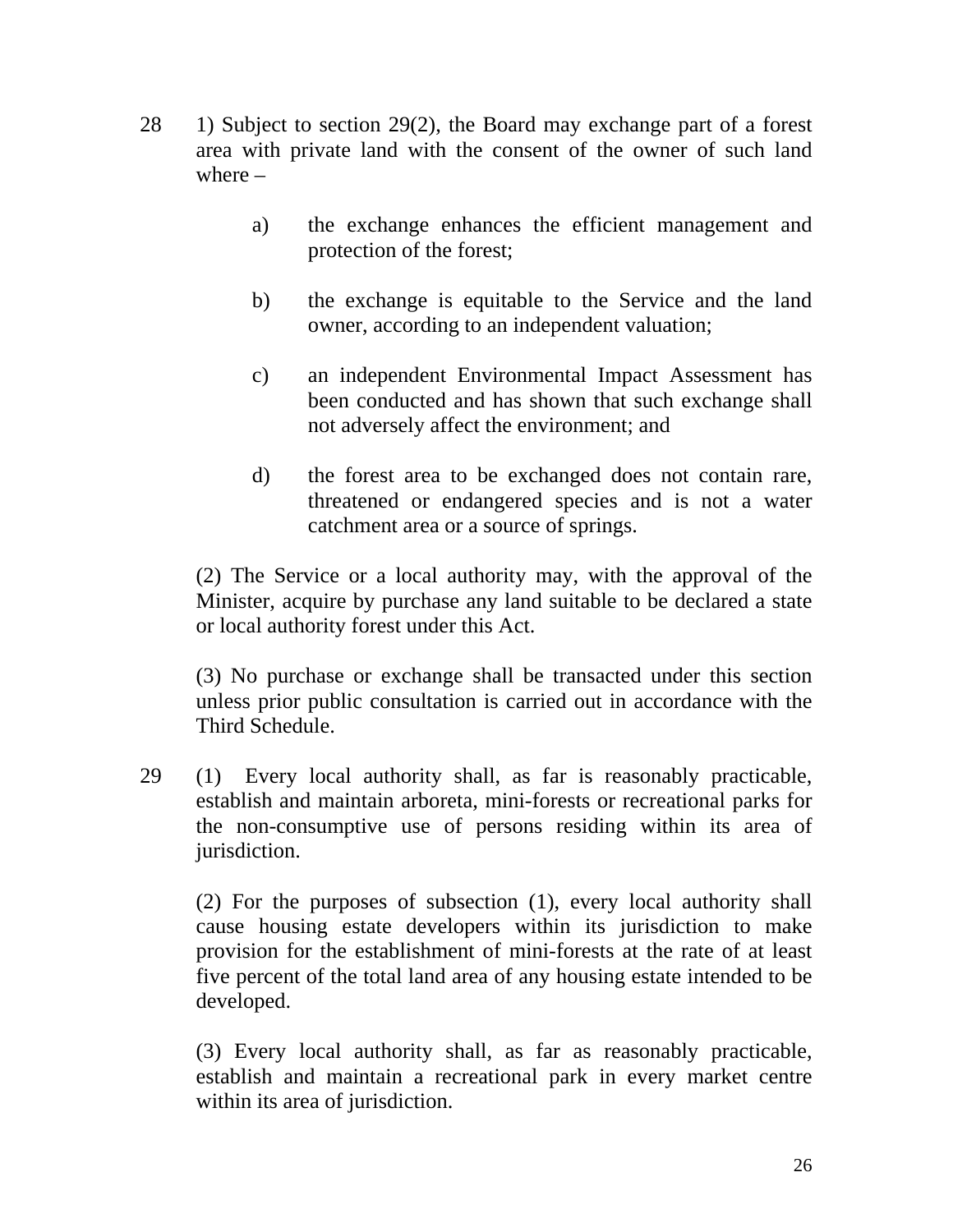28 1) Subject to section 29(2), the Board may exchange part of a forest area with private land with the consent of the owner of such land where –

a) the exchange enhances the efficient management and protection of the forest;

b) the exchange is equitable to the Service and the land owner, according to an independent valuation;

c) an independent Environmental Impact Assessment has been conducted and has shown that such exchange shall not adversely affect the environment; and

d) the forest area to be exchanged does not contain rare, threatened or endangered species and is not a water catchment area or a source of springs.

(2) The Service or a local authority may, with the approval of the Minister, acquire by purchase any land suitable to be declared a state or local authority forest under this Act.

(3) No purchase or exchange shall be transacted under this section unless prior public consultation is carried out in accordance with the Third Schedule.

29 (1) Every local authority shall, as far is reasonably practicable, establish and maintain arboreta, mini-forests or recreational parks for the non-consumptive use of persons residing within its area of jurisdiction.

(2) For the purposes of subsection (1), every local authority shall cause housing estate developers within its jurisdiction to make provision for the establishment of mini-forests at the rate of at least five percent of the total land area of any housing estate intended to be developed.

(3) Every local authority shall, as far as reasonably practicable, establish and maintain a recreational park in every market centre within its area of jurisdiction.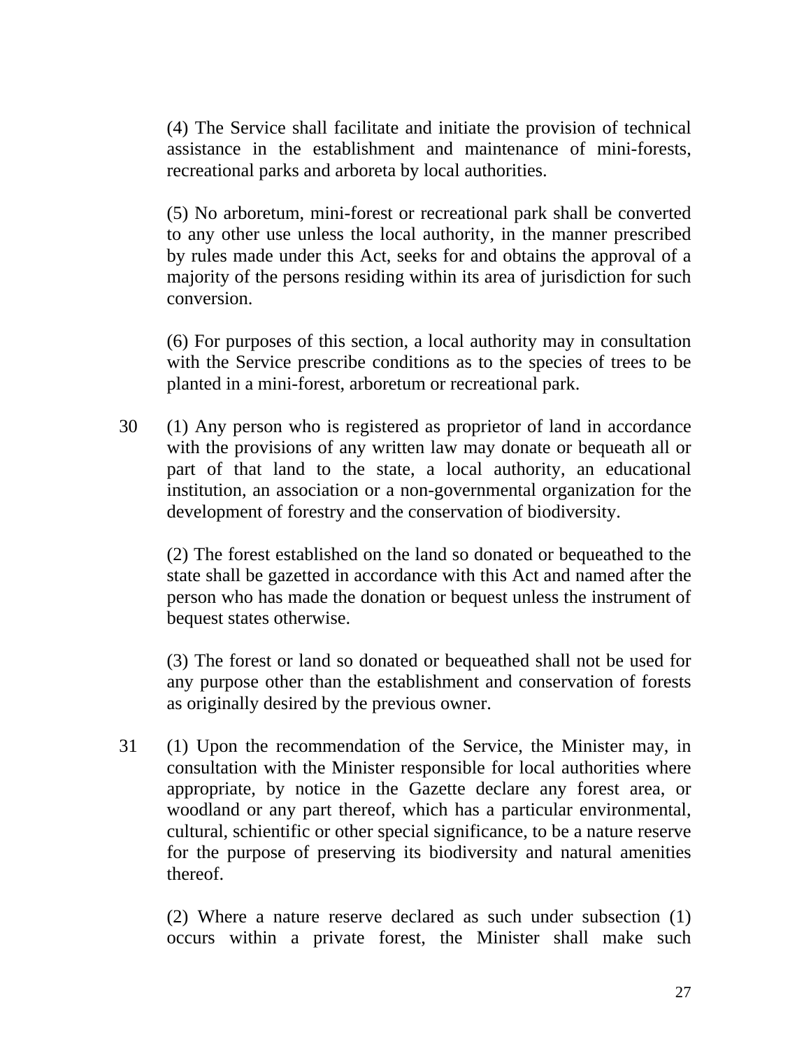(4) The Service shall facilitate and initiate the provision of technical assistance in the establishment and maintenance of mini-forests, recreational parks and arboreta by local authorities.

(5) No arboretum, mini-forest or recreational park shall be converted to any other use unless the local authority, in the manner prescribed by rules made under this Act, seeks for and obtains the approval of a majority of the persons residing within its area of jurisdiction for such conversion.

(6) For purposes of this section, a local authority may in consultation with the Service prescribe conditions as to the species of trees to be planted in a mini-forest, arboretum or recreational park.

30 (1) Any person who is registered as proprietor of land in accordance with the provisions of any written law may donate or bequeath all or part of that land to the state, a local authority, an educational institution, an association or a non-governmental organization for the development of forestry and the conservation of biodiversity.

(2) The forest established on the land so donated or bequeathed to the state shall be gazetted in accordance with this Act and named after the person who has made the donation or bequest unless the instrument of bequest states otherwise.

(3) The forest or land so donated or bequeathed shall not be used for any purpose other than the establishment and conservation of forests as originally desired by the previous owner.

31 (1) Upon the recommendation of the Service, the Minister may, in consultation with the Minister responsible for local authorities where appropriate, by notice in the Gazette declare any forest area, or woodland or any part thereof, which has a particular environmental, cultural, schientific or other special significance, to be a nature reserve for the purpose of preserving its biodiversity and natural amenities thereof.

(2) Where a nature reserve declared as such under subsection (1) occurs within a private forest, the Minister shall make such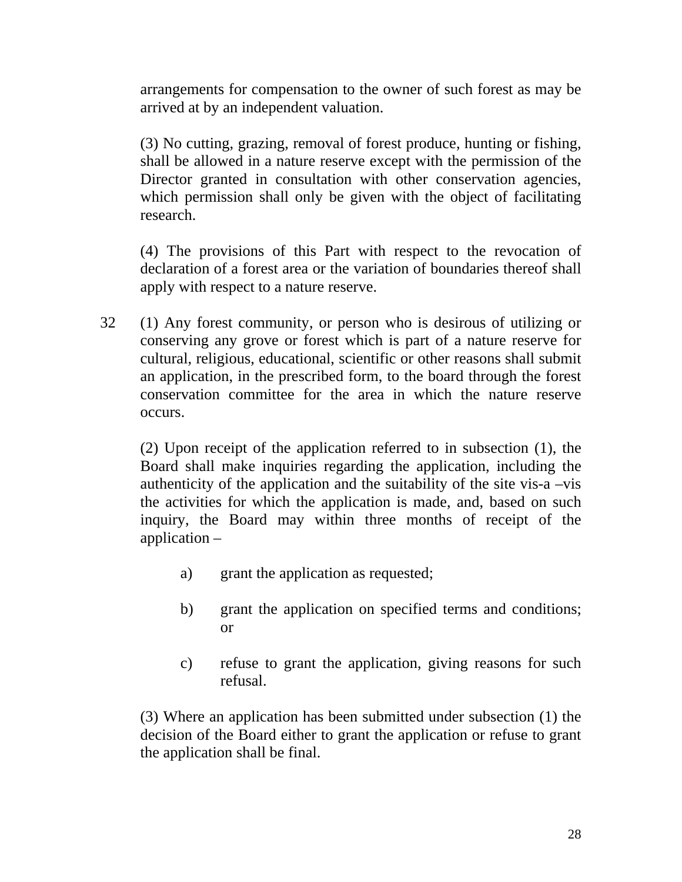arrangements for compensation to the owner of such forest as may be arrived at by an independent valuation.

(3) No cutting, grazing, removal of forest produce, hunting or fishing, shall be allowed in a nature reserve except with the permission of the Director granted in consultation with other conservation agencies, which permission shall only be given with the object of facilitating research.

(4) The provisions of this Part with respect to the revocation of declaration of a forest area or the variation of boundaries thereof shall apply with respect to a nature reserve.

32 (1) Any forest community, or person who is desirous of utilizing or conserving any grove or forest which is part of a nature reserve for cultural, religious, educational, scientific or other reasons shall submit an application, in the prescribed form, to the board through the forest conservation committee for the area in which the nature reserve occurs.

(2) Upon receipt of the application referred to in subsection (1), the Board shall make inquiries regarding the application, including the authenticity of the application and the suitability of the site vis-a –vis the activities for which the application is made, and, based on such inquiry, the Board may within three months of receipt of the application –

a) grant the application as requested;

b) grant the application on specified terms and conditions; or

c) refuse to grant the application, giving reasons for such refusal.

(3) Where an application has been submitted under subsection (1) the decision of the Board either to grant the application or refuse to grant the application shall be final.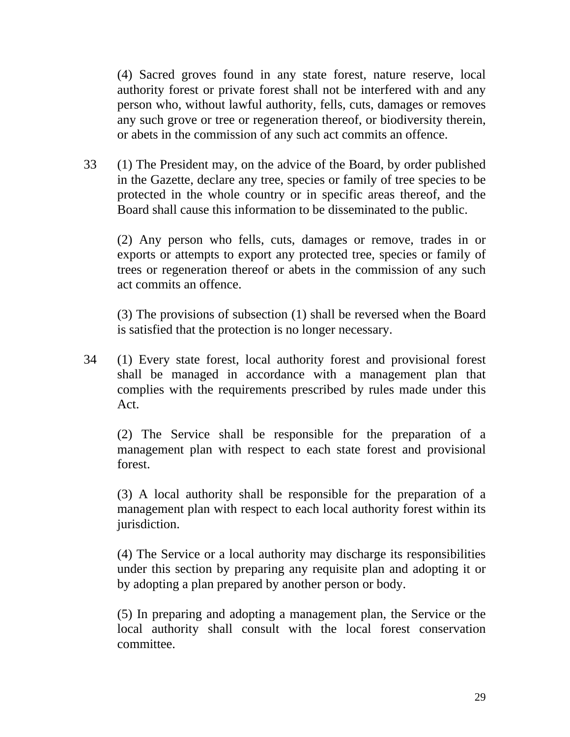(4) Sacred groves found in any state forest, nature reserve, local authority forest or private forest shall not be interfered with and any person who, without lawful authority, fells, cuts, damages or removes any such grove or tree or regeneration thereof, or biodiversity therein, or abets in the commission of any such act commits an offence.

33 (1) The President may, on the advice of the Board, by order published in the Gazette, declare any tree, species or family of tree species to be protected in the whole country or in specific areas thereof, and the Board shall cause this information to be disseminated to the public.

(2) Any person who fells, cuts, damages or remove, trades in or exports or attempts to export any protected tree, species or family of trees or regeneration thereof or abets in the commission of any such act commits an offence.

(3) The provisions of subsection (1) shall be reversed when the Board is satisfied that the protection is no longer necessary.

34 (1) Every state forest, local authority forest and provisional forest shall be managed in accordance with a management plan that complies with the requirements prescribed by rules made under this Act.

(2) The Service shall be responsible for the preparation of a management plan with respect to each state forest and provisional forest.

(3) A local authority shall be responsible for the preparation of a management plan with respect to each local authority forest within its jurisdiction.

(4) The Service or a local authority may discharge its responsibilities under this section by preparing any requisite plan and adopting it or by adopting a plan prepared by another person or body.

(5) In preparing and adopting a management plan, the Service or the local authority shall consult with the local forest conservation committee.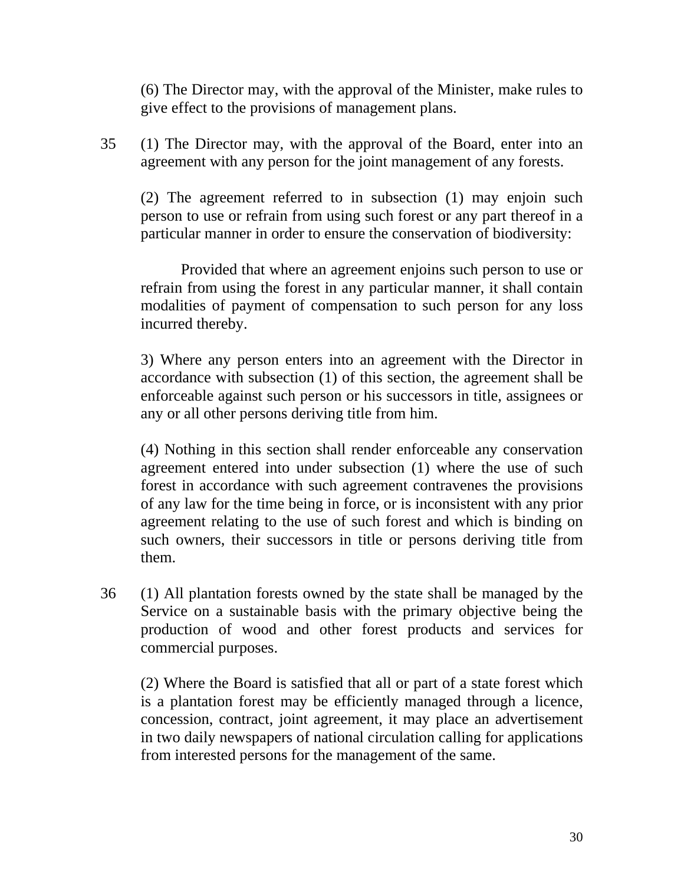(6) The Director may, with the approval of the Minister, make rules to give effect to the provisions of management plans.

35 (1) The Director may, with the approval of the Board, enter into an agreement with any person for the joint management of any forests.

(2) The agreement referred to in subsection (1) may enjoin such person to use or refrain from using such forest or any part thereof in a particular manner in order to ensure the conservation of biodiversity:

Provided that where an agreement enjoins such person to use or refrain from using the forest in any particular manner, it shall contain modalities of payment of compensation to such person for any loss incurred thereby.

3) Where any person enters into an agreement with the Director in accordance with subsection (1) of this section, the agreement shall be enforceable against such person or his successors in title, assignees or any or all other persons deriving title from him.

(4) Nothing in this section shall render enforceable any conservation agreement entered into under subsection (1) where the use of such forest in accordance with such agreement contravenes the provisions of any law for the time being in force, or is inconsistent with any prior agreement relating to the use of such forest and which is binding on such owners, their successors in title or persons deriving title from them.

36 (1) All plantation forests owned by the state shall be managed by the Service on a sustainable basis with the primary objective being the production of wood and other forest products and services for commercial purposes.

(2) Where the Board is satisfied that all or part of a state forest which is a plantation forest may be efficiently managed through a licence, concession, contract, joint agreement, it may place an advertisement in two daily newspapers of national circulation calling for applications from interested persons for the management of the same.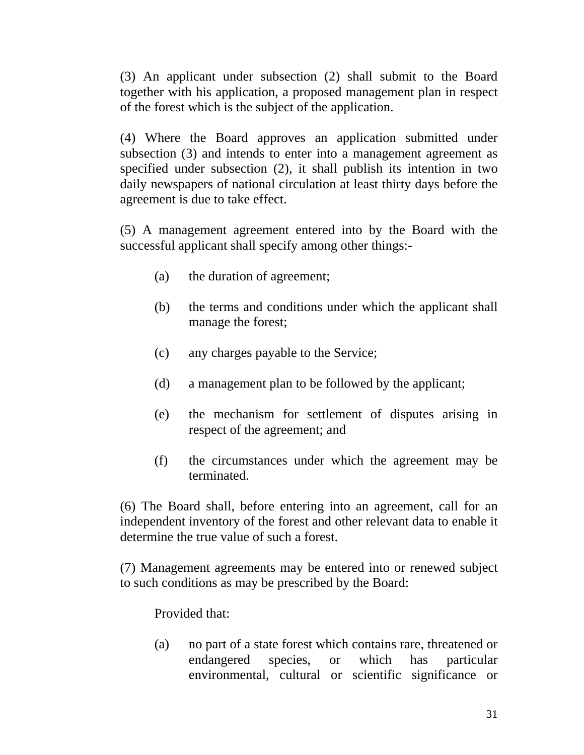(3) An applicant under subsection (2) shall submit to the Board together with his application, a proposed management plan in respect of the forest which is the subject of the application.

(4) Where the Board approves an application submitted under subsection (3) and intends to enter into a management agreement as specified under subsection (2), it shall publish its intention in two daily newspapers of national circulation at least thirty days before the agreement is due to take effect.

(5) A management agreement entered into by the Board with the successful applicant shall specify among other things:-

(a) the duration of agreement;

(b) the terms and conditions under which the applicant shall manage the forest;

(c) any charges payable to the Service;

(d) a management plan to be followed by the applicant;

(e) the mechanism for settlement of disputes arising in respect of the agreement; and

(f) the circumstances under which the agreement may be terminated.

(6) The Board shall, before entering into an agreement, call for an independent inventory of the forest and other relevant data to enable it determine the true value of such a forest.

(7) Management agreements may be entered into or renewed subject to such conditions as may be prescribed by the Board:

Provided that:

(a) no part of a state forest which contains rare, threatened or endangered species, or which has particular environmental, cultural or scientific significance or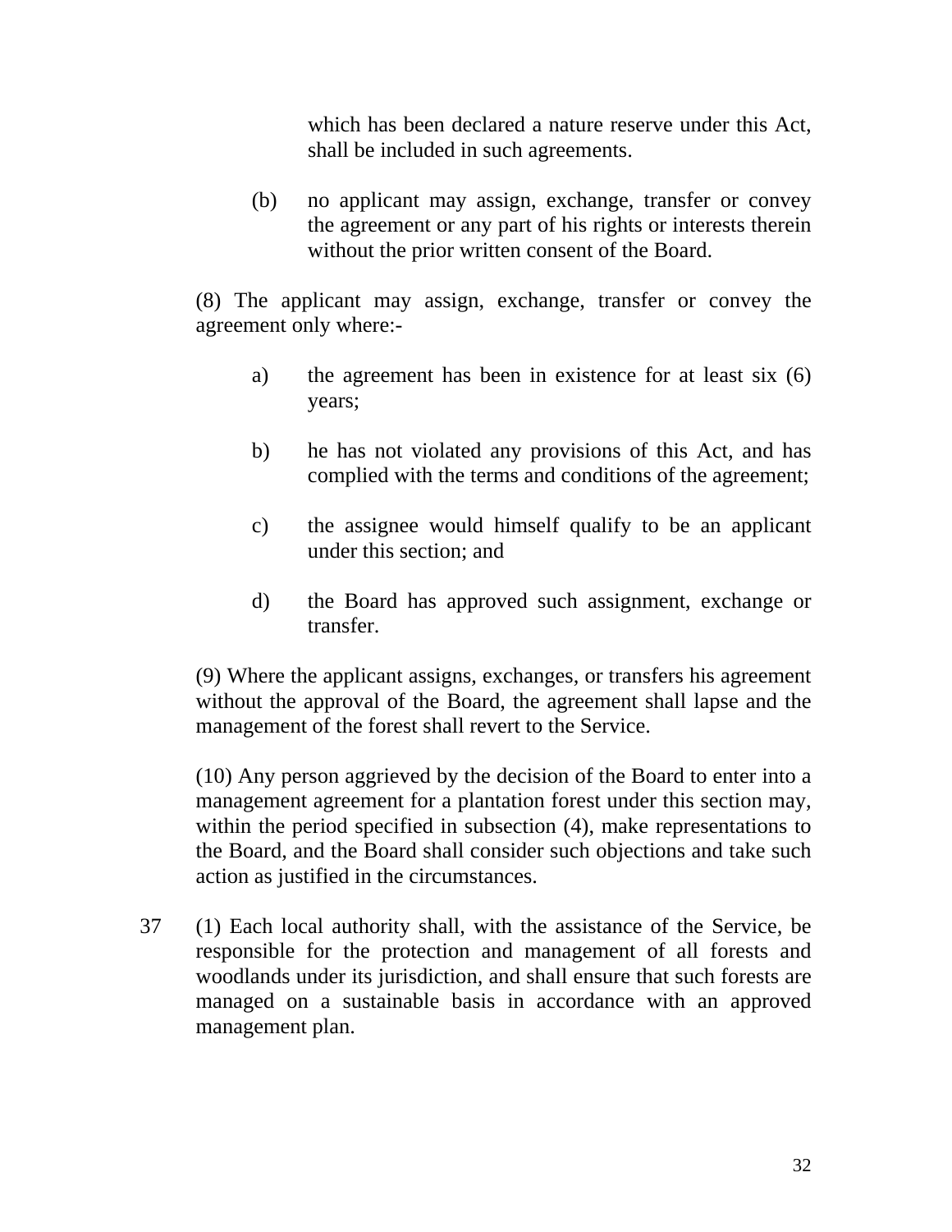which has been declared a nature reserve under this Act, shall be included in such agreements.

(b) no applicant may assign, exchange, transfer or convey the agreement or any part of his rights or interests therein without the prior written consent of the Board.

(8) The applicant may assign, exchange, transfer or convey the agreement only where:-

a) the agreement has been in existence for at least six (6) years;

b) he has not violated any provisions of this Act, and has complied with the terms and conditions of the agreement;

c) the assignee would himself qualify to be an applicant under this section; and

d) the Board has approved such assignment, exchange or transfer.

(9) Where the applicant assigns, exchanges, or transfers his agreement without the approval of the Board, the agreement shall lapse and the management of the forest shall revert to the Service.

(10) Any person aggrieved by the decision of the Board to enter into a management agreement for a plantation forest under this section may, within the period specified in subsection (4), make representations to the Board, and the Board shall consider such objections and take such action as justified in the circumstances.

37 (1) Each local authority shall, with the assistance of the Service, be responsible for the protection and management of all forests and woodlands under its jurisdiction, and shall ensure that such forests are managed on a sustainable basis in accordance with an approved management plan.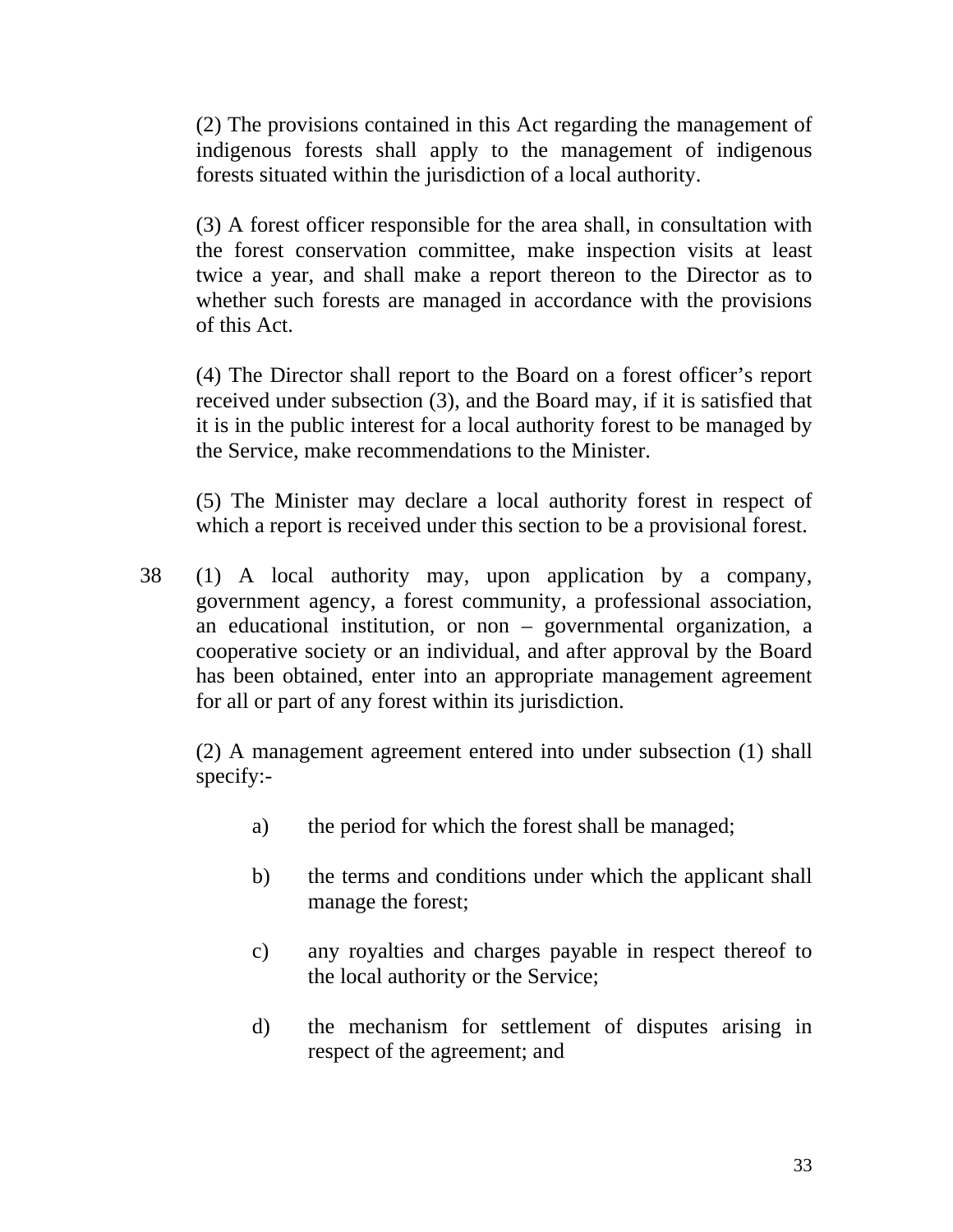(2) The provisions contained in this Act regarding the management of indigenous forests shall apply to the management of indigenous forests situated within the jurisdiction of a local authority.

(3) A forest officer responsible for the area shall, in consultation with the forest conservation committee, make inspection visits at least twice a year, and shall make a report thereon to the Director as to whether such forests are managed in accordance with the provisions of this Act.

(4) The Director shall report to the Board on a forest officer's report received under subsection (3), and the Board may, if it is satisfied that it is in the public interest for a local authority forest to be managed by the Service, make recommendations to the Minister.

(5) The Minister may declare a local authority forest in respect of which a report is received under this section to be a provisional forest.

38 (1) A local authority may, upon application by a company, government agency, a forest community, a professional association, an educational institution, or non – governmental organization, a cooperative society or an individual, and after approval by the Board has been obtained, enter into an appropriate management agreement for all or part of any forest within its jurisdiction.

(2) A management agreement entered into under subsection (1) shall specify:-

a) the period for which the forest shall be managed;

b) the terms and conditions under which the applicant shall manage the forest;

c) any royalties and charges payable in respect thereof to the local authority or the Service;

d) the mechanism for settlement of disputes arising in respect of the agreement; and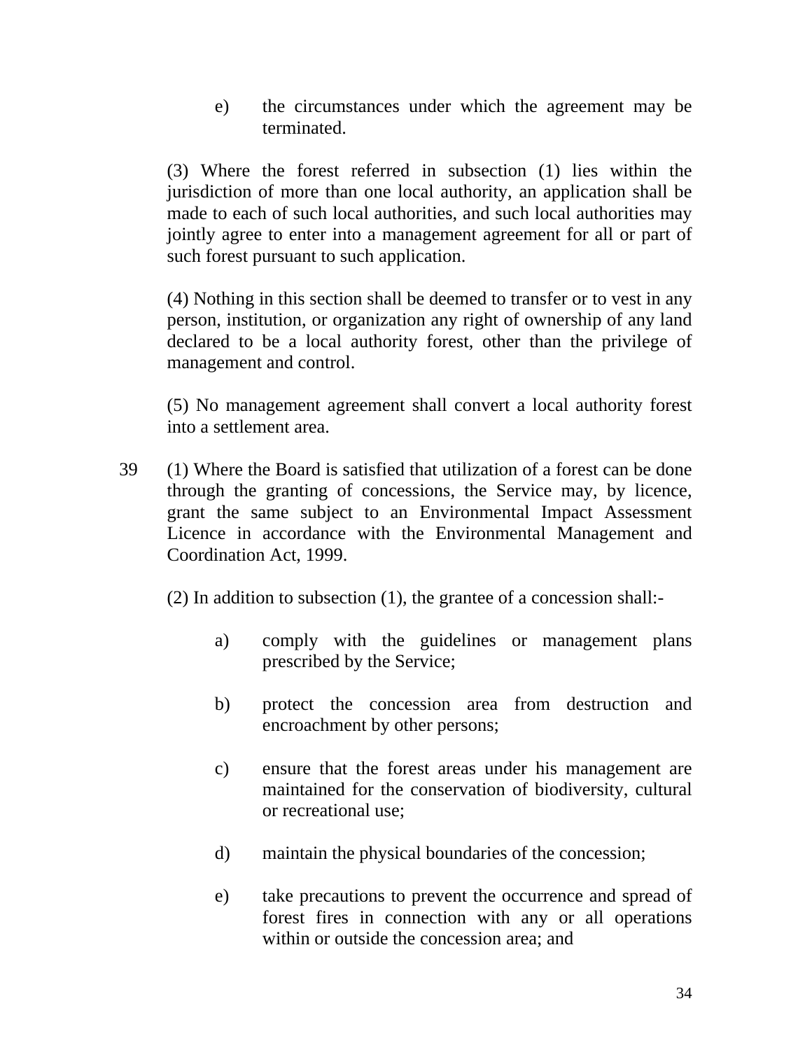e) the circumstances under which the agreement may be terminated.

(3) Where the forest referred in subsection (1) lies within the jurisdiction of more than one local authority, an application shall be made to each of such local authorities, and such local authorities may jointly agree to enter into a management agreement for all or part of such forest pursuant to such application.

(4) Nothing in this section shall be deemed to transfer or to vest in any person, institution, or organization any right of ownership of any land declared to be a local authority forest, other than the privilege of management and control.

(5) No management agreement shall convert a local authority forest into a settlement area.

39 (1) Where the Board is satisfied that utilization of a forest can be done through the granting of concessions, the Service may, by licence, grant the same subject to an Environmental Impact Assessment Licence in accordance with the Environmental Management and Coordination Act, 1999.

(2) In addition to subsection (1), the grantee of a concession shall:-

a) comply with the guidelines or management plans prescribed by the Service;

b) protect the concession area from destruction and encroachment by other persons;

c) ensure that the forest areas under his management are maintained for the conservation of biodiversity, cultural or recreational use;

d) maintain the physical boundaries of the concession;

e) take precautions to prevent the occurrence and spread of forest fires in connection with any or all operations within or outside the concession area; and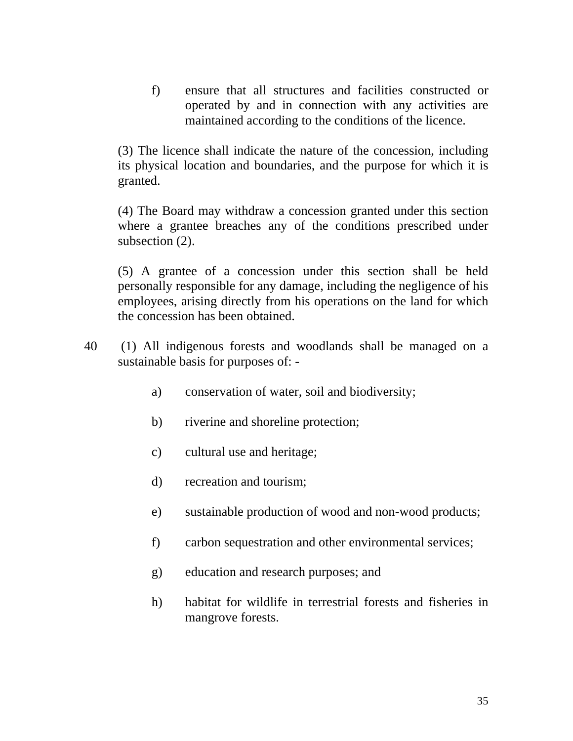f) ensure that all structures and facilities constructed or operated by and in connection with any activities are maintained according to the conditions of the licence.

(3) The licence shall indicate the nature of the concession, including its physical location and boundaries, and the purpose for which it is granted.

(4) The Board may withdraw a concession granted under this section where a grantee breaches any of the conditions prescribed under subsection (2).

(5) A grantee of a concession under this section shall be held personally responsible for any damage, including the negligence of his employees, arising directly from his operations on the land for which the concession has been obtained.

40 (1) All indigenous forests and woodlands shall be managed on a sustainable basis for purposes of: -

a) conservation of water, soil and biodiversity;

b) riverine and shoreline protection;

c) cultural use and heritage;

d) recreation and tourism;

e) sustainable production of wood and non-wood products;

f) carbon sequestration and other environmental services;

g) education and research purposes; and

h) habitat for wildlife in terrestrial forests and fisheries in mangrove forests.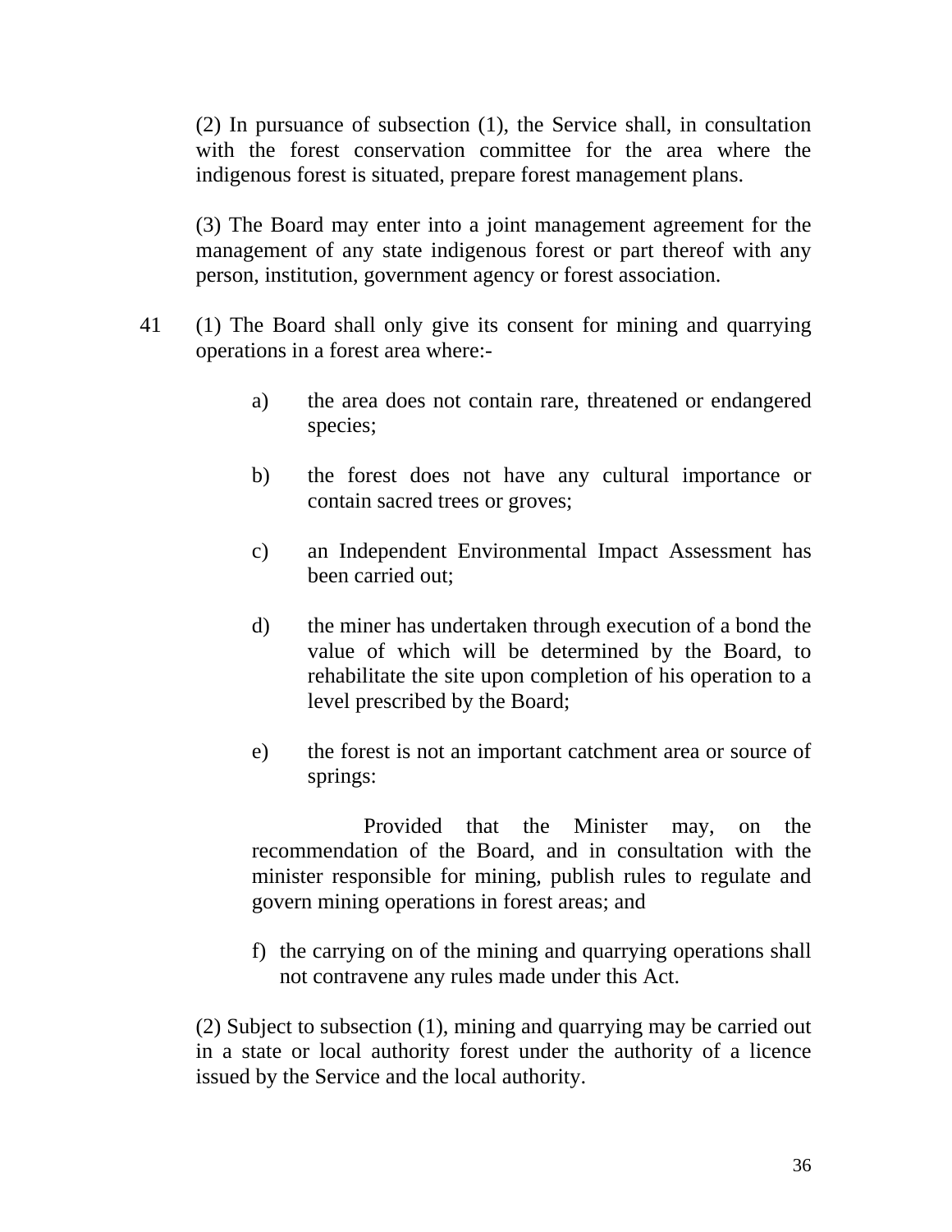(2) In pursuance of subsection (1), the Service shall, in consultation with the forest conservation committee for the area where the indigenous forest is situated, prepare forest management plans.

(3) The Board may enter into a joint management agreement for the management of any state indigenous forest or part thereof with any person, institution, government agency or forest association.

41 (1) The Board shall only give its consent for mining and quarrying operations in a forest area where:-

a) the area does not contain rare, threatened or endangered species;

b) the forest does not have any cultural importance or contain sacred trees or groves;

c) an Independent Environmental Impact Assessment has been carried out;

d) the miner has undertaken through execution of a bond the value of which will be determined by the Board, to rehabilitate the site upon completion of his operation to a level prescribed by the Board;

e) the forest is not an important catchment area or source of springs:

Provided that the Minister may, on the recommendation of the Board, and in consultation with the minister responsible for mining, publish rules to regulate and govern mining operations in forest areas; and

f) the carrying on of the mining and quarrying operations shall not contravene any rules made under this Act.

(2) Subject to subsection (1), mining and quarrying may be carried out in a state or local authority forest under the authority of a licence issued by the Service and the local authority.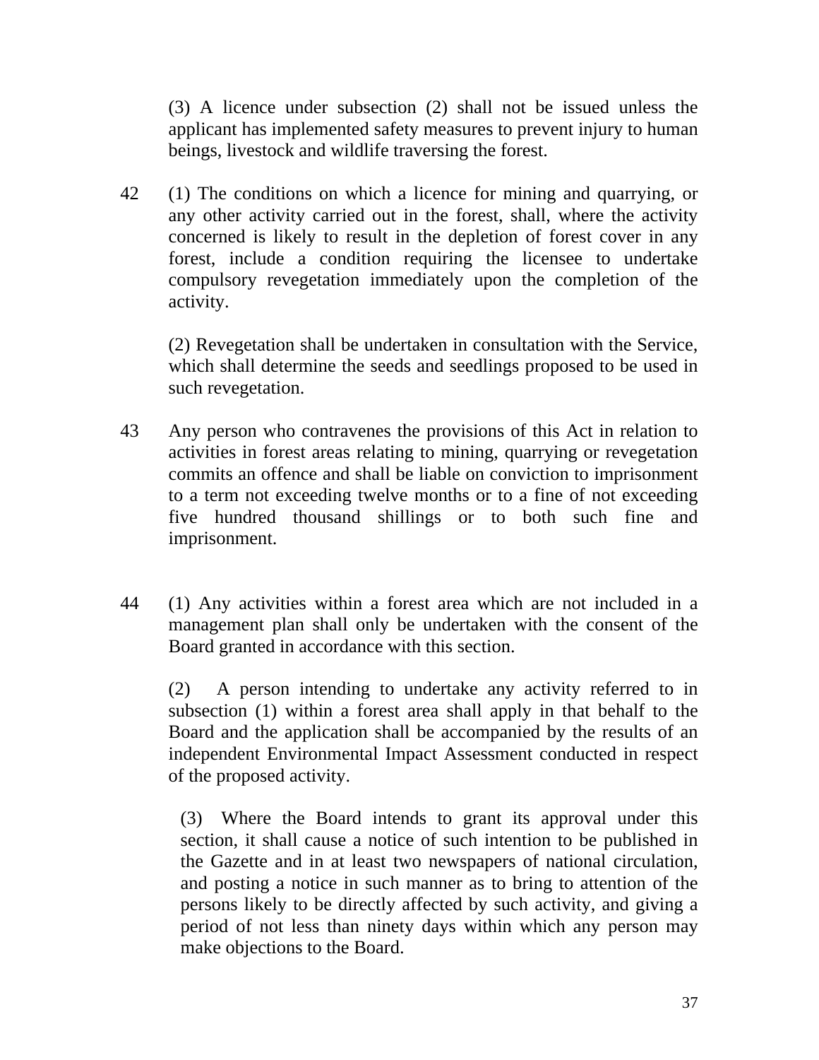(3) A licence under subsection (2) shall not be issued unless the applicant has implemented safety measures to prevent injury to human beings, livestock and wildlife traversing the forest.

42 (1) The conditions on which a licence for mining and quarrying, or any other activity carried out in the forest, shall, where the activity concerned is likely to result in the depletion of forest cover in any forest, include a condition requiring the licensee to undertake compulsory revegetation immediately upon the completion of the activity.

(2) Revegetation shall be undertaken in consultation with the Service, which shall determine the seeds and seedlings proposed to be used in such revegetation.

43 Any person who contravenes the provisions of this Act in relation to activities in forest areas relating to mining, quarrying or revegetation commits an offence and shall be liable on conviction to imprisonment to a term not exceeding twelve months or to a fine of not exceeding five hundred thousand shillings or to both such fine and imprisonment.

44 (1) Any activities within a forest area which are not included in a management plan shall only be undertaken with the consent of the Board granted in accordance with this section.

(2) A person intending to undertake any activity referred to in subsection (1) within a forest area shall apply in that behalf to the Board and the application shall be accompanied by the results of an independent Environmental Impact Assessment conducted in respect of the proposed activity.

(3) Where the Board intends to grant its approval under this section, it shall cause a notice of such intention to be published in the Gazette and in at least two newspapers of national circulation, and posting a notice in such manner as to bring to attention of the persons likely to be directly affected by such activity, and giving a period of not less than ninety days within which any person may make objections to the Board.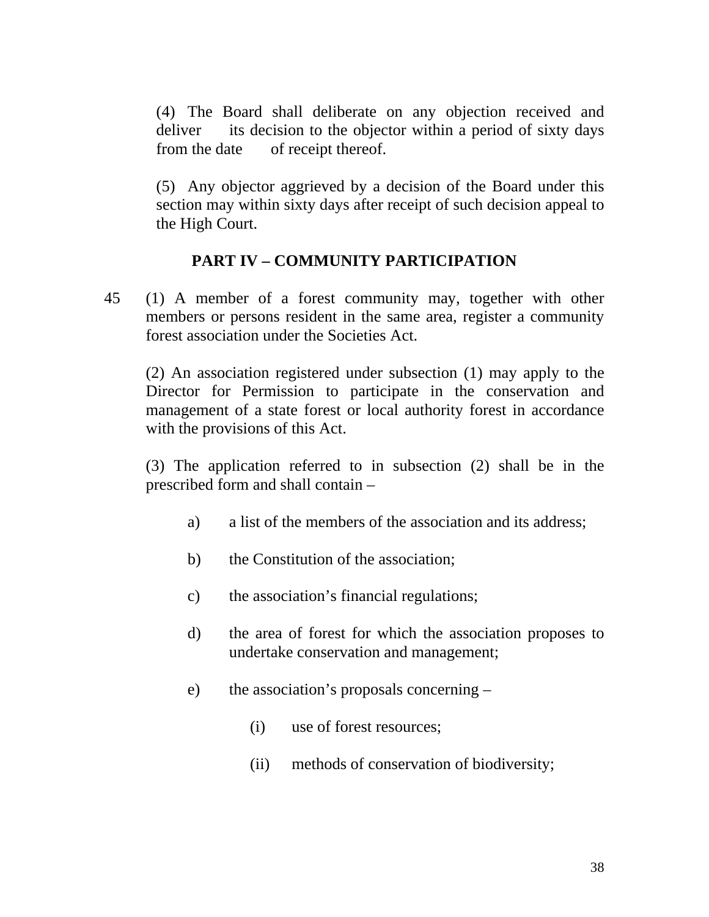(4) The Board shall deliberate on any objection received and deliver its decision to the objector within a period of sixty days from the date of receipt thereof.

(5) Any objector aggrieved by a decision of the Board under this section may within sixty days after receipt of such decision appeal to the High Court.

## PART IV – COMMUNITY PARTICIPATION

45 (1) A member of a forest community may, together with other members or persons resident in the same area, register a community forest association under the Societies Act.

(2) An association registered under subsection (1) may apply to the Director for Permission to participate in the conservation and management of a state forest or local authority forest in accordance with the provisions of this Act.

(3) The application referred to in subsection (2) shall be in the prescribed form and shall contain –

a) a list of the members of the association and its address;

b) the Constitution of the association;

c) the association's financial regulations;

d) the area of forest for which the association proposes to undertake conservation and management;

e) the association's proposals concerning –

(i) use of forest resources;

(ii) methods of conservation of biodiversity;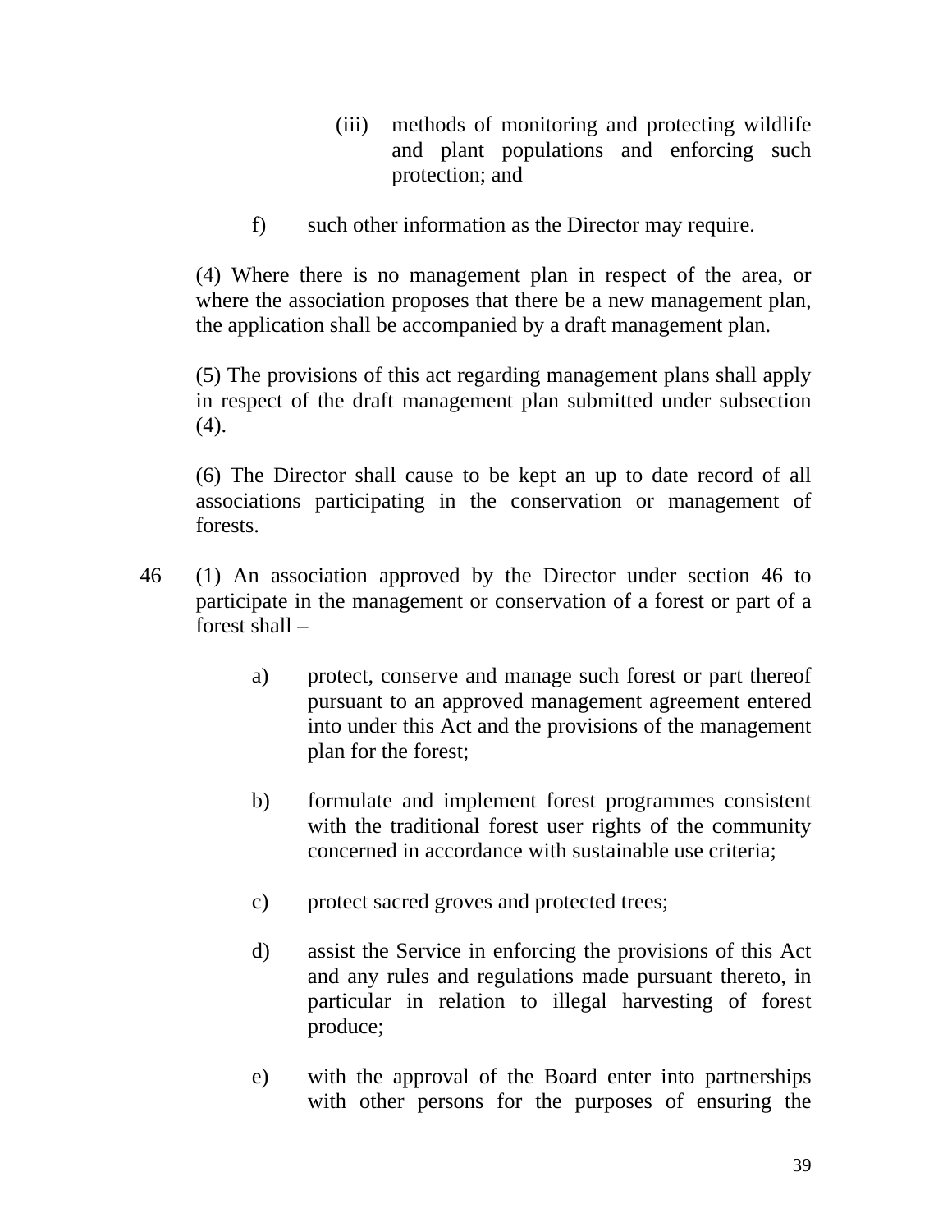(iii) methods of monitoring and protecting wildlife and plant populations and enforcing such protection; and

f) such other information as the Director may require.

(4) Where there is no management plan in respect of the area, or where the association proposes that there be a new management plan, the application shall be accompanied by a draft management plan.

(5) The provisions of this act regarding management plans shall apply in respect of the draft management plan submitted under subsection (4).

(6) The Director shall cause to be kept an up to date record of all associations participating in the conservation or management of forests.

46 (1) An association approved by the Director under section 46 to participate in the management or conservation of a forest or part of a forest shall –

a) protect, conserve and manage such forest or part thereof pursuant to an approved management agreement entered into under this Act and the provisions of the management plan for the forest;

b) formulate and implement forest programmes consistent with the traditional forest user rights of the community concerned in accordance with sustainable use criteria;

c) protect sacred groves and protected trees;

d) assist the Service in enforcing the provisions of this Act and any rules and regulations made pursuant thereto, in particular in relation to illegal harvesting of forest produce;

e) with the approval of the Board enter into partnerships with other persons for the purposes of ensuring the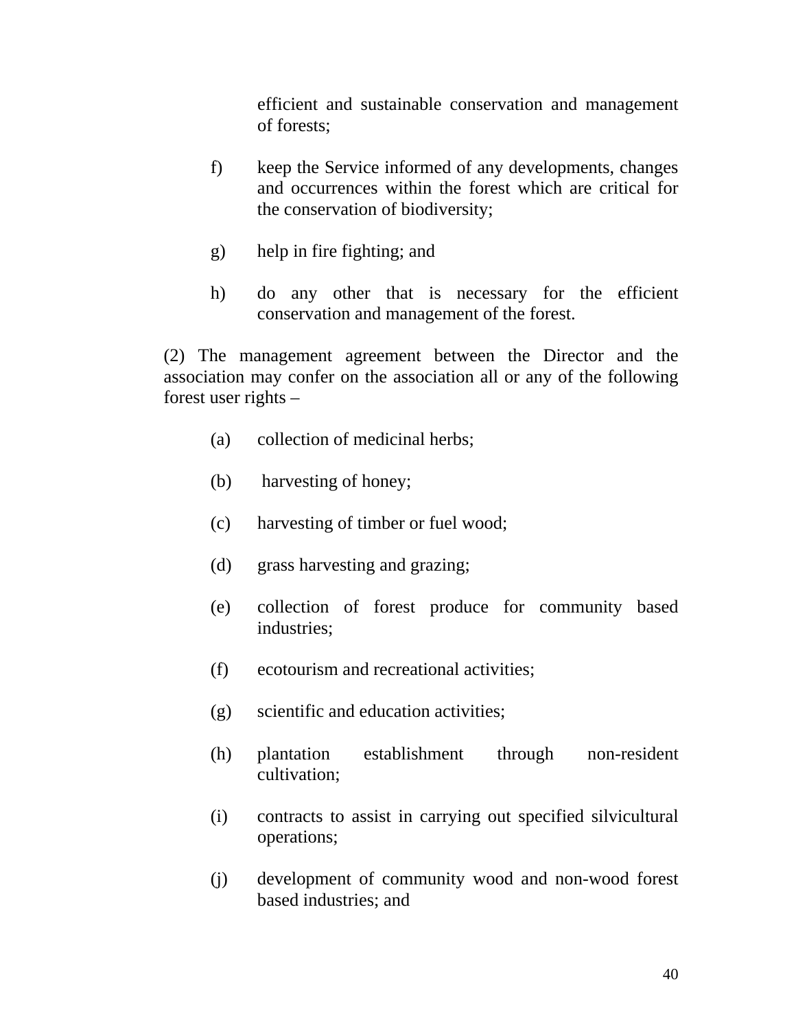efficient and sustainable conservation and management of forests;

f) keep the Service informed of any developments, changes and occurrences within the forest which are critical for the conservation of biodiversity;

g) help in fire fighting; and

h) do any other that is necessary for the efficient conservation and management of the forest.

(2) The management agreement between the Director and the association may confer on the association all or any of the following forest user rights –

(a) collection of medicinal herbs;

(b) harvesting of honey;

(c) harvesting of timber or fuel wood;

(d) grass harvesting and grazing;

(e) collection of forest produce for community based industries;

(f) ecotourism and recreational activities;

(g) scientific and education activities;

(h) plantation establishment through non-resident cultivation;

(i) contracts to assist in carrying out specified silvicultural operations;

(j) development of community wood and non-wood forest based industries; and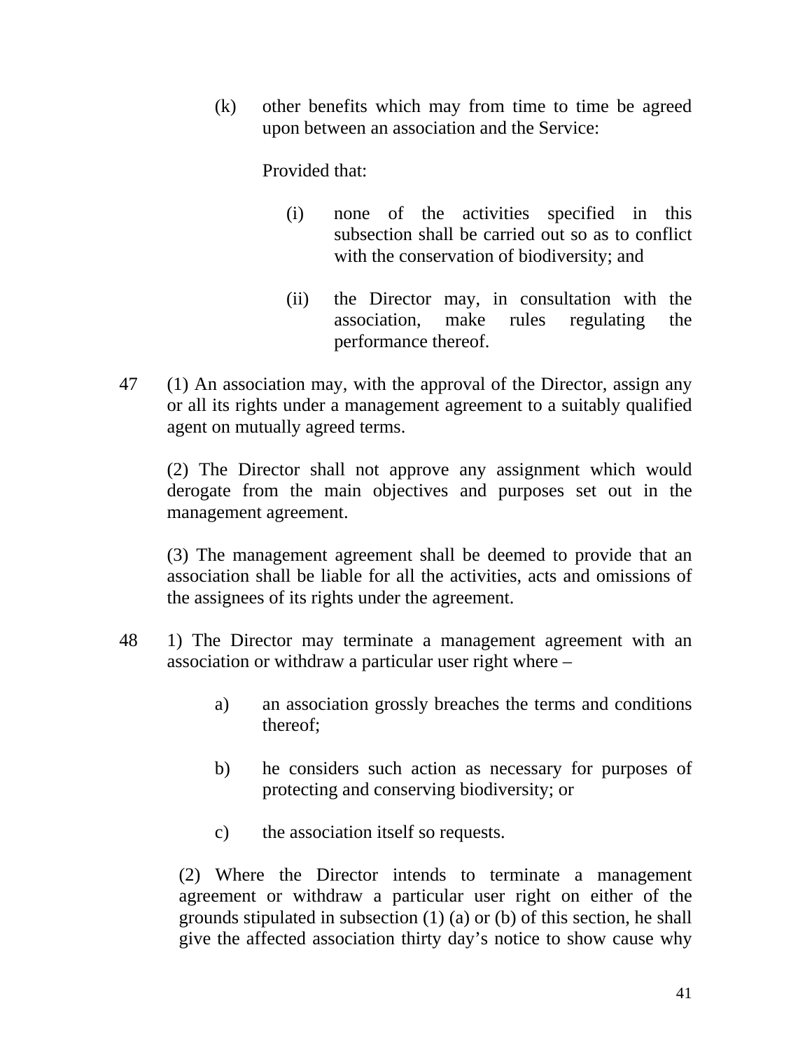(k) other benefits which may from time to time be agreed upon between an association and the Service:

Provided that:

(i) none of the activities specified in this subsection shall be carried out so as to conflict with the conservation of biodiversity; and

(ii) the Director may, in consultation with the association, make rules regulating the performance thereof.

47 (1) An association may, with the approval of the Director, assign any or all its rights under a management agreement to a suitably qualified agent on mutually agreed terms.

(2) The Director shall not approve any assignment which would derogate from the main objectives and purposes set out in the management agreement.

(3) The management agreement shall be deemed to provide that an association shall be liable for all the activities, acts and omissions of the assignees of its rights under the agreement.

48 1) The Director may terminate a management agreement with an association or withdraw a particular user right where –

a) an association grossly breaches the terms and conditions thereof;

b) he considers such action as necessary for purposes of protecting and conserving biodiversity; or

c) the association itself so requests.

(2) Where the Director intends to terminate a management agreement or withdraw a particular user right on either of the grounds stipulated in subsection (1) (a) or (b) of this section, he shall give the affected association thirty day's notice to show cause why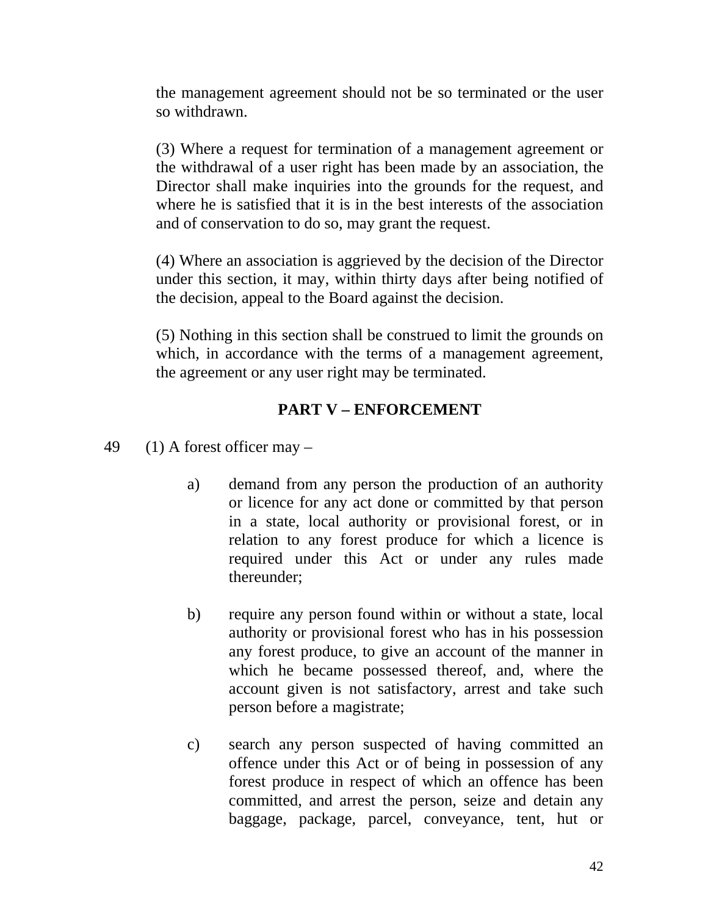the management agreement should not be so terminated or the user so withdrawn.

(3) Where a request for termination of a management agreement or the withdrawal of a user right has been made by an association, the Director shall make inquiries into the grounds for the request, and where he is satisfied that it is in the best interests of the association and of conservation to do so, may grant the request.

(4) Where an association is aggrieved by the decision of the Director under this section, it may, within thirty days after being notified of the decision, appeal to the Board against the decision.

(5) Nothing in this section shall be construed to limit the grounds on which, in accordance with the terms of a management agreement, the agreement or any user right may be terminated.

## PART V – ENFORCEMENT

49 (1) A forest officer may –

a) demand from any person the production of an authority or licence for any act done or committed by that person in a state, local authority or provisional forest, or in relation to any forest produce for which a licence is required under this Act or under any rules made thereunder;

b) require any person found within or without a state, local authority or provisional forest who has in his possession any forest produce, to give an account of the manner in which he became possessed thereof, and, where the account given is not satisfactory, arrest and take such person before a magistrate;

c) search any person suspected of having committed an offence under this Act or of being in possession of any forest produce in respect of which an offence has been committed, and arrest the person, seize and detain any baggage, package, parcel, conveyance, tent, hut or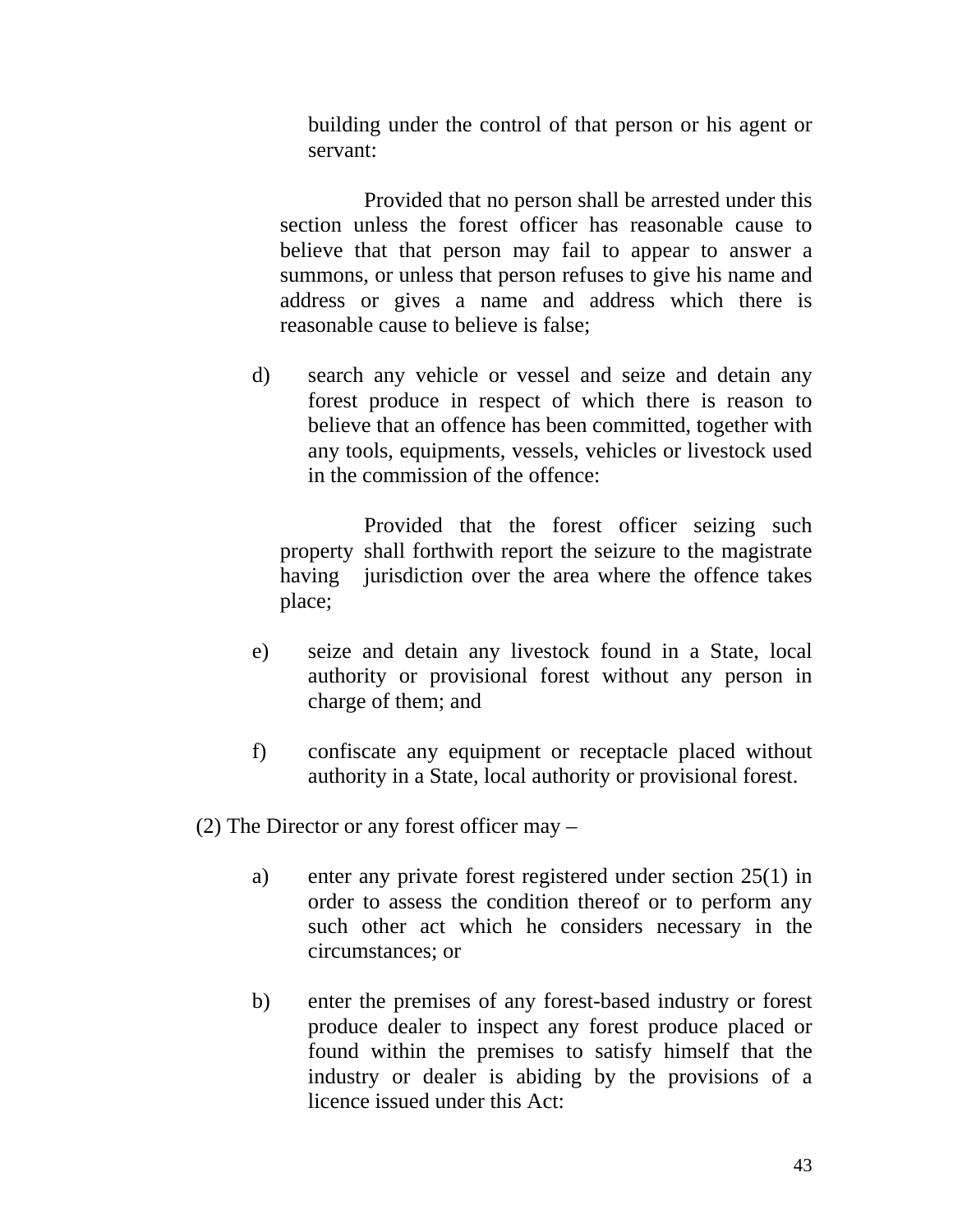building under the control of that person or his agent or servant:

Provided that no person shall be arrested under this section unless the forest officer has reasonable cause to believe that that person may fail to appear to answer a summons, or unless that person refuses to give his name and address or gives a name and address which there is reasonable cause to believe is false;

d) search any vehicle or vessel and seize and detain any forest produce in respect of which there is reason to believe that an offence has been committed, together with any tools, equipments, vessels, vehicles or livestock used in the commission of the offence:

Provided that the forest officer seizing such property shall forthwith report the seizure to the magistrate having jurisdiction over the area where the offence takes place;

e) seize and detain any livestock found in a State, local authority or provisional forest without any person in charge of them; and

f) confiscate any equipment or receptacle placed without authority in a State, local authority or provisional forest.

(2) The Director or any forest officer may –

a) enter any private forest registered under section 25(1) in order to assess the condition thereof or to perform any such other act which he considers necessary in the circumstances; or

b) enter the premises of any forest-based industry or forest produce dealer to inspect any forest produce placed or found within the premises to satisfy himself that the industry or dealer is abiding by the provisions of a licence issued under this Act: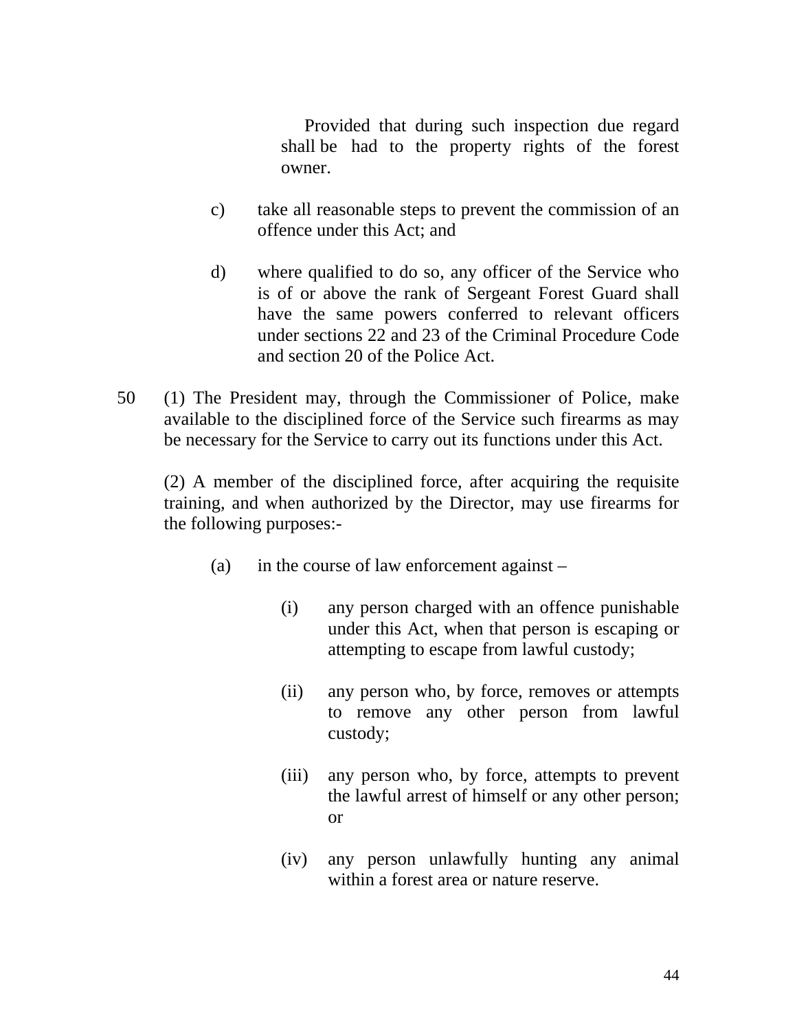Provided that during such inspection due regard shall be had to the property rights of the forest owner.

c) take all reasonable steps to prevent the commission of an offence under this Act; and

d) where qualified to do so, any officer of the Service who is of or above the rank of Sergeant Forest Guard shall have the same powers conferred to relevant officers under sections 22 and 23 of the Criminal Procedure Code and section 20 of the Police Act.

50 (1) The President may, through the Commissioner of Police, make available to the disciplined force of the Service such firearms as may be necessary for the Service to carry out its functions under this Act.

(2) A member of the disciplined force, after acquiring the requisite training, and when authorized by the Director, may use firearms for the following purposes:-

(a) in the course of law enforcement against –

(i) any person charged with an offence punishable under this Act, when that person is escaping or attempting to escape from lawful custody;

(ii) any person who, by force, removes or attempts to remove any other person from lawful custody;

(iii) any person who, by force, attempts to prevent the lawful arrest of himself or any other person; or

(iv) any person unlawfully hunting any animal within a forest area or nature reserve.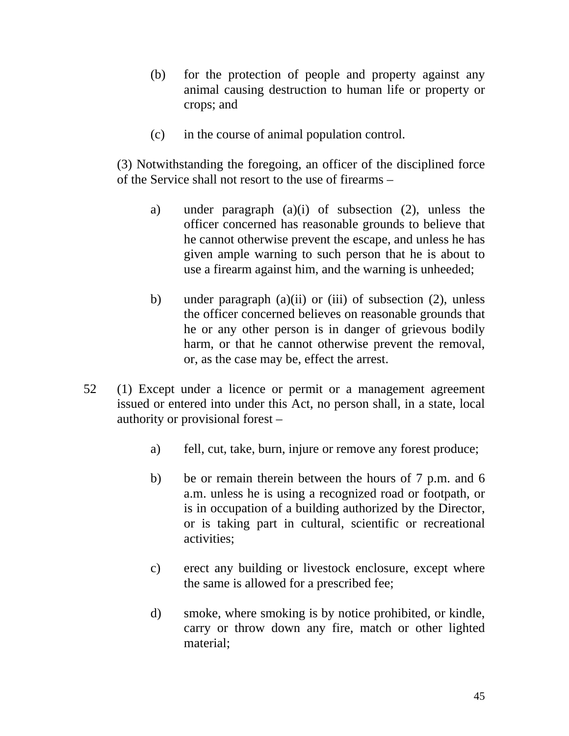(b) for the protection of people and property against any animal causing destruction to human life or property or crops; and

(c) in the course of animal population control.

(3) Notwithstanding the foregoing, an officer of the disciplined force of the Service shall not resort to the use of firearms –

a) under paragraph (a)(i) of subsection (2), unless the officer concerned has reasonable grounds to believe that he cannot otherwise prevent the escape, and unless he has given ample warning to such person that he is about to use a firearm against him, and the warning is unheeded;

b) under paragraph (a)(ii) or (iii) of subsection (2), unless the officer concerned believes on reasonable grounds that he or any other person is in danger of grievous bodily harm, or that he cannot otherwise prevent the removal, or, as the case may be, effect the arrest.

52 (1) Except under a licence or permit or a management agreement issued or entered into under this Act, no person shall, in a state, local authority or provisional forest –

a) fell, cut, take, burn, injure or remove any forest produce;

b) be or remain therein between the hours of 7 p.m. and 6 a.m. unless he is using a recognized road or footpath, or is in occupation of a building authorized by the Director, or is taking part in cultural, scientific or recreational activities;

c) erect any building or livestock enclosure, except where the same is allowed for a prescribed fee;

d) smoke, where smoking is by notice prohibited, or kindle, carry or throw down any fire, match or other lighted material;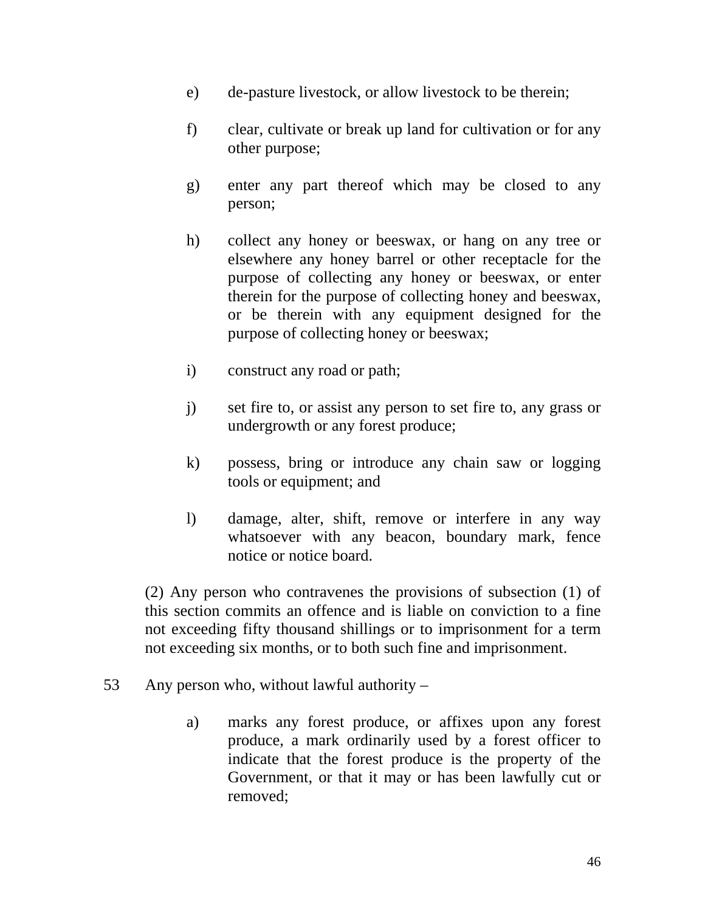e) de-pasture livestock, or allow livestock to be therein;

f) clear, cultivate or break up land for cultivation or for any other purpose;

g) enter any part thereof which may be closed to any person;

h) collect any honey or beeswax, or hang on any tree or elsewhere any honey barrel or other receptacle for the purpose of collecting any honey or beeswax, or enter therein for the purpose of collecting honey and beeswax, or be therein with any equipment designed for the purpose of collecting honey or beeswax;

i) construct any road or path;

j) set fire to, or assist any person to set fire to, any grass or undergrowth or any forest produce;

k) possess, bring or introduce any chain saw or logging tools or equipment; and

l) damage, alter, shift, remove or interfere in any way whatsoever with any beacon, boundary mark, fence notice or notice board.

(2) Any person who contravenes the provisions of subsection (1) of this section commits an offence and is liable on conviction to a fine not exceeding fifty thousand shillings or to imprisonment for a term not exceeding six months, or to both such fine and imprisonment.

53 Any person who, without lawful authority –

a) marks any forest produce, or affixes upon any forest produce, a mark ordinarily used by a forest officer to indicate that the forest produce is the property of the Government, or that it may or has been lawfully cut or removed;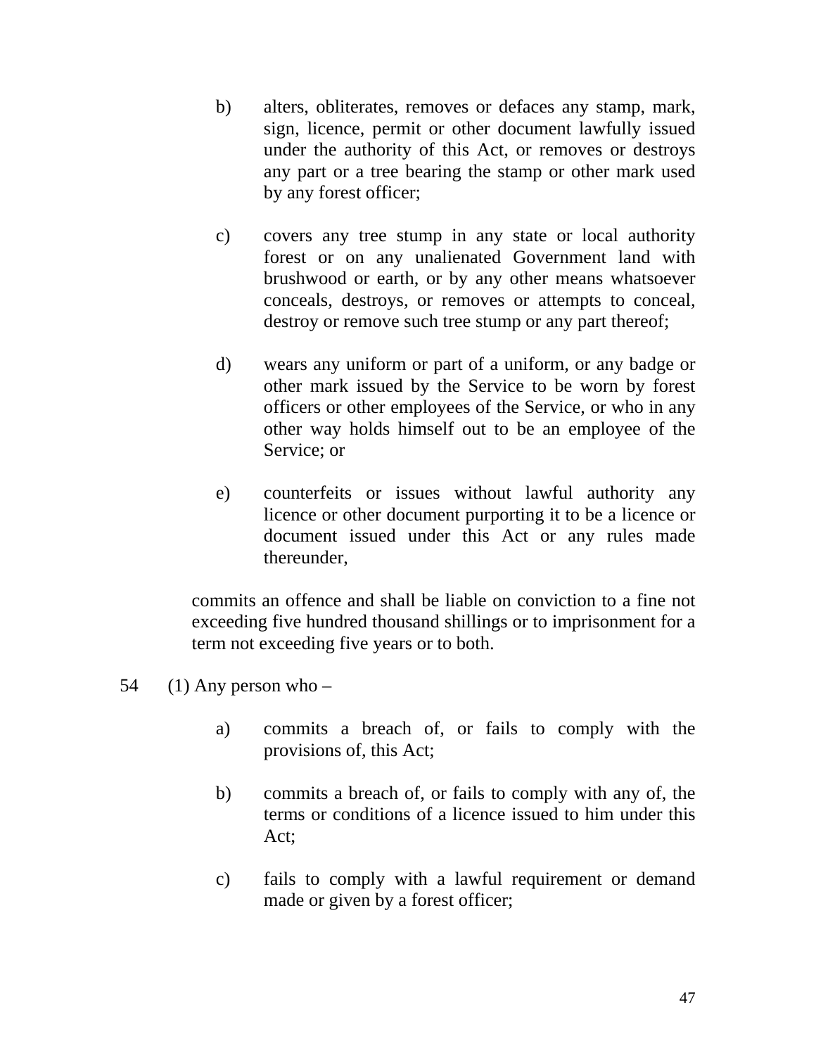b) alters, obliterates, removes or defaces any stamp, mark, sign, licence, permit or other document lawfully issued under the authority of this Act, or removes or destroys any part or a tree bearing the stamp or other mark used by any forest officer;

c) covers any tree stump in any state or local authority forest or on any unalienated Government land with brushwood or earth, or by any other means whatsoever conceals, destroys, or removes or attempts to conceal, destroy or remove such tree stump or any part thereof;

d) wears any uniform or part of a uniform, or any badge or other mark issued by the Service to be worn by forest officers or other employees of the Service, or who in any other way holds himself out to be an employee of the Service; or

e) counterfeits or issues without lawful authority any licence or other document purporting it to be a licence or document issued under this Act or any rules made thereunder,

commits an offence and shall be liable on conviction to a fine not exceeding five hundred thousand shillings or to imprisonment for a term not exceeding five years or to both.

54 (1) Any person who –

a) commits a breach of, or fails to comply with the provisions of, this Act;

b) commits a breach of, or fails to comply with any of, the terms or conditions of a licence issued to him under this Act;

c) fails to comply with a lawful requirement or demand made or given by a forest officer;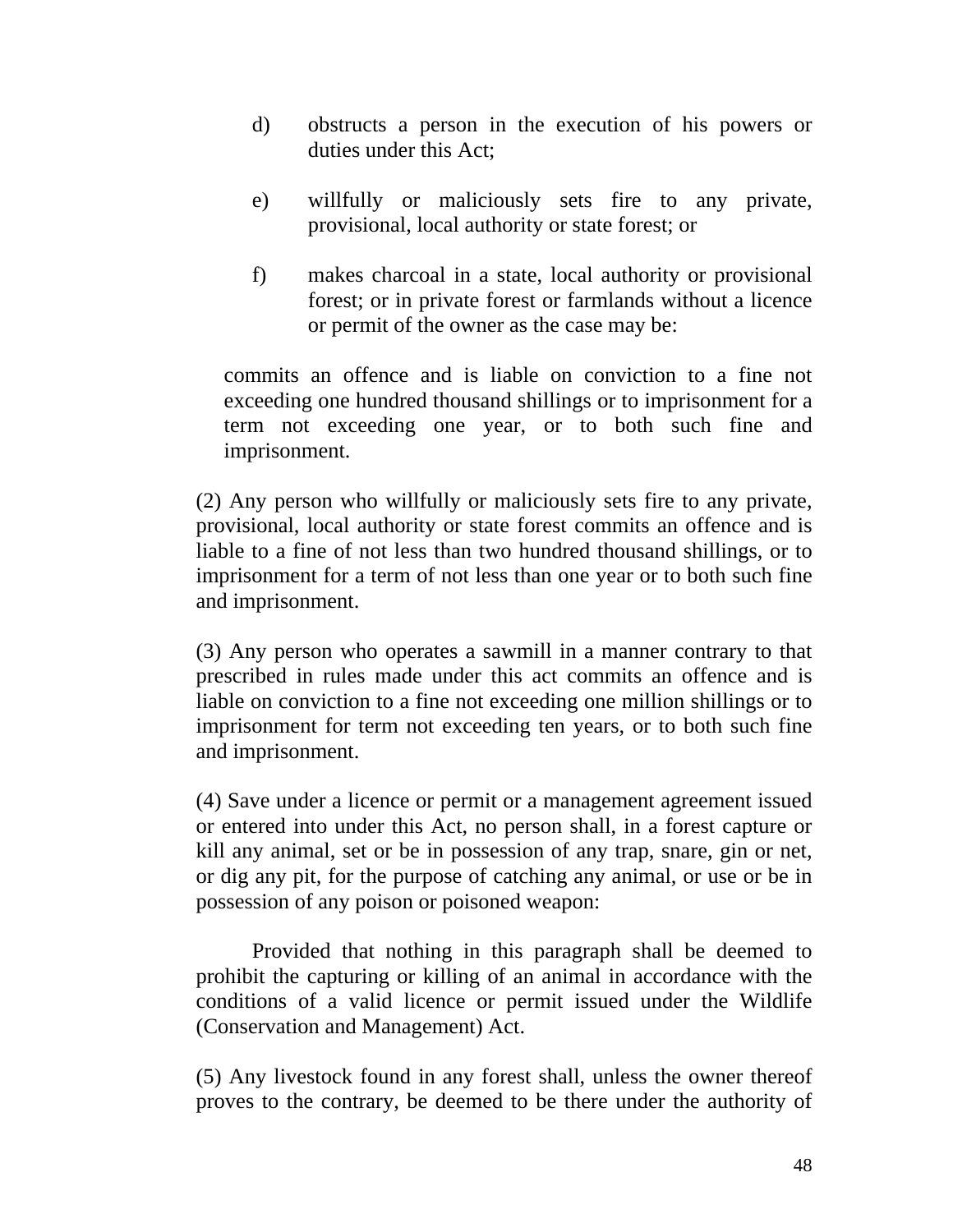d) obstructs a person in the execution of his powers or duties under this Act;

e) willfully or maliciously sets fire to any private, provisional, local authority or state forest; or

f) makes charcoal in a state, local authority or provisional forest; or in private forest or farmlands without a licence or permit of the owner as the case may be:

commits an offence and is liable on conviction to a fine not exceeding one hundred thousand shillings or to imprisonment for a term not exceeding one year, or to both such fine and imprisonment.

(2) Any person who willfully or maliciously sets fire to any private, provisional, local authority or state forest commits an offence and is liable to a fine of not less than two hundred thousand shillings, or to imprisonment for a term of not less than one year or to both such fine and imprisonment.

(3) Any person who operates a sawmill in a manner contrary to that prescribed in rules made under this act commits an offence and is liable on conviction to a fine not exceeding one million shillings or to imprisonment for term not exceeding ten years, or to both such fine and imprisonment.

(4) Save under a licence or permit or a management agreement issued or entered into under this Act, no person shall, in a forest capture or kill any animal, set or be in possession of any trap, snare, gin or net, or dig any pit, for the purpose of catching any animal, or use or be in possession of any poison or poisoned weapon:

Provided that nothing in this paragraph shall be deemed to prohibit the capturing or killing of an animal in accordance with the conditions of a valid licence or permit issued under the Wildlife (Conservation and Management) Act.

(5) Any livestock found in any forest shall, unless the owner thereof proves to the contrary, be deemed to be there under the authority of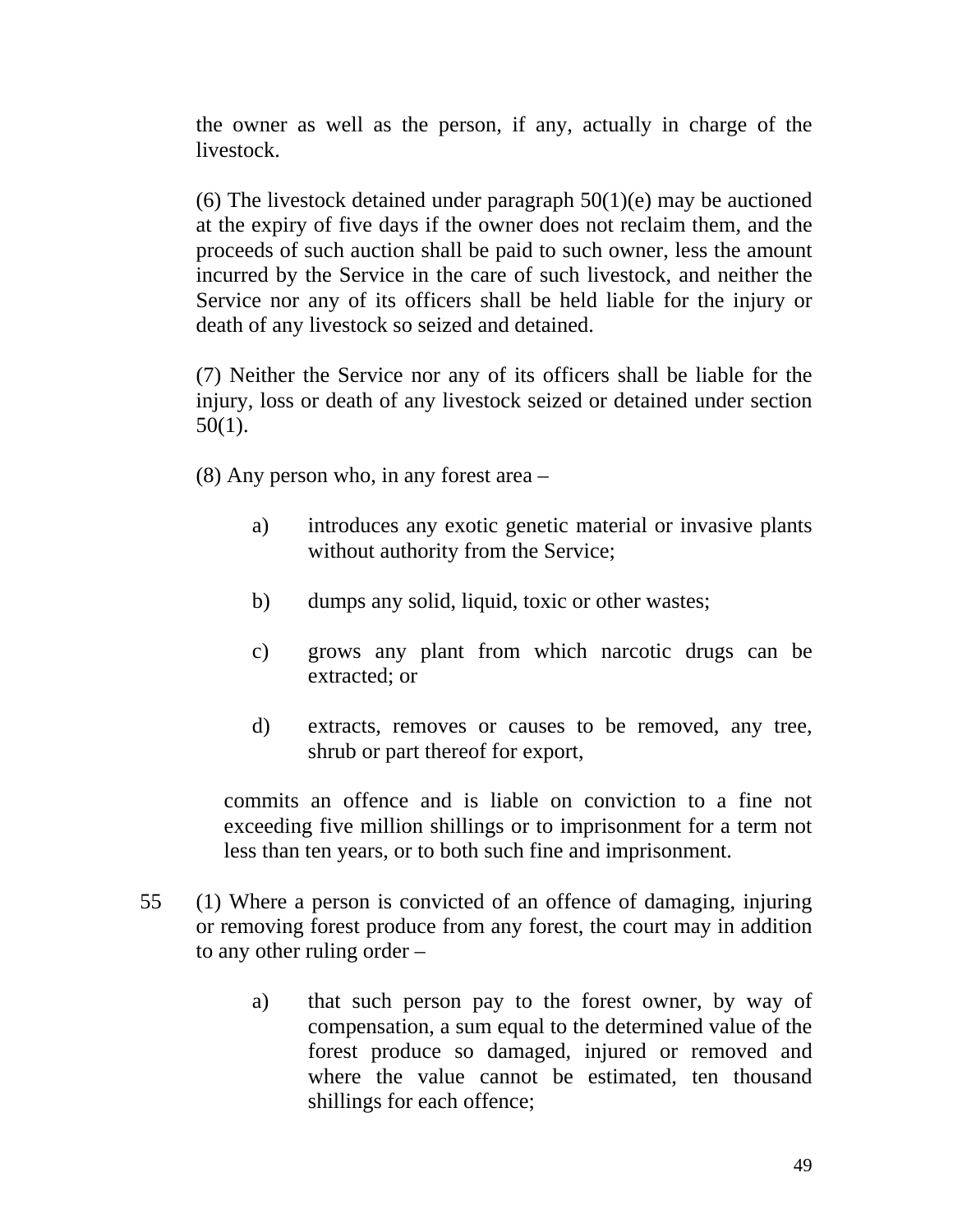the owner as well as the person, if any, actually in charge of the livestock.

(6) The livestock detained under paragraph 50(1)(e) may be auctioned at the expiry of five days if the owner does not reclaim them, and the proceeds of such auction shall be paid to such owner, less the amount incurred by the Service in the care of such livestock, and neither the Service nor any of its officers shall be held liable for the injury or death of any livestock so seized and detained.

(7) Neither the Service nor any of its officers shall be liable for the injury, loss or death of any livestock seized or detained under section 50(1).

(8) Any person who, in any forest area –

- a) introduces any exotic genetic material or invasive plants without authority from the Service;
- b) dumps any solid, liquid, toxic or other wastes;
- c) grows any plant from which narcotic drugs can be extracted; or
- d) extracts, removes or causes to be removed, any tree, shrub or part thereof for export,

commits an offence and is liable on conviction to a fine not exceeding five million shillings or to imprisonment for a term not less than ten years, or to both such fine and imprisonment.

55 (1) Where a person is convicted of an offence of damaging, injuring or removing forest produce from any forest, the court may in addition to any other ruling order –

- a) that such person pay to the forest owner, by way of compensation, a sum equal to the determined value of the forest produce so damaged, injured or removed and where the value cannot be estimated, ten thousand shillings for each offence;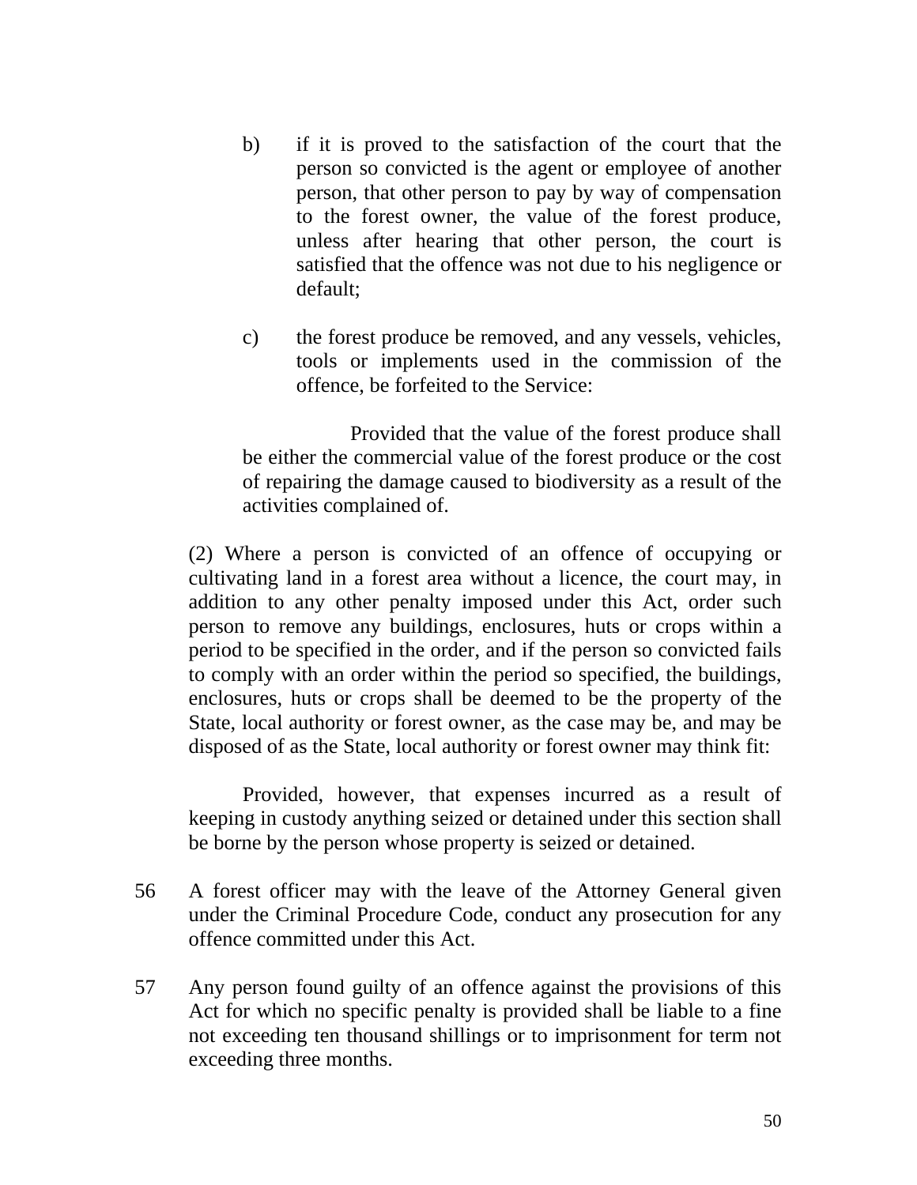b) if it is proved to the satisfaction of the court that the person so convicted is the agent or employee of another person, that other person to pay by way of compensation to the forest owner, the value of the forest produce, unless after hearing that other person, the court is satisfied that the offence was not due to his negligence or default;

c) the forest produce be removed, and any vessels, vehicles, tools or implements used in the commission of the offence, be forfeited to the Service:

Provided that the value of the forest produce shall be either the commercial value of the forest produce or the cost of repairing the damage caused to biodiversity as a result of the activities complained of.

(2) Where a person is convicted of an offence of occupying or cultivating land in a forest area without a licence, the court may, in addition to any other penalty imposed under this Act, order such person to remove any buildings, enclosures, huts or crops within a period to be specified in the order, and if the person so convicted fails to comply with an order within the period so specified, the buildings, enclosures, huts or crops shall be deemed to be the property of the State, local authority or forest owner, as the case may be, and may be disposed of as the State, local authority or forest owner may think fit:

Provided, however, that expenses incurred as a result of keeping in custody anything seized or detained under this section shall be borne by the person whose property is seized or detained.

56 A forest officer may with the leave of the Attorney General given under the Criminal Procedure Code, conduct any prosecution for any offence committed under this Act.

57 Any person found guilty of an offence against the provisions of this Act for which no specific penalty is provided shall be liable to a fine not exceeding ten thousand shillings or to imprisonment for term not exceeding three months.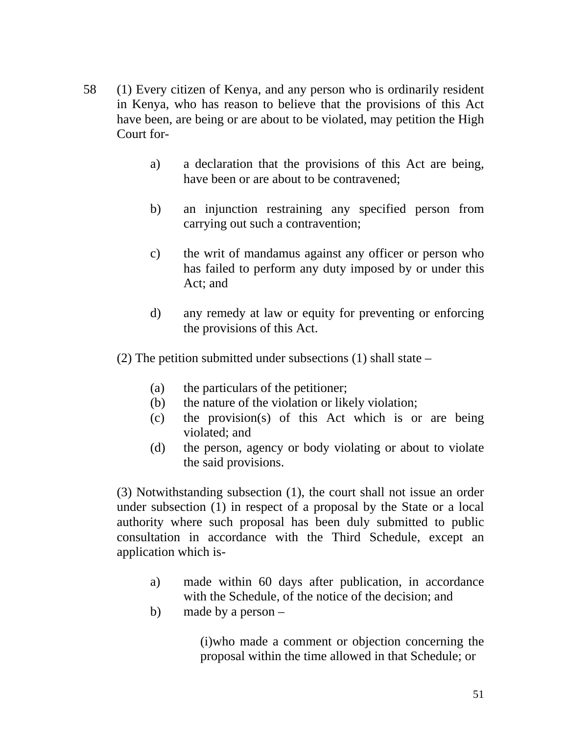58 (1) Every citizen of Kenya, and any person who is ordinarily resident in Kenya, who has reason to believe that the provisions of this Act have been, are being or are about to be violated, may petition the High Court for-

a) a declaration that the provisions of this Act are being, have been or are about to be contravened;

b) an injunction restraining any specified person from carrying out such a contravention;

c) the writ of mandamus against any officer or person who has failed to perform any duty imposed by or under this Act; and

d) any remedy at law or equity for preventing or enforcing the provisions of this Act.

(2) The petition submitted under subsections (1) shall state –

(a) the particulars of the petitioner;
(b) the nature of the violation or likely violation;
(c) the provision(s) of this Act which is or are being violated; and
(d) the person, agency or body violating or about to violate the said provisions.

(3) Notwithstanding subsection (1), the court shall not issue an order under subsection (1) in respect of a proposal by the State or a local authority where such proposal has been duly submitted to public consultation in accordance with the Third Schedule, except an application which is-

a) made within 60 days after publication, in accordance with the Schedule, of the notice of the decision; and
b) made by a person –

(i)who made a comment or objection concerning the proposal within the time allowed in that Schedule; or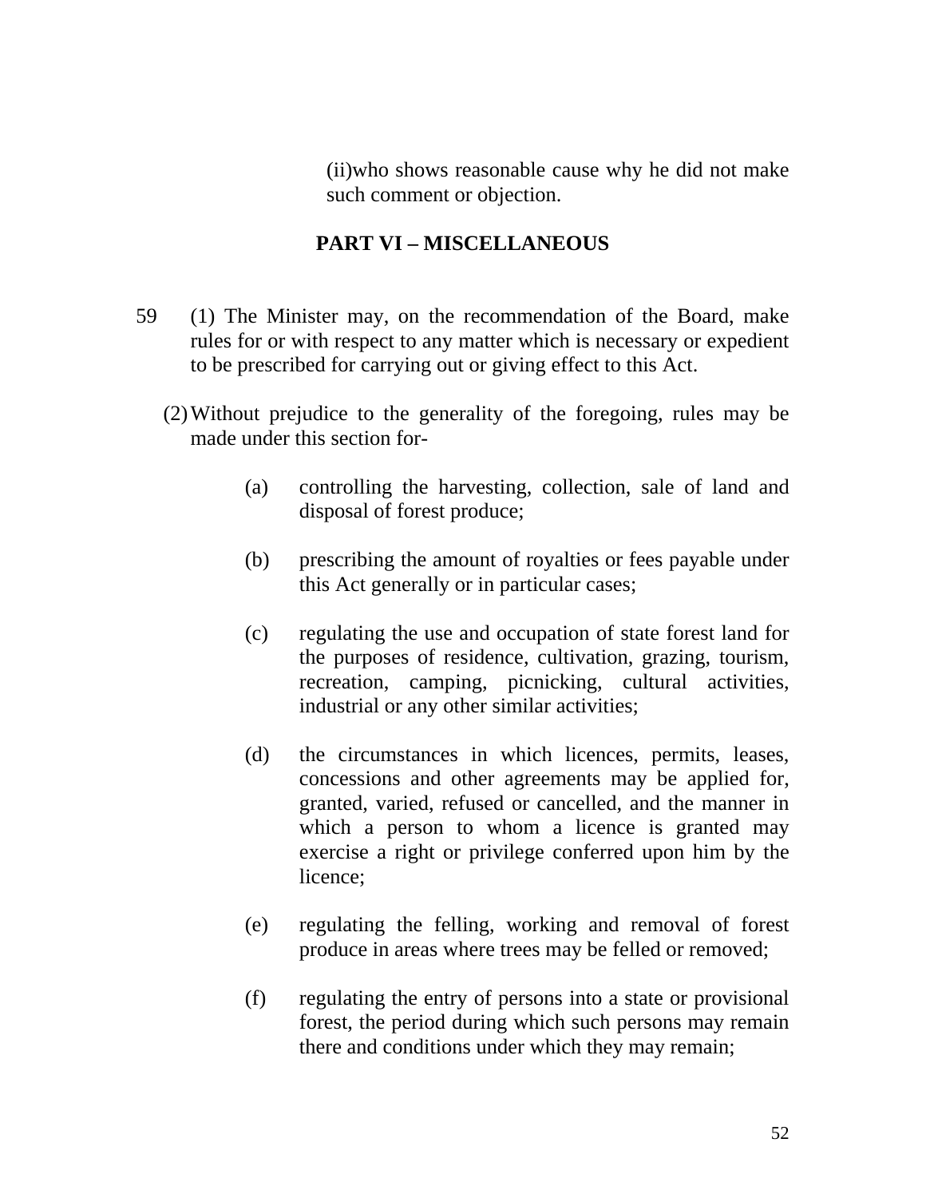(ii)who shows reasonable cause why he did not make such comment or objection.

## PART VI – MISCELLANEOUS

59 (1) The Minister may, on the recommendation of the Board, make rules for or with respect to any matter which is necessary or expedient to be prescribed for carrying out or giving effect to this Act.

(2) Without prejudice to the generality of the foregoing, rules may be made under this section for-

(a) controlling the harvesting, collection, sale of land and disposal of forest produce;

(b) prescribing the amount of royalties or fees payable under this Act generally or in particular cases;

(c) regulating the use and occupation of state forest land for the purposes of residence, cultivation, grazing, tourism, recreation, camping, picnicking, cultural activities, industrial or any other similar activities;

(d) the circumstances in which licences, permits, leases, concessions and other agreements may be applied for, granted, varied, refused or cancelled, and the manner in which a person to whom a licence is granted may exercise a right or privilege conferred upon him by the licence;

(e) regulating the felling, working and removal of forest produce in areas where trees may be felled or removed;

(f) regulating the entry of persons into a state or provisional forest, the period during which such persons may remain there and conditions under which they may remain;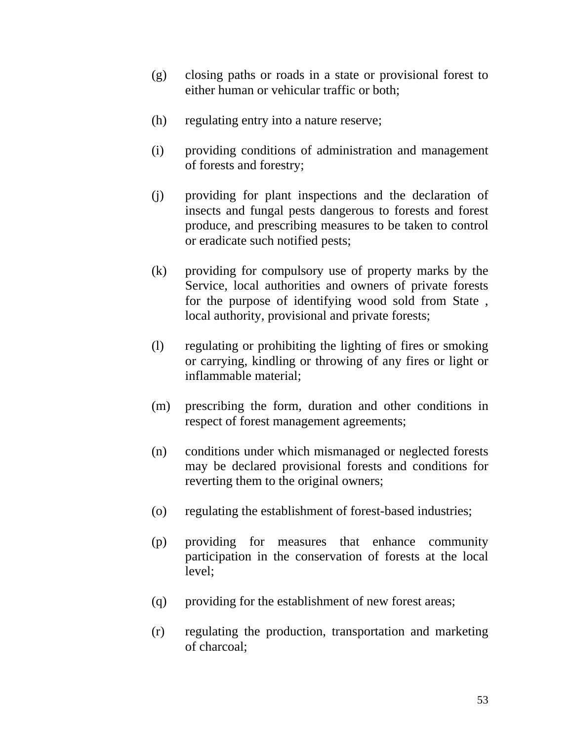(g) closing paths or roads in a state or provisional forest to either human or vehicular traffic or both;

(h) regulating entry into a nature reserve;

(i) providing conditions of administration and management of forests and forestry;

(j) providing for plant inspections and the declaration of insects and fungal pests dangerous to forests and forest produce, and prescribing measures to be taken to control or eradicate such notified pests;

(k) providing for compulsory use of property marks by the Service, local authorities and owners of private forests for the purpose of identifying wood sold from State , local authority, provisional and private forests;

(l) regulating or prohibiting the lighting of fires or smoking or carrying, kindling or throwing of any fires or light or inflammable material;

(m) prescribing the form, duration and other conditions in respect of forest management agreements;

(n) conditions under which mismanaged or neglected forests may be declared provisional forests and conditions for reverting them to the original owners;

(o) regulating the establishment of forest-based industries;

(p) providing for measures that enhance community participation in the conservation of forests at the local level;

(q) providing for the establishment of new forest areas;

(r) regulating the production, transportation and marketing of charcoal;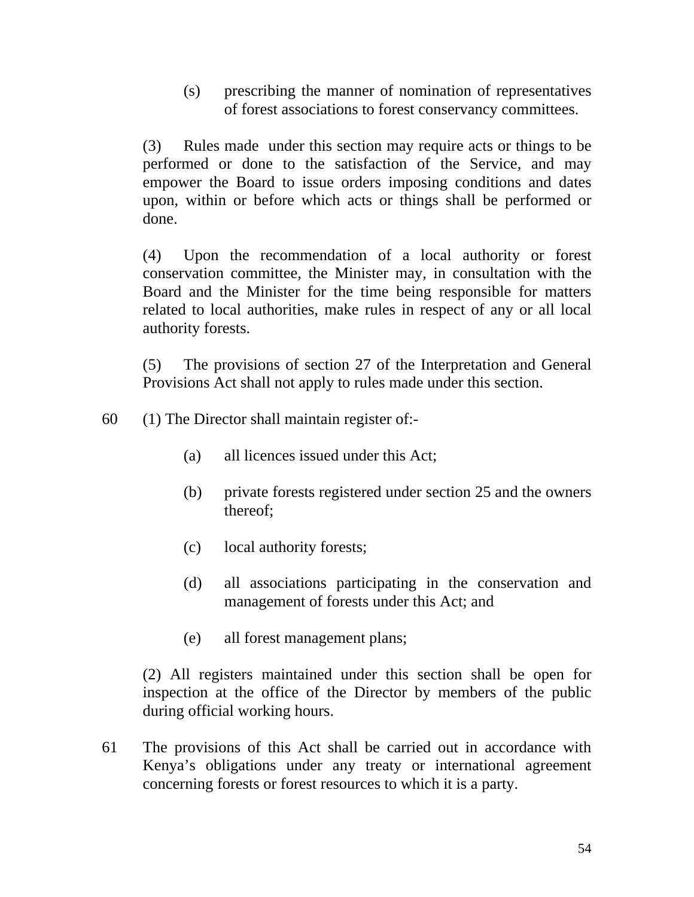(s) prescribing the manner of nomination of representatives of forest associations to forest conservancy committees.

(3) Rules made under this section may require acts or things to be performed or done to the satisfaction of the Service, and may empower the Board to issue orders imposing conditions and dates upon, within or before which acts or things shall be performed or done.

(4) Upon the recommendation of a local authority or forest conservation committee, the Minister may, in consultation with the Board and the Minister for the time being responsible for matters related to local authorities, make rules in respect of any or all local authority forests.

(5) The provisions of section 27 of the Interpretation and General Provisions Act shall not apply to rules made under this section.

60 (1) The Director shall maintain register of:-

(a) all licences issued under this Act;

(b) private forests registered under section 25 and the owners thereof;

(c) local authority forests;

(d) all associations participating in the conservation and management of forests under this Act; and

(e) all forest management plans;

(2) All registers maintained under this section shall be open for inspection at the office of the Director by members of the public during official working hours.

61 The provisions of this Act shall be carried out in accordance with Kenya's obligations under any treaty or international agreement concerning forests or forest resources to which it is a party.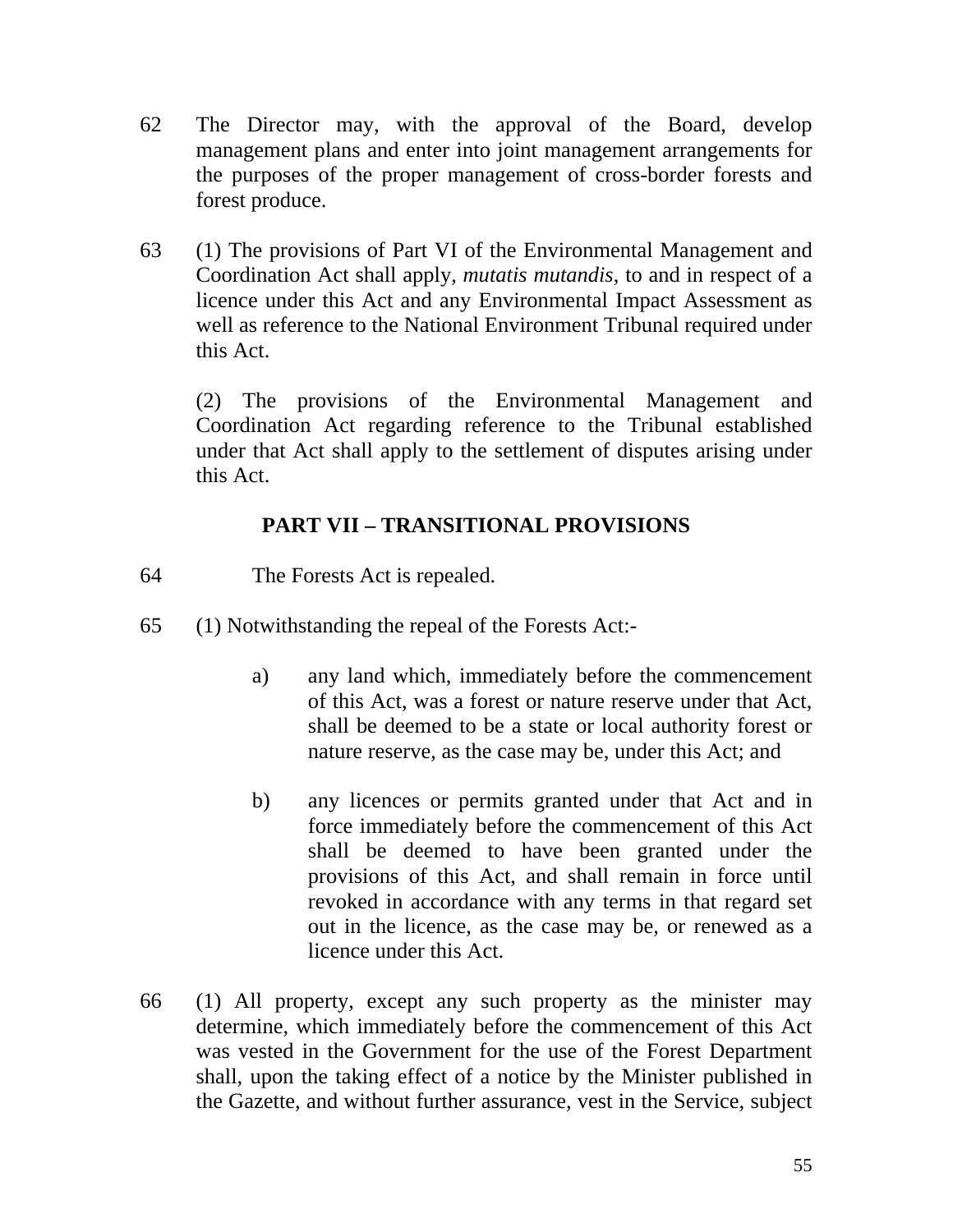62 The Director may, with the approval of the Board, develop management plans and enter into joint management arrangements for the purposes of the proper management of cross-border forests and forest produce.

63 (1) The provisions of Part VI of the Environmental Management and Coordination Act shall apply, *mutatis mutandis*, to and in respect of a licence under this Act and any Environmental Impact Assessment as well as reference to the National Environment Tribunal required under this Act.

(2) The provisions of the Environmental Management and Coordination Act regarding reference to the Tribunal established under that Act shall apply to the settlement of disputes arising under this Act.

## PART VII – TRANSITIONAL PROVISIONS

64 The Forests Act is repealed.

65 (1) Notwithstanding the repeal of the Forests Act:-

a) any land which, immediately before the commencement of this Act, was a forest or nature reserve under that Act, shall be deemed to be a state or local authority forest or nature reserve, as the case may be, under this Act; and

b) any licences or permits granted under that Act and in force immediately before the commencement of this Act shall be deemed to have been granted under the provisions of this Act, and shall remain in force until revoked in accordance with any terms in that regard set out in the licence, as the case may be, or renewed as a licence under this Act.

66 (1) All property, except any such property as the minister may determine, which immediately before the commencement of this Act was vested in the Government for the use of the Forest Department shall, upon the taking effect of a notice by the Minister published in the Gazette, and without further assurance, vest in the Service, subject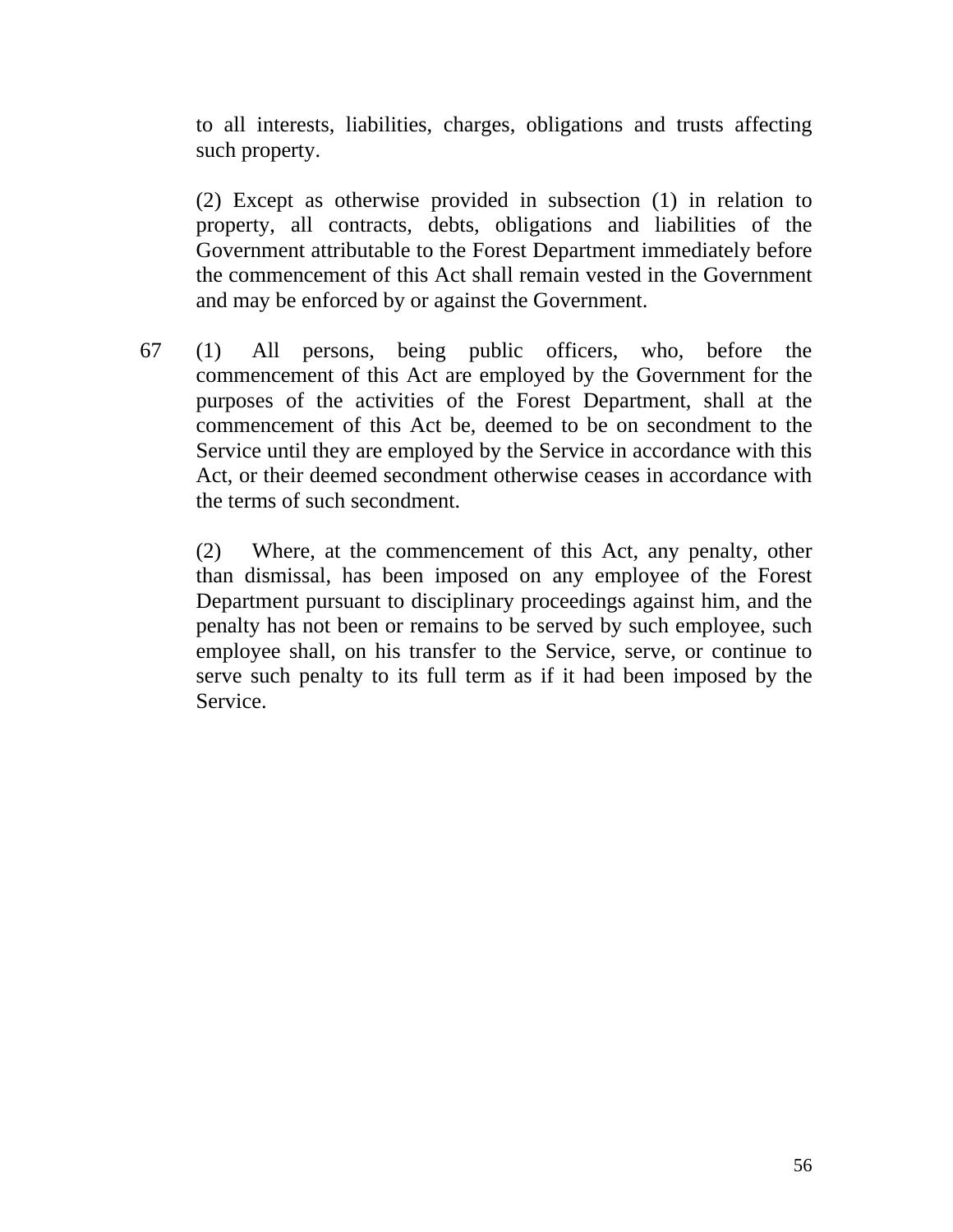to all interests, liabilities, charges, obligations and trusts affecting such property.

(2) Except as otherwise provided in subsection (1) in relation to property, all contracts, debts, obligations and liabilities of the Government attributable to the Forest Department immediately before the commencement of this Act shall remain vested in the Government and may be enforced by or against the Government.

67 (1) All persons, being public officers, who, before the commencement of this Act are employed by the Government for the purposes of the activities of the Forest Department, shall at the commencement of this Act be, deemed to be on secondment to the Service until they are employed by the Service in accordance with this Act, or their deemed secondment otherwise ceases in accordance with the terms of such secondment.

(2) Where, at the commencement of this Act, any penalty, other than dismissal, has been imposed on any employee of the Forest Department pursuant to disciplinary proceedings against him, and the penalty has not been or remains to be served by such employee, such employee shall, on his transfer to the Service, serve, or continue to serve such penalty to its full term as if it had been imposed by the Service.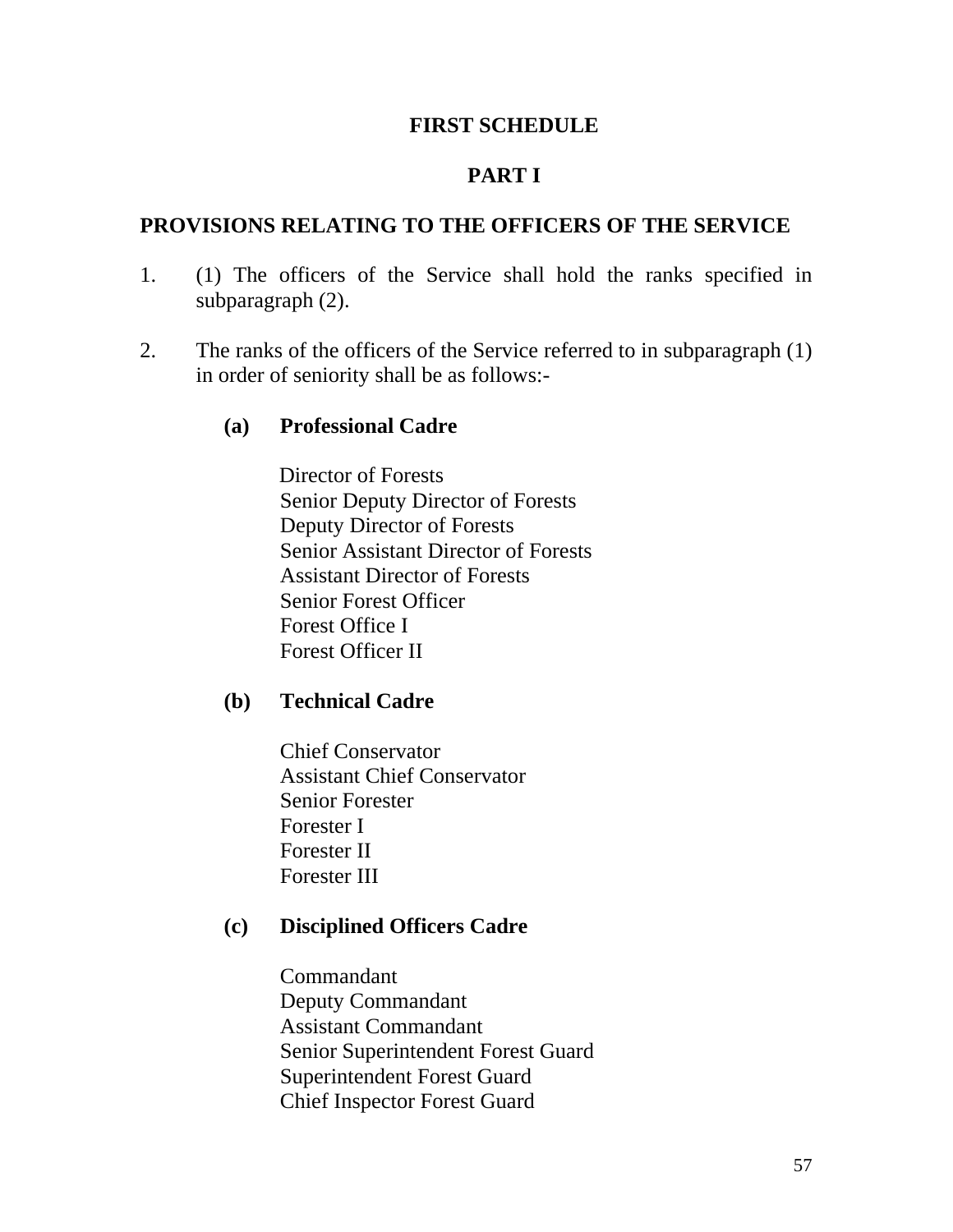# FIRST SCHEDULE

## PART I

## PROVISIONS RELATING TO THE OFFICERS OF THE SERVICE

1. (1) The officers of the Service shall hold the ranks specified in subparagraph (2).

2. The ranks of the officers of the Service referred to in subparagraph (1) in order of seniority shall be as follows:-

   **(a) Professional Cadre**

   Director of Forests
   Senior Deputy Director of Forests
   Deputy Director of Forests
   Senior Assistant Director of Forests
   Assistant Director of Forests
   Senior Forest Officer
   Forest Office I
   Forest Officer II

   **(b) Technical Cadre**

   Chief Conservator
   Assistant Chief Conservator
   Senior Forester
   Forester I
   Forester II
   Forester III

   **(c) Disciplined Officers Cadre**

   Commandant
   Deputy Commandant
   Assistant Commandant
   Senior Superintendent Forest Guard
   Superintendent Forest Guard
   Chief Inspector Forest Guard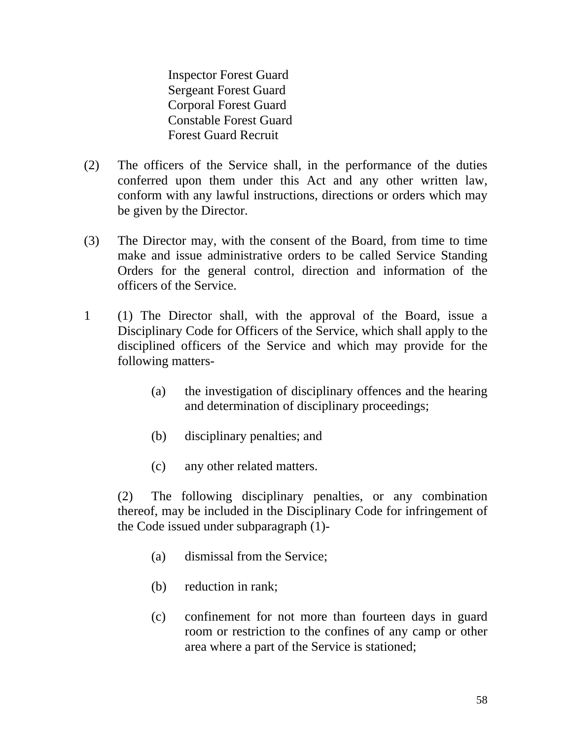Inspector Forest Guard
Sergeant Forest Guard
Corporal Forest Guard
Constable Forest Guard
Forest Guard Recruit

(2) The officers of the Service shall, in the performance of the duties conferred upon them under this Act and any other written law, conform with any lawful instructions, directions or orders which may be given by the Director.

(3) The Director may, with the consent of the Board, from time to time make and issue administrative orders to be called Service Standing Orders for the general control, direction and information of the officers of the Service.

1 (1) The Director shall, with the approval of the Board, issue a Disciplinary Code for Officers of the Service, which shall apply to the disciplined officers of the Service and which may provide for the following matters-

(a) the investigation of disciplinary offences and the hearing and determination of disciplinary proceedings;

(b) disciplinary penalties; and

(c) any other related matters.

(2) The following disciplinary penalties, or any combination thereof, may be included in the Disciplinary Code for infringement of the Code issued under subparagraph (1)-

(a) dismissal from the Service;

(b) reduction in rank;

(c) confinement for not more than fourteen days in guard room or restriction to the confines of any camp or other area where a part of the Service is stationed;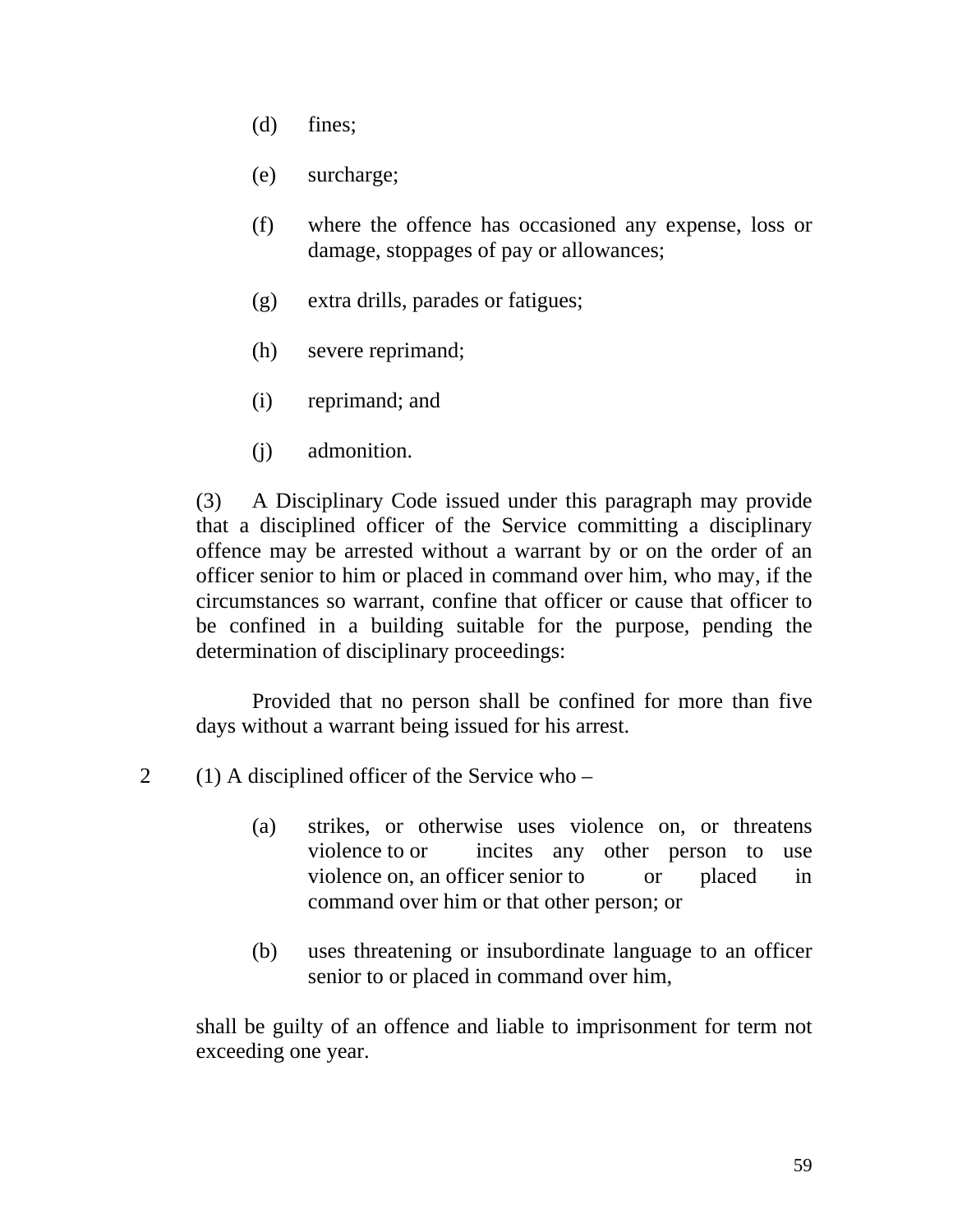(d) fines;

(e) surcharge;

(f) where the offence has occasioned any expense, loss or damage, stoppages of pay or allowances;

(g) extra drills, parades or fatigues;

(h) severe reprimand;

(i) reprimand; and

(j) admonition.

(3) A Disciplinary Code issued under this paragraph may provide that a disciplined officer of the Service committing a disciplinary offence may be arrested without a warrant by or on the order of an officer senior to him or placed in command over him, who may, if the circumstances so warrant, confine that officer or cause that officer to be confined in a building suitable for the purpose, pending the determination of disciplinary proceedings:

Provided that no person shall be confined for more than five days without a warrant being issued for his arrest.

2 (1) A disciplined officer of the Service who –

(a) strikes, or otherwise uses violence on, or threatens violence to or incites any other person to use violence on, an officer senior to or placed in command over him or that other person; or

(b) uses threatening or insubordinate language to an officer senior to or placed in command over him,

shall be guilty of an offence and liable to imprisonment for term not exceeding one year.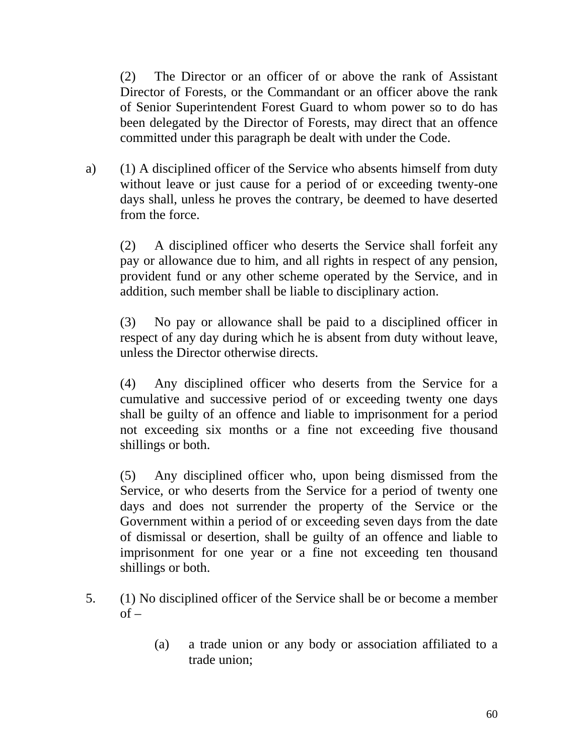(2) The Director or an officer of or above the rank of Assistant Director of Forests, or the Commandant or an officer above the rank of Senior Superintendent Forest Guard to whom power so to do has been delegated by the Director of Forests, may direct that an offence committed under this paragraph be dealt with under the Code.

a) (1) A disciplined officer of the Service who absents himself from duty without leave or just cause for a period of or exceeding twenty-one days shall, unless he proves the contrary, be deemed to have deserted from the force.

(2) A disciplined officer who deserts the Service shall forfeit any pay or allowance due to him, and all rights in respect of any pension, provident fund or any other scheme operated by the Service, and in addition, such member shall be liable to disciplinary action.

(3) No pay or allowance shall be paid to a disciplined officer in respect of any day during which he is absent from duty without leave, unless the Director otherwise directs.

(4) Any disciplined officer who deserts from the Service for a cumulative and successive period of or exceeding twenty one days shall be guilty of an offence and liable to imprisonment for a period not exceeding six months or a fine not exceeding five thousand shillings or both.

(5) Any disciplined officer who, upon being dismissed from the Service, or who deserts from the Service for a period of twenty one days and does not surrender the property of the Service or the Government within a period of or exceeding seven days from the date of dismissal or desertion, shall be guilty of an offence and liable to imprisonment for one year or a fine not exceeding ten thousand shillings or both.

5. (1) No disciplined officer of the Service shall be or become a member of –

   (a) a trade union or any body or association affiliated to a trade union;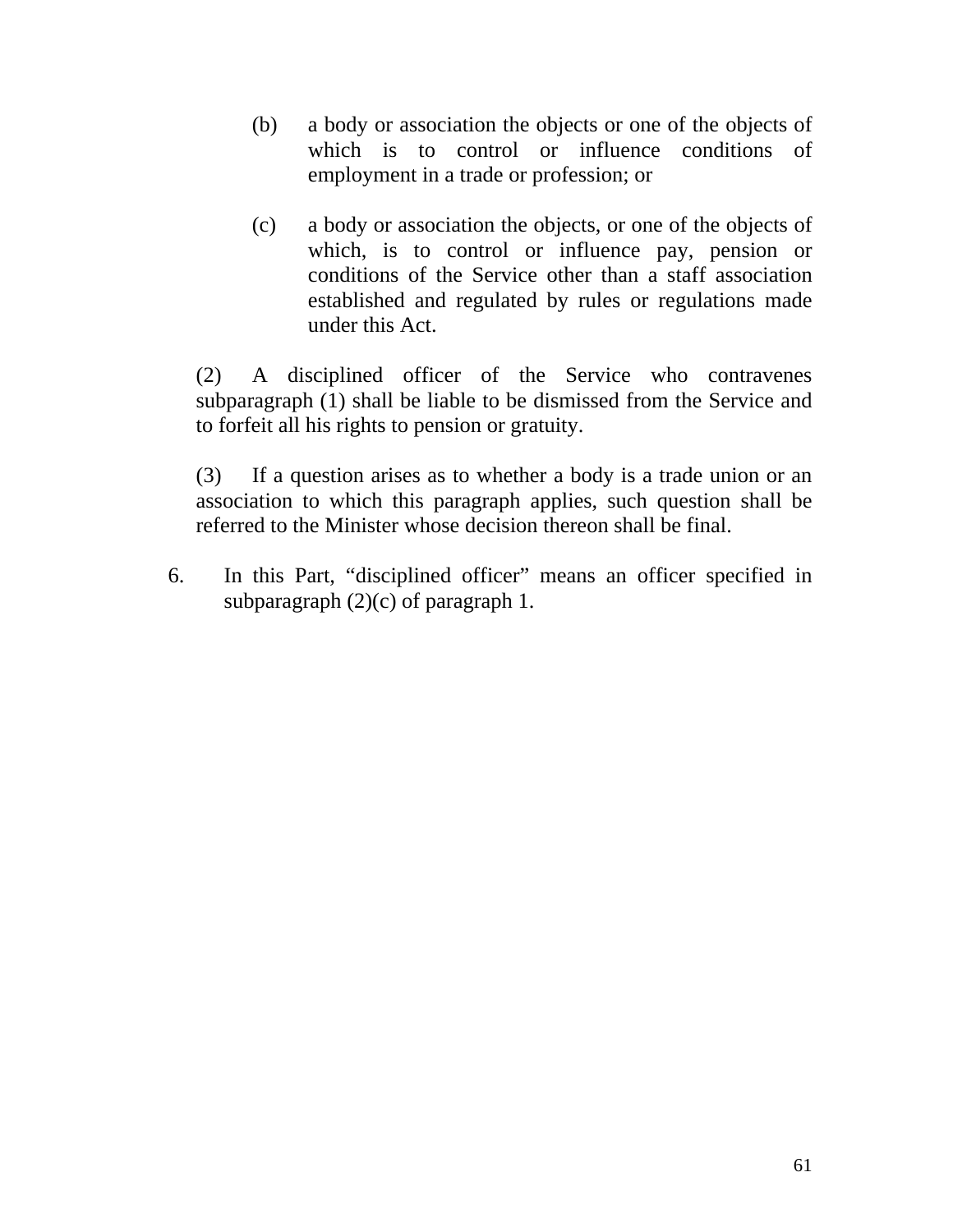(b) a body or association the objects or one of the objects of which is to control or influence conditions of employment in a trade or profession; or

(c) a body or association the objects, or one of the objects of which, is to control or influence pay, pension or conditions of the Service other than a staff association established and regulated by rules or regulations made under this Act.

(2) A disciplined officer of the Service who contravenes subparagraph (1) shall be liable to be dismissed from the Service and to forfeit all his rights to pension or gratuity.

(3) If a question arises as to whether a body is a trade union or an association to which this paragraph applies, such question shall be referred to the Minister whose decision thereon shall be final.

6. In this Part, "disciplined officer" means an officer specified in subparagraph (2)(c) of paragraph 1.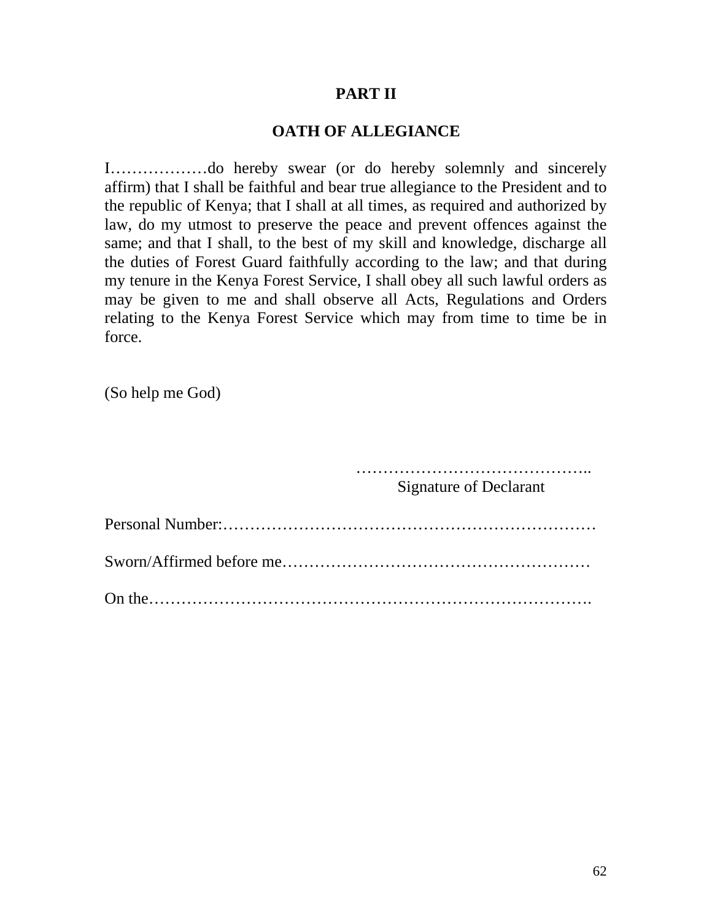## PART II

## OATH OF ALLEGIANCE

I………………do hereby swear (or do hereby solemnly and sincerely affirm) that I shall be faithful and bear true allegiance to the President and to the republic of Kenya; that I shall at all times, as required and authorized by law, do my utmost to preserve the peace and prevent offences against the same; and that I shall, to the best of my skill and knowledge, discharge all the duties of Forest Guard faithfully according to the law; and that during my tenure in the Kenya Forest Service, I shall obey all such lawful orders as may be given to me and shall observe all Acts, Regulations and Orders relating to the Kenya Forest Service which may from time to time be in force.

(So help me God)

……………………………………..
Signature of Declarant

Personal Number:……………………………………………………………

Sworn/Affirmed before me…………………………………………………

On the……………………………………………………………………….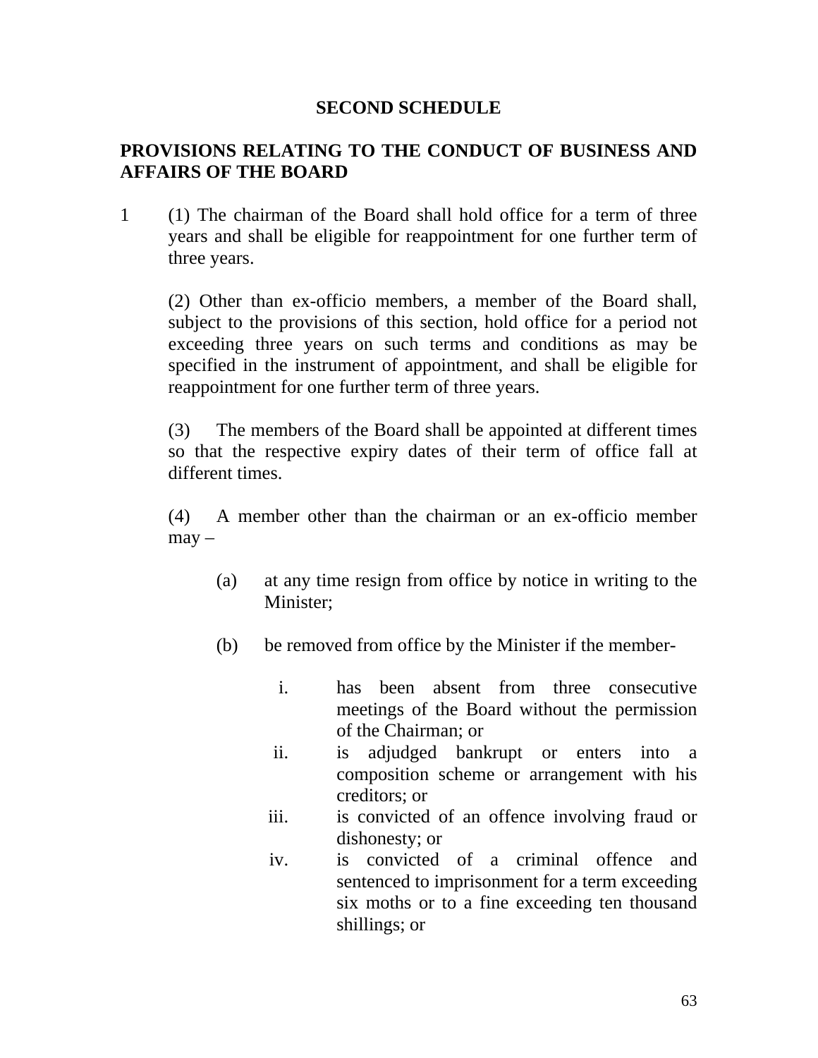# SECOND SCHEDULE

## PROVISIONS RELATING TO THE CONDUCT OF BUSINESS AND AFFAIRS OF THE BOARD

1 (1) The chairman of the Board shall hold office for a term of three years and shall be eligible for reappointment for one further term of three years.

(2) Other than ex-officio members, a member of the Board shall, subject to the provisions of this section, hold office for a period not exceeding three years on such terms and conditions as may be specified in the instrument of appointment, and shall be eligible for reappointment for one further term of three years.

(3) The members of the Board shall be appointed at different times so that the respective expiry dates of their term of office fall at different times.

(4) A member other than the chairman or an ex-officio member may –

- (a) at any time resign from office by notice in writing to the Minister;
- (b) be removed from office by the Minister if the member-
  - i. has been absent from three consecutive meetings of the Board without the permission of the Chairman; or
  - ii. is adjudged bankrupt or enters into a composition scheme or arrangement with his creditors; or
  - iii. is convicted of an offence involving fraud or dishonesty; or
  - iv. is convicted of a criminal offence and sentenced to imprisonment for a term exceeding six moths or to a fine exceeding ten thousand shillings; or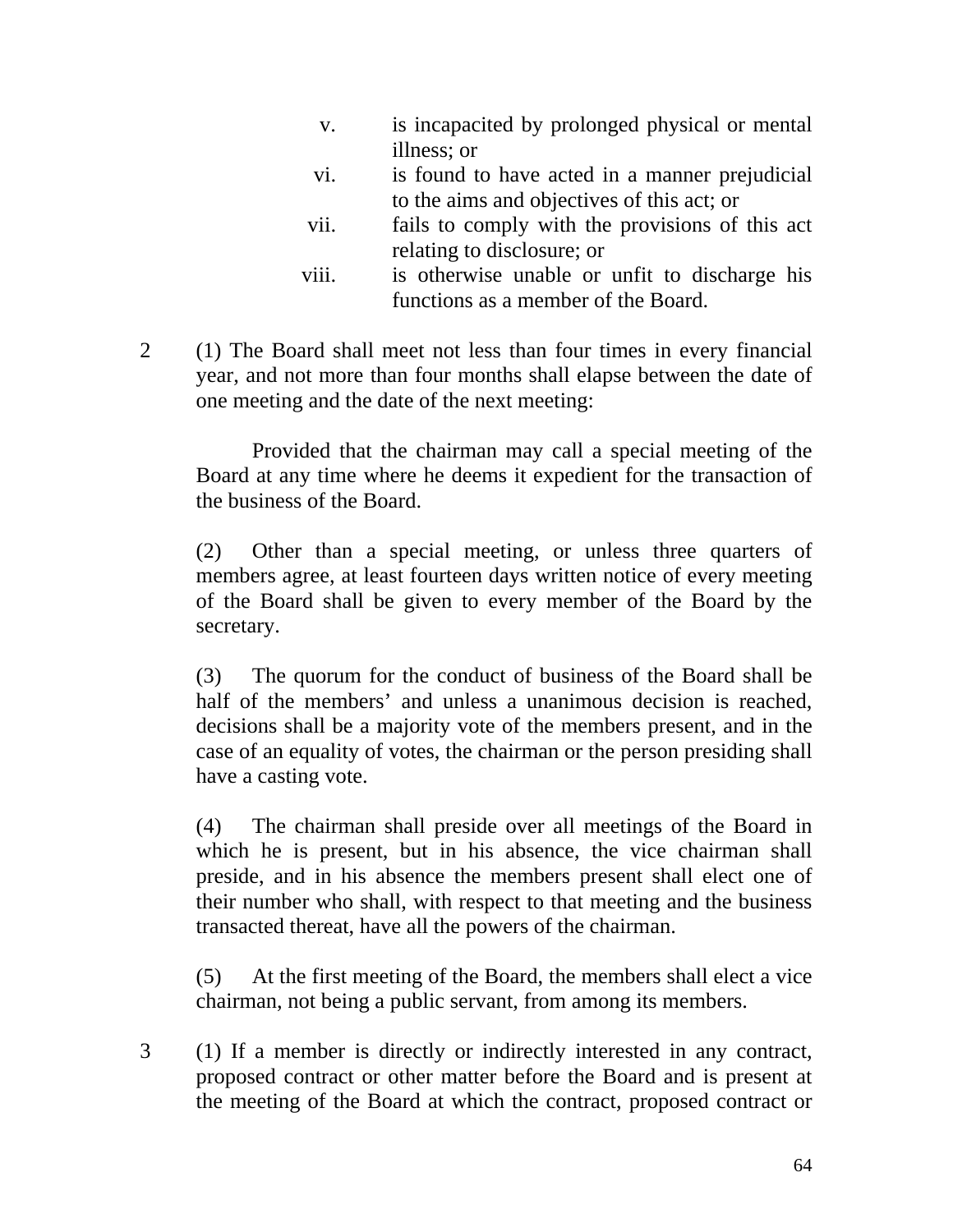v. is incapacited by prolonged physical or mental illness; or

vi. is found to have acted in a manner prejudicial to the aims and objectives of this act; or

vii. fails to comply with the provisions of this act relating to disclosure; or

viii. is otherwise unable or unfit to discharge his functions as a member of the Board.

2 (1) The Board shall meet not less than four times in every financial year, and not more than four months shall elapse between the date of one meeting and the date of the next meeting:

Provided that the chairman may call a special meeting of the Board at any time where he deems it expedient for the transaction of the business of the Board.

(2) Other than a special meeting, or unless three quarters of members agree, at least fourteen days written notice of every meeting of the Board shall be given to every member of the Board by the secretary.

(3) The quorum for the conduct of business of the Board shall be half of the members' and unless a unanimous decision is reached, decisions shall be a majority vote of the members present, and in the case of an equality of votes, the chairman or the person presiding shall have a casting vote.

(4) The chairman shall preside over all meetings of the Board in which he is present, but in his absence, the vice chairman shall preside, and in his absence the members present shall elect one of their number who shall, with respect to that meeting and the business transacted thereat, have all the powers of the chairman.

(5) At the first meeting of the Board, the members shall elect a vice chairman, not being a public servant, from among its members.

3 (1) If a member is directly or indirectly interested in any contract, proposed contract or other matter before the Board and is present at the meeting of the Board at which the contract, proposed contract or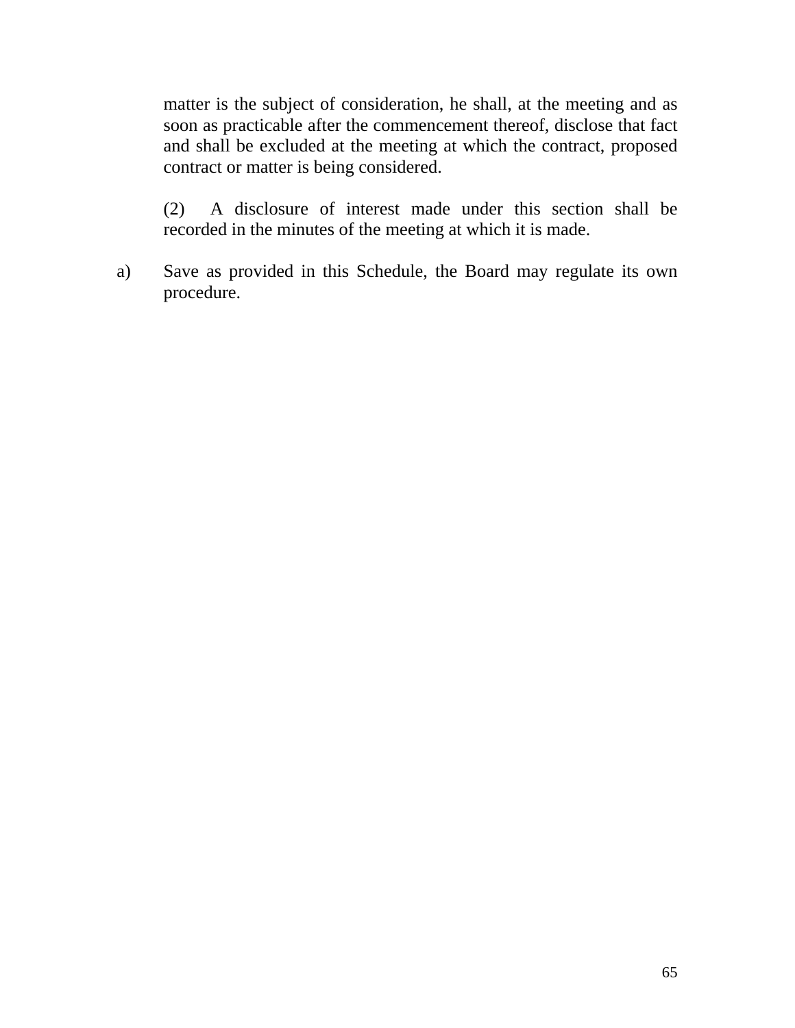matter is the subject of consideration, he shall, at the meeting and as soon as practicable after the commencement thereof, disclose that fact and shall be excluded at the meeting at which the contract, proposed contract or matter is being considered.

(2) A disclosure of interest made under this section shall be recorded in the minutes of the meeting at which it is made.

a) Save as provided in this Schedule, the Board may regulate its own procedure.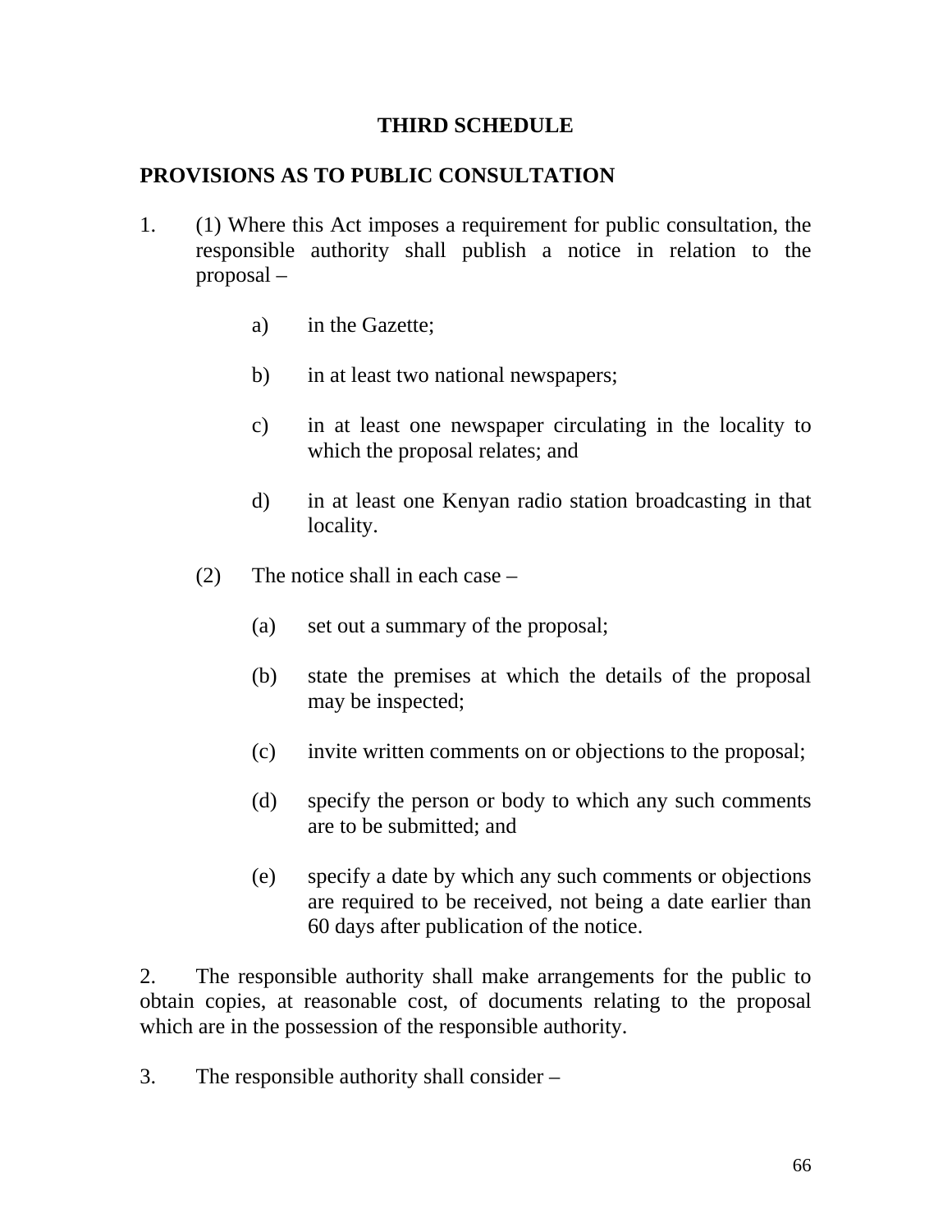## THIRD SCHEDULE

## PROVISIONS AS TO PUBLIC CONSULTATION

1. (1) Where this Act imposes a requirement for public consultation, the responsible authority shall publish a notice in relation to the proposal –

   a) in the Gazette;

   b) in at least two national newspapers;

   c) in at least one newspaper circulating in the locality to which the proposal relates; and

   d) in at least one Kenyan radio station broadcasting in that locality.

   (2) The notice shall in each case –

   (a) set out a summary of the proposal;

   (b) state the premises at which the details of the proposal may be inspected;

   (c) invite written comments on or objections to the proposal;

   (d) specify the person or body to which any such comments are to be submitted; and

   (e) specify a date by which any such comments or objections are required to be received, not being a date earlier than 60 days after publication of the notice.

2. The responsible authority shall make arrangements for the public to obtain copies, at reasonable cost, of documents relating to the proposal which are in the possession of the responsible authority.

3. The responsible authority shall consider –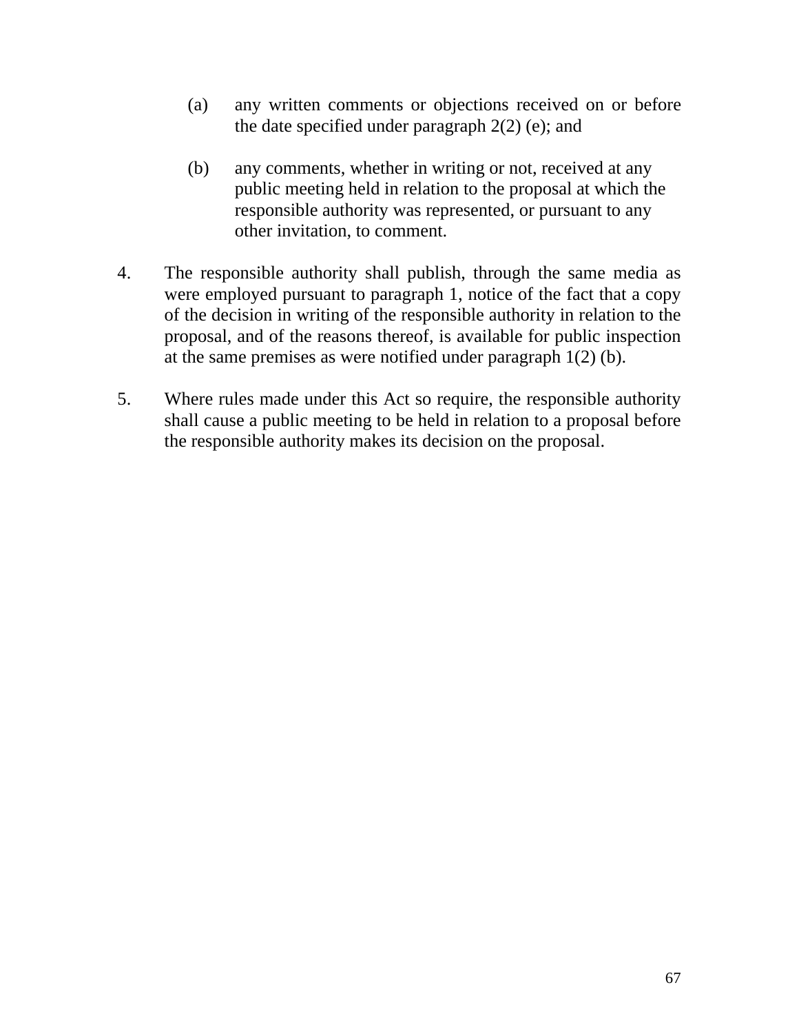(a) any written comments or objections received on or before the date specified under paragraph 2(2) (e); and

(b) any comments, whether in writing or not, received at any public meeting held in relation to the proposal at which the responsible authority was represented, or pursuant to any other invitation, to comment.

4. The responsible authority shall publish, through the same media as were employed pursuant to paragraph 1, notice of the fact that a copy of the decision in writing of the responsible authority in relation to the proposal, and of the reasons thereof, is available for public inspection at the same premises as were notified under paragraph 1(2) (b).

5. Where rules made under this Act so require, the responsible authority shall cause a public meeting to be held in relation to a proposal before the responsible authority makes its decision on the proposal.